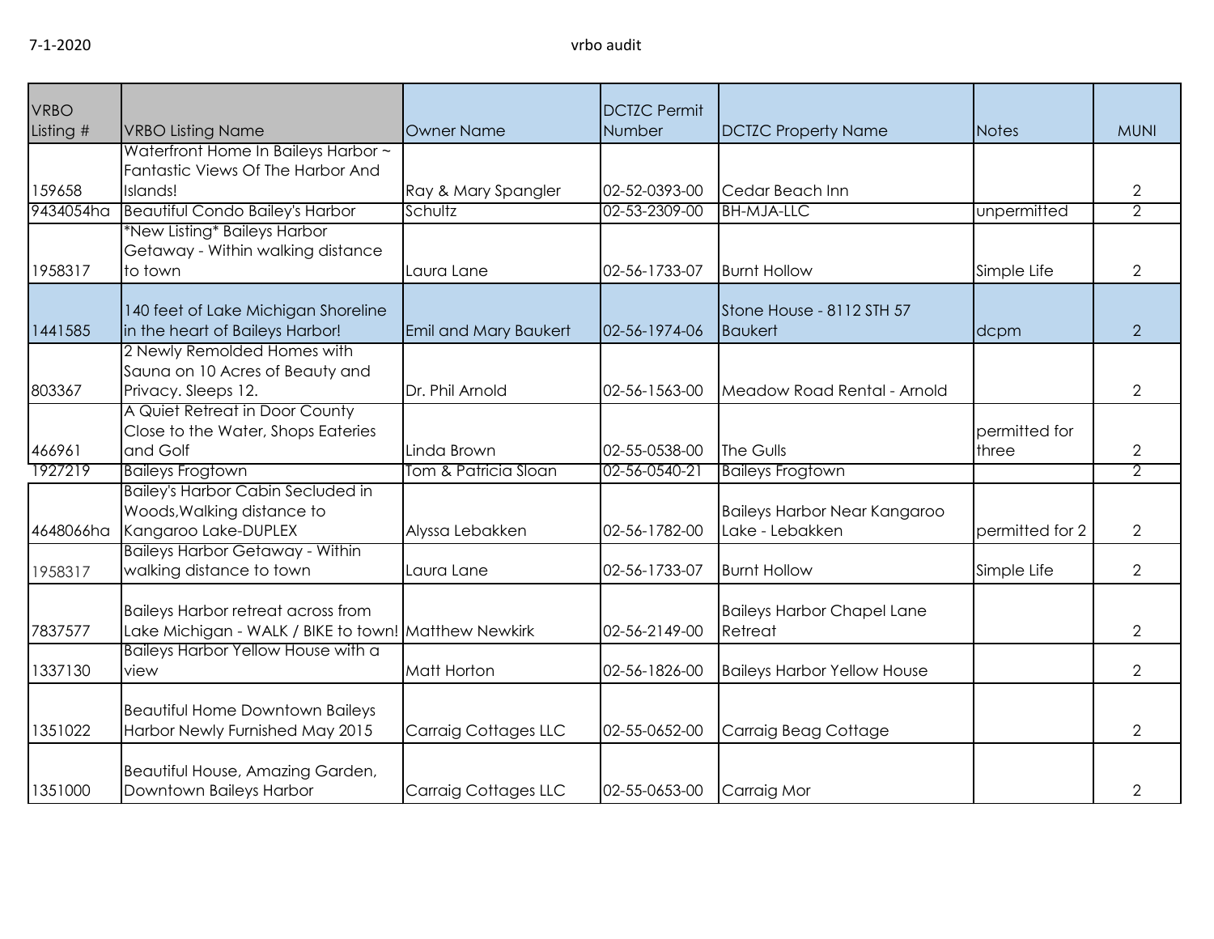7-1-2020 vrbo audit

| VRBO Listing # | VRBO Listing Name | Owner Name | DCTZC Permit Number | DCTZC Property Name | Notes | MUNI |
|---|---|---|---|---|---|---|
| 159658 | Waterfront Home In Baileys Harbor ~ Fantastic Views Of The Harbor And Islands! | Ray & Mary Spangler | 02-52-0393-00 | Cedar Beach Inn | | 2 |
| 9434054ha | Beautiful Condo Bailey's Harbor | Schultz | 02-53-2309-00 | BH-MJA-LLC | unpermitted | 2 |
| 1958317 | *New Listing* Baileys Harbor Getaway - Within walking distance to town | Laura Lane | 02-56-1733-07 | Burnt Hollow | Simple Life | 2 |
| 1441585 | 140 feet of Lake Michigan Shoreline in the heart of Baileys Harbor! | Emil and Mary Baukert | 02-56-1974-06 | Stone House - 8112 STH 57 Baukert | dcpm | 2 |
| 803367 | 2 Newly Remolded Homes with Sauna on 10 Acres of Beauty and Privacy. Sleeps 12. | Dr. Phil Arnold | 02-56-1563-00 | Meadow Road Rental - Arnold | | 2 |
| 466961 | A Quiet Retreat in Door County Close to the Water, Shops Eateries and Golf | Linda Brown | 02-55-0538-00 | The Gulls | permitted for three | 2 |
| 1927219 | Baileys Frogtown | Tom & Patricia Sloan | 02-56-0540-21 | Baileys Frogtown | | 2 |
| 4648066ha | Bailey's Harbor Cabin Secluded in Woods,Walking distance to Kangaroo Lake-DUPLEX | Alyssa Lebakken | 02-56-1782-00 | Baileys Harbor Near Kangaroo Lake - Lebakken | permitted for 2 | 2 |
| 1958317 | Baileys Harbor Getaway - Within walking distance to town | Laura Lane | 02-56-1733-07 | Burnt Hollow | Simple Life | 2 |
| 7837577 | Baileys Harbor retreat across from Lake Michigan - WALK / BIKE to town! | Matthew Newkirk | 02-56-2149-00 | Baileys Harbor Chapel Lane Retreat | | 2 |
| 1337130 | Baileys Harbor Yellow House with a view | Matt Horton | 02-56-1826-00 | Baileys Harbor Yellow House | | 2 |
| 1351022 | Beautiful Home Downtown Baileys Harbor Newly Furnished May 2015 | Carraig Cottages LLC | 02-55-0652-00 | Carraig Beag Cottage | | 2 |
| 1351000 | Beautiful House, Amazing Garden, Downtown Baileys Harbor | Carraig Cottages LLC | 02-55-0653-00 | Carraig Mor | | 2 |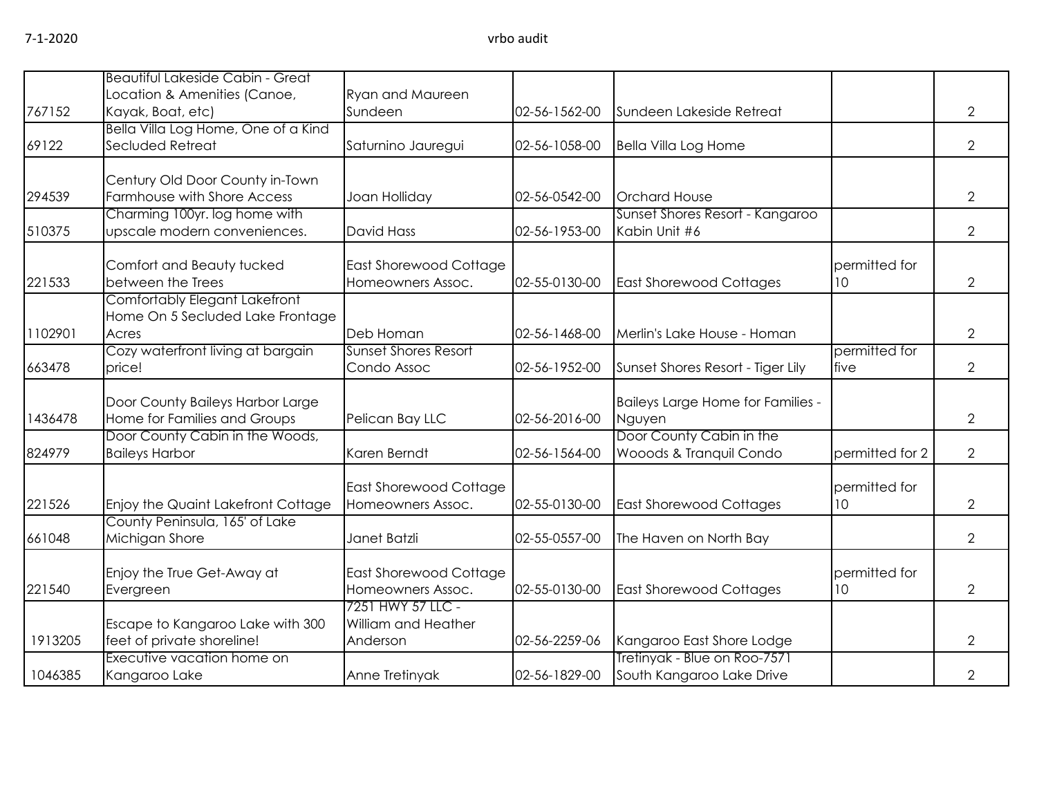| | | | | | | |
|---|---|---|---|---|---|---|
| 767152 | Beautiful Lakeside Cabin - Great Location & Amenities (Canoe, Kayak, Boat, etc) | Ryan and Maureen Sundeen | 02-56-1562-00 | Sundeen Lakeside Retreat | | 2 |
| 69122 | Bella Villa Log Home, One of a Kind Secluded Retreat | Saturnino Jauregui | 02-56-1058-00 | Bella Villa Log Home | | 2 |
| 294539 | Century Old Door County in-Town Farmhouse with Shore Access | Joan Holliday | 02-56-0542-00 | Orchard House | | 2 |
| 510375 | Charming 100yr. log home with upscale modern conveniences. | David Hass | 02-56-1953-00 | Sunset Shores Resort - Kangaroo Kabin Unit #6 | | 2 |
| 221533 | Comfort and Beauty tucked between the Trees | East Shorewood Cottage Homeowners Assoc. | 02-55-0130-00 | East Shorewood Cottages | permitted for 10 | 2 |
| 1102901 | Comfortably Elegant Lakefront Home On 5 Secluded Lake Frontage Acres | Deb Homan | 02-56-1468-00 | Merlin's Lake House - Homan | | 2 |
| 663478 | Cozy waterfront living at bargain price! | Sunset Shores Resort Condo Assoc | 02-56-1952-00 | Sunset Shores Resort - Tiger Lily | permitted for five | 2 |
| 1436478 | Door County Baileys Harbor Large Home for Families and Groups | Pelican Bay LLC | 02-56-2016-00 | Baileys Large Home for Families - Nguyen | | 2 |
| 824979 | Door County Cabin in the Woods, Baileys Harbor | Karen Berndt | 02-56-1564-00 | Door County Cabin in the Wooods & Tranquil Condo | permitted for 2 | 2 |
| 221526 | Enjoy the Quaint Lakefront Cottage | East Shorewood Cottage Homeowners Assoc. | 02-55-0130-00 | East Shorewood Cottages | permitted for 10 | 2 |
| 661048 | County Peninsula, 165' of Lake Michigan Shore | Janet Batzli | 02-55-0557-00 | The Haven on North Bay | | 2 |
| 221540 | Enjoy the True Get-Away at Evergreen | East Shorewood Cottage Homeowners Assoc. | 02-55-0130-00 | East Shorewood Cottages | permitted for 10 | 2 |
| 1913205 | Escape to Kangaroo Lake with 300 feet of private shoreline! | 7251 HWY 57 LLC - William and Heather Anderson | 02-56-2259-06 | Kangaroo East Shore Lodge | | 2 |
| 1046385 | Executive vacation home on Kangaroo Lake | Anne Tretinyak | 02-56-1829-00 | Tretinyak - Blue on Roo-7571 South Kangaroo Lake Drive | | 2 |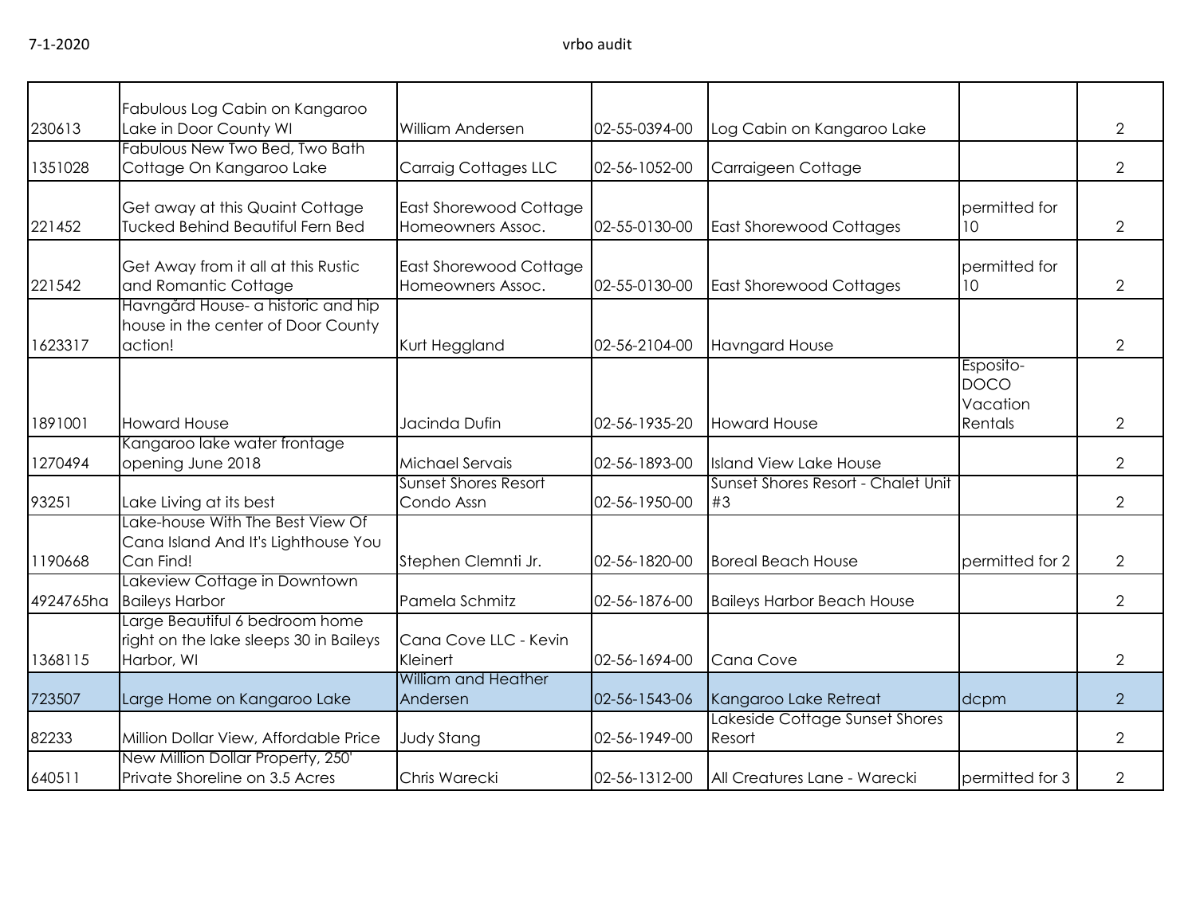| | | | | | | |
|---|---|---|---|---|---|---|
| 230613 | Fabulous Log Cabin on Kangaroo Lake in Door County WI | William Andersen | 02-55-0394-00 | Log Cabin on Kangaroo Lake | | 2 |
| 1351028 | Fabulous New Two Bed, Two Bath Cottage On Kangaroo Lake | Carraig Cottages LLC | 02-56-1052-00 | Carraigeen Cottage | | 2 |
| 221452 | Get away at this Quaint Cottage Tucked Behind Beautiful Fern Bed | East Shorewood Cottage Homeowners Assoc. | 02-55-0130-00 | East Shorewood Cottages | permitted for 10 | 2 |
| 221542 | Get Away from it all at this Rustic and Romantic Cottage | East Shorewood Cottage Homeowners Assoc. | 02-55-0130-00 | East Shorewood Cottages | permitted for 10 | 2 |
| 1623317 | Havngård House- a historic and hip house in the center of Door County action! | Kurt Heggland | 02-56-2104-00 | Havngard House | | 2 |
| 1891001 | Howard House | Jacinda Dufin | 02-56-1935-20 | Howard House | Esposito-DOCO Vacation Rentals | 2 |
| 1270494 | Kangaroo lake water frontage opening June 2018 | Michael Servais | 02-56-1893-00 | Island View Lake House | | 2 |
| 93251 | Lake Living at its best | Sunset Shores Resort Condo Assn | 02-56-1950-00 | Sunset Shores Resort - Chalet Unit #3 | | 2 |
| 1190668 | Lake-house With The Best View Of Cana Island And It's Lighthouse You Can Find! | Stephen Clemnti Jr. | 02-56-1820-00 | Boreal Beach House | permitted for 2 | 2 |
| 4924765ha | Lakeview Cottage in Downtown Baileys Harbor | Pamela Schmitz | 02-56-1876-00 | Baileys Harbor Beach House | | 2 |
| 1368115 | Large Beautiful 6 bedroom home right on the lake sleeps 30 in Baileys Harbor, WI | Cana Cove LLC - Kevin Kleinert | 02-56-1694-00 | Cana Cove | | 2 |
| 723507 | Large Home on Kangaroo Lake | William and Heather Andersen | 02-56-1543-06 | Kangaroo Lake Retreat | dcpm | 2 |
| 82233 | Million Dollar View, Affordable Price | Judy Stang | 02-56-1949-00 | Lakeside Cottage Sunset Shores Resort | | 2 |
| 640511 | New Million Dollar Property, 250' Private Shoreline on 3.5 Acres | Chris Warecki | 02-56-1312-00 | All Creatures Lane - Warecki | permitted for 3 | 2 |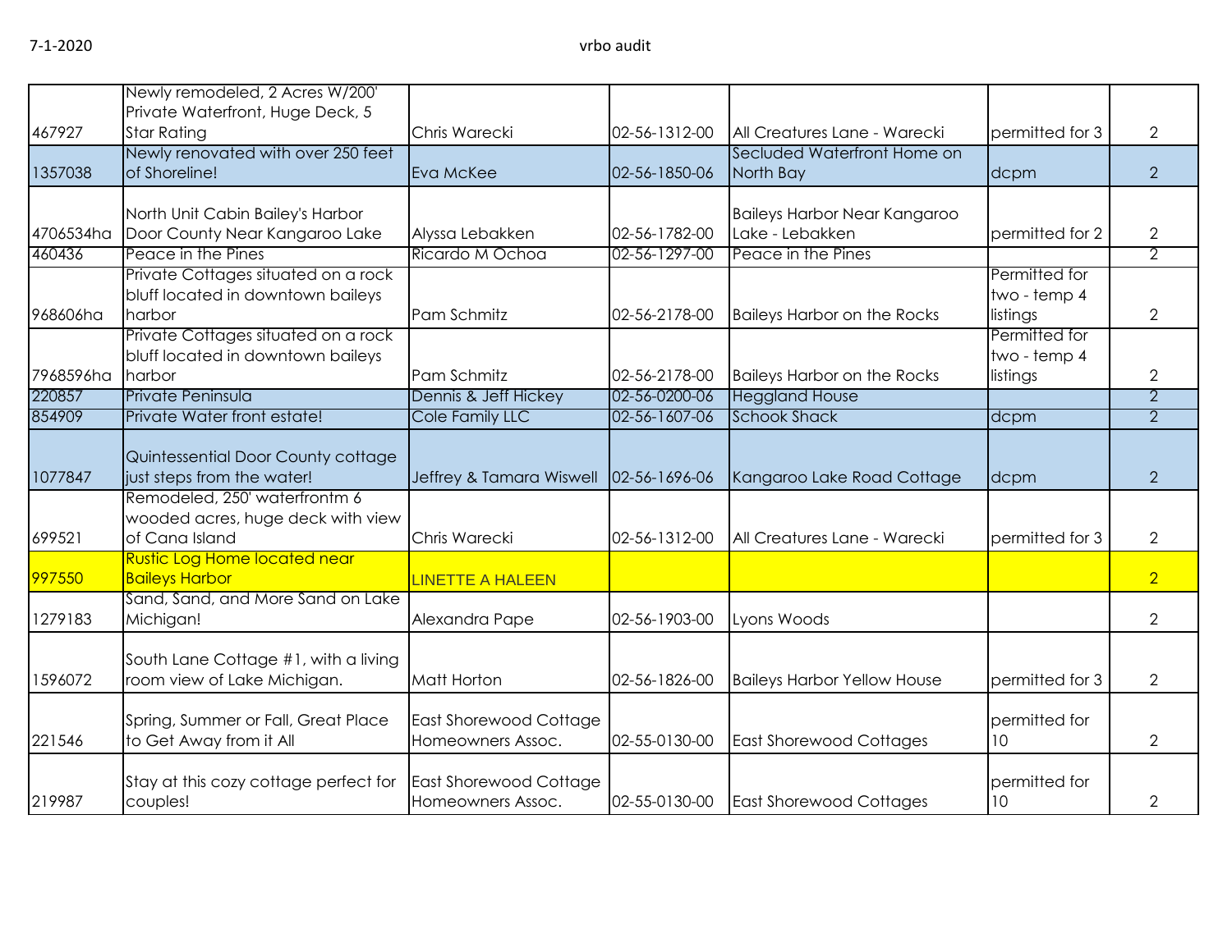| | | | | | | |
|---|---|---|---|---|---|---|
| 467927 | Newly remodeled, 2 Acres W/200' Private Waterfront, Huge Deck, 5 Star Rating | Chris Warecki | 02-56-1312-00 | All Creatures Lane - Warecki | permitted for 3 | 2 |
| 1357038 | Newly renovated with over 250 feet of Shoreline! | Eva McKee | 02-56-1850-06 | Secluded Waterfront Home on North Bay | dcpm | 2 |
| 4706534ha | North Unit Cabin Bailey's Harbor Door County Near Kangaroo Lake | Alyssa Lebakken | 02-56-1782-00 | Baileys Harbor Near Kangaroo Lake - Lebakken | permitted for 2 | 2 |
| 460436 | Peace in the Pines | Ricardo M Ochoa | 02-56-1297-00 | Peace in the Pines | | 2 |
| 968606ha | Private Cottages situated on a rock bluff located in downtown baileys harbor | Pam Schmitz | 02-56-2178-00 | Baileys Harbor on the Rocks | Permitted for two - temp 4 listings | 2 |
| 7968596ha | Private Cottages situated on a rock bluff located in downtown baileys harbor | Pam Schmitz | 02-56-2178-00 | Baileys Harbor on the Rocks | Permitted for two - temp 4 listings | 2 |
| 220857 | Private Peninsula | Dennis & Jeff Hickey | 02-56-0200-06 | Heggland House | | 2 |
| 854909 | Private Water front estate! | Cole Family LLC | 02-56-1607-06 | Schook Shack | dcpm | 2 |
| 1077847 | Quintessential Door County cottage just steps from the water! | Jeffrey & Tamara Wiswell | 02-56-1696-06 | Kangaroo Lake Road Cottage | dcpm | 2 |
| 699521 | Remodeled, 250' waterfrontm 6 wooded acres, huge deck with view of Cana Island | Chris Warecki | 02-56-1312-00 | All Creatures Lane - Warecki | permitted for 3 | 2 |
| 997550 | Rustic Log Home located near Baileys Harbor | LINETTE A HALEEN | | | | 2 |
| 1279183 | Sand, Sand, and More Sand on Lake Michigan! | Alexandra Pape | 02-56-1903-00 | Lyons Woods | | 2 |
| 1596072 | South Lane Cottage #1, with a living room view of Lake Michigan. | Matt Horton | 02-56-1826-00 | Baileys Harbor Yellow House | permitted for 3 | 2 |
| 221546 | Spring, Summer or Fall, Great Place to Get Away from it All | East Shorewood Cottage Homeowners Assoc. | 02-55-0130-00 | East Shorewood Cottages | permitted for 10 | 2 |
| 219987 | Stay at this cozy cottage perfect for couples! | East Shorewood Cottage Homeowners Assoc. | 02-55-0130-00 | East Shorewood Cottages | permitted for 10 | 2 |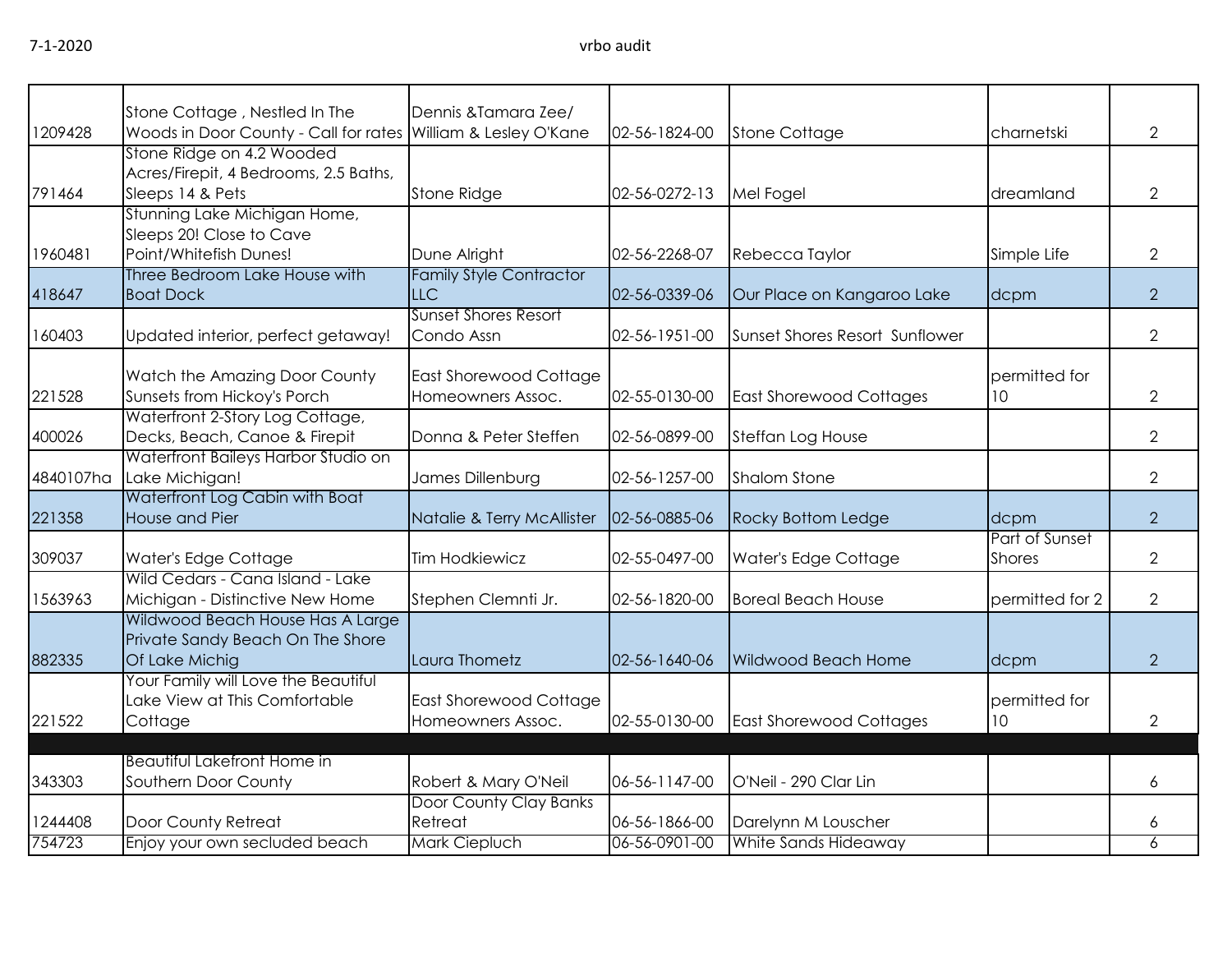| | | | | | | |
|---|---|---|---|---|---|---|
| 1209428 | Stone Cottage , Nestled In The Woods in Door County - Call for rates | Dennis &Tamara Zee/ William & Lesley O'Kane | 02-56-1824-00 | Stone Cottage | charnetski | 2 |
| 791464 | Stone Ridge on 4.2 Wooded Acres/Firepit, 4 Bedrooms, 2.5 Baths, Sleeps 14 & Pets | Stone Ridge | 02-56-0272-13 | Mel Fogel | dreamland | 2 |
| 1960481 | Stunning Lake Michigan Home, Sleeps 20! Close to Cave Point/Whitefish Dunes! | Dune Alright | 02-56-2268-07 | Rebecca Taylor | Simple Life | 2 |
| 418647 | Three Bedroom Lake House with Boat Dock | Family Style Contractor LLC | 02-56-0339-06 | Our Place on Kangaroo Lake | dcpm | 2 |
| 160403 | Updated interior, perfect getaway! | Sunset Shores Resort Condo Assn | 02-56-1951-00 | Sunset Shores Resort Sunflower | | 2 |
| 221528 | Watch the Amazing Door County Sunsets from Hickoy's Porch | East Shorewood Cottage Homeowners Assoc. | 02-55-0130-00 | East Shorewood Cottages | permitted for 10 | 2 |
| 400026 | Waterfront 2-Story Log Cottage, Decks, Beach, Canoe & Firepit | Donna & Peter Steffen | 02-56-0899-00 | Steffan Log House | | 2 |
| 4840107ha | Waterfront Baileys Harbor Studio on Lake Michigan! | James Dillenburg | 02-56-1257-00 | Shalom Stone | | 2 |
| 221358 | Waterfront Log Cabin with Boat House and Pier | Natalie & Terry McAllister | 02-56-0885-06 | Rocky Bottom Ledge | dcpm | 2 |
| 309037 | Water's Edge Cottage | Tim Hodkiewicz | 02-55-0497-00 | Water's Edge Cottage | Part of Sunset Shores | 2 |
| 1563963 | Wild Cedars - Cana Island - Lake Michigan - Distinctive New Home | Stephen Clemnti Jr. | 02-56-1820-00 | Boreal Beach House | permitted for 2 | 2 |
| 882335 | Wildwood Beach House Has A Large Private Sandy Beach On The Shore Of Lake Michig | Laura Thometz | 02-56-1640-06 | Wildwood Beach Home | dcpm | 2 |
| 221522 | Your Family will Love the Beautiful Lake View at This Comfortable Cottage | East Shorewood Cottage Homeowners Assoc. | 02-55-0130-00 | East Shorewood Cottages | permitted for 10 | 2 |
| | | | | | | |
| 343303 | Beautiful Lakefront Home in Southern Door County | Robert & Mary O'Neil | 06-56-1147-00 | O'Neil - 290 Clar Lin | | 6 |
| 1244408 | Door County Retreat | Door County Clay Banks Retreat | 06-56-1866-00 | Darelynn M Louscher | | 6 |
| 754723 | Enjoy your own secluded beach | Mark Ciepluch | 06-56-0901-00 | White Sands Hideaway | | 6 |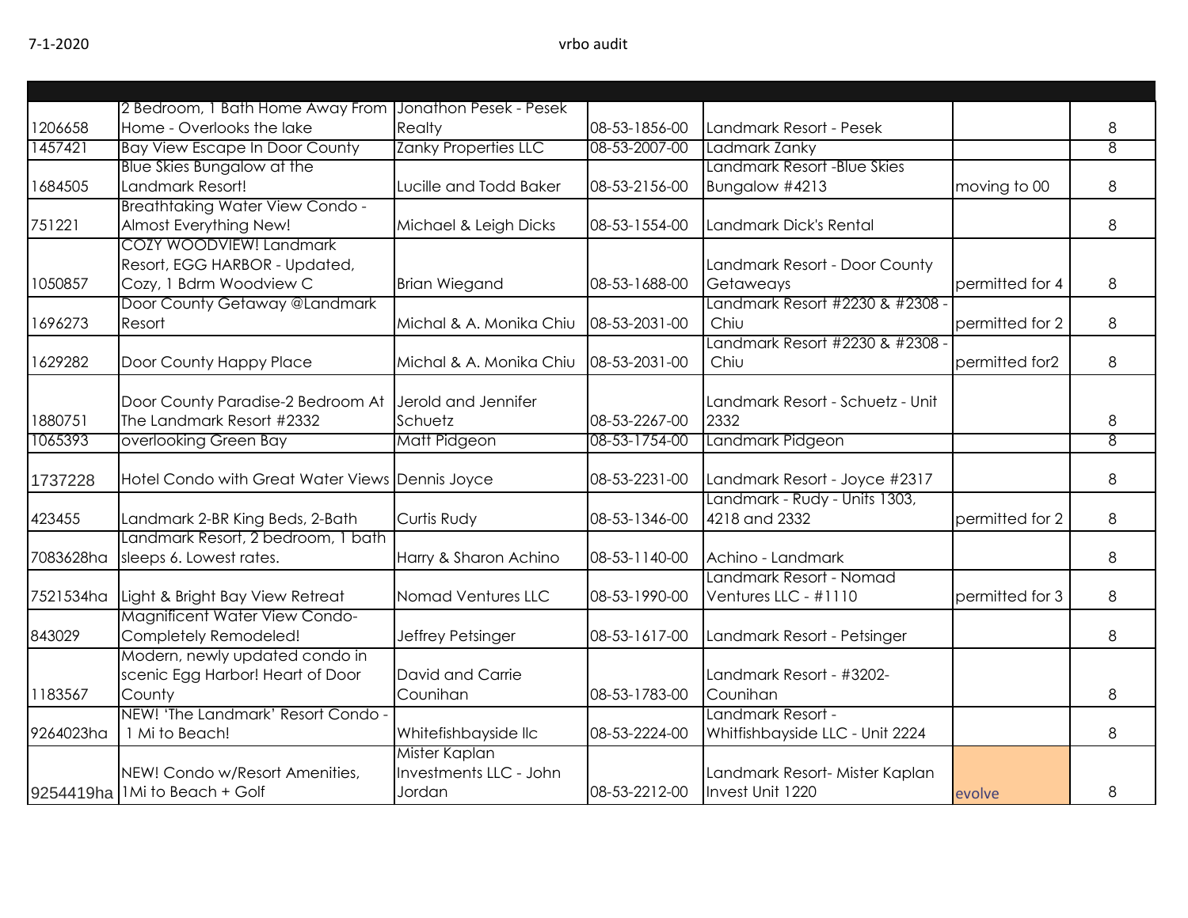| | | | | | | |
|---|---|---|---|---|---|---|
| 1206658 | 2 Bedroom, 1 Bath Home Away From Home - Overlooks the lake | Jonathon Pesek - Pesek Realty | 08-53-1856-00 | Landmark Resort - Pesek | | 8 |
| 1457421 | Bay View Escape In Door County | Zanky Properties LLC | 08-53-2007-00 | Ladmark Zanky | | 8 |
| 1684505 | Blue Skies Bungalow at the Landmark Resort! | Lucille and Todd Baker | 08-53-2156-00 | Landmark Resort -Blue Skies Bungalow #4213 | moving to 00 | 8 |
| 751221 | Breathtaking Water View Condo - Almost Everything New! | Michael & Leigh Dicks | 08-53-1554-00 | Landmark Dick's Rental | | 8 |
| 1050857 | COZY WOODVIEW! Landmark Resort, EGG HARBOR - Updated, Cozy, 1 Bdrm Woodview C | Brian Wiegand | 08-53-1688-00 | Landmark Resort - Door County Getaweays | permitted for 4 | 8 |
| 1696273 | Door County Getaway @Landmark Resort | Michal & A. Monika Chiu | 08-53-2031-00 | Landmark Resort #2230 & #2308 - Chiu | permitted for 2 | 8 |
| 1629282 | Door County Happy Place | Michal & A. Monika Chiu | 08-53-2031-00 | Landmark Resort #2230 & #2308 - Chiu | permitted for2 | 8 |
| 1880751 | Door County Paradise-2 Bedroom At The Landmark Resort #2332 | Jerold and Jennifer Schuetz | 08-53-2267-00 | Landmark Resort - Schuetz - Unit 2332 | | 8 |
| 1065393 | overlooking Green Bay | Matt Pidgeon | 08-53-1754-00 | Landmark Pidgeon | | 8 |
| 1737228 | Hotel Condo with Great Water Views | Dennis Joyce | 08-53-2231-00 | Landmark Resort - Joyce #2317 | | 8 |
| 423455 | Landmark 2-BR King Beds, 2-Bath | Curtis Rudy | 08-53-1346-00 | Landmark - Rudy - Units 1303, 4218 and 2332 | permitted for 2 | 8 |
| 7083628ha | Landmark Resort, 2 bedroom, 1 bath sleeps 6. Lowest rates. | Harry & Sharon Achino | 08-53-1140-00 | Achino - Landmark | | 8 |
| 7521534ha | Light & Bright Bay View Retreat | Nomad Ventures LLC | 08-53-1990-00 | Landmark Resort - Nomad Ventures LLC - #1110 | permitted for 3 | 8 |
| 843029 | Magnificent Water View Condo- Completely Remodeled! | Jeffrey Petsinger | 08-53-1617-00 | Landmark Resort - Petsinger | | 8 |
| 1183567 | Modern, newly updated condo in scenic Egg Harbor! Heart of Door County | David and Carrie Counihan | 08-53-1783-00 | Landmark Resort - #3202- Counihan | | 8 |
| 9264023ha | NEW! 'The Landmark' Resort Condo - 1 Mi to Beach! | Whitefishbayside llc | 08-53-2224-00 | Landmark Resort - Whitfishbayside LLC - Unit 2224 | | 8 |
| 9254419ha | NEW! Condo w/Resort Amenities, 1Mi to Beach + Golf | Mister Kaplan Investments LLC - John Jordan | 08-53-2212-00 | Landmark Resort- Mister Kaplan Invest Unit 1220 | evolve | 8 |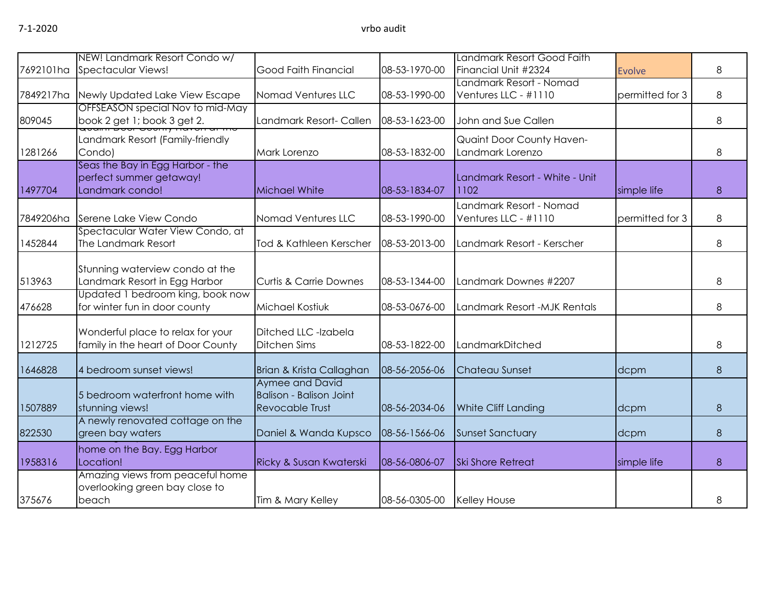| | | | | | | |
|---|---|---|---|---|---|---|
| 7692101ha | NEW! Landmark Resort Condo w/ Spectacular Views! | Good Faith Financial | 08-53-1970-00 | Landmark Resort Good Faith Financial Unit #2324 | Evolve | 8 |
| 7849217ha | Newly Updated Lake View Escape | Nomad Ventures LLC | 08-53-1990-00 | Landmark Resort - Nomad Ventures LLC - #1110 | permitted for 3 | 8 |
| 809045 | OFFSEASON special Nov to mid-May book 2 get 1; book 3 get 2. | Landmark Resort- Callen | 08-53-1623-00 | John and Sue Callen | | 8 |
| 1281266 | Quaint Door County Haven at the Landmark Resort (Family-friendly Condo) | Mark Lorenzo | 08-53-1832-00 | Quaint Door County Haven- Landmark Lorenzo | | 8 |
| 1497704 | Seas the Bay in Egg Harbor - the perfect summer getaway! Landmark condo! | Michael White | 08-53-1834-07 | Landmark Resort - White - Unit 1102 | simple life | 8 |
| 7849206ha | Serene Lake View Condo | Nomad Ventures LLC | 08-53-1990-00 | Landmark Resort - Nomad Ventures LLC - #1110 | permitted for 3 | 8 |
| 1452844 | Spectacular Water View Condo, at The Landmark Resort | Tod & Kathleen Kerscher | 08-53-2013-00 | Landmark Resort - Kerscher | | 8 |
| 513963 | Stunning waterview condo at the Landmark Resort in Egg Harbor | Curtis & Carrie Downes | 08-53-1344-00 | Landmark Downes #2207 | | 8 |
| 476628 | Updated 1 bedroom king, book now for winter fun in door county | Michael Kostiuk | 08-53-0676-00 | Landmark Resort -MJK Rentals | | 8 |
| 1212725 | Wonderful place to relax for your family in the heart of Door County | Ditched LLC -Izabela Ditchen Sims | 08-53-1822-00 | LandmarkDitched | | 8 |
| 1646828 | 4 bedroom sunset views! | Brian & Krista Callaghan | 08-56-2056-06 | Chateau Sunset | dcpm | 8 |
| 1507889 | 5 bedroom waterfront home with stunning views! | Aymee and David Balison - Balison Joint Revocable Trust | 08-56-2034-06 | White Cliff Landing | dcpm | 8 |
| 822530 | A newly renovated cottage on the green bay waters | Daniel & Wanda Kupsco | 08-56-1566-06 | Sunset Sanctuary | dcpm | 8 |
| 1958316 | home on the Bay. Egg Harbor Location! | Ricky & Susan Kwaterski | 08-56-0806-07 | Ski Shore Retreat | simple life | 8 |
| 375676 | Amazing views from peaceful home overlooking green bay close to beach | Tim & Mary Kelley | 08-56-0305-00 | Kelley House | | 8 |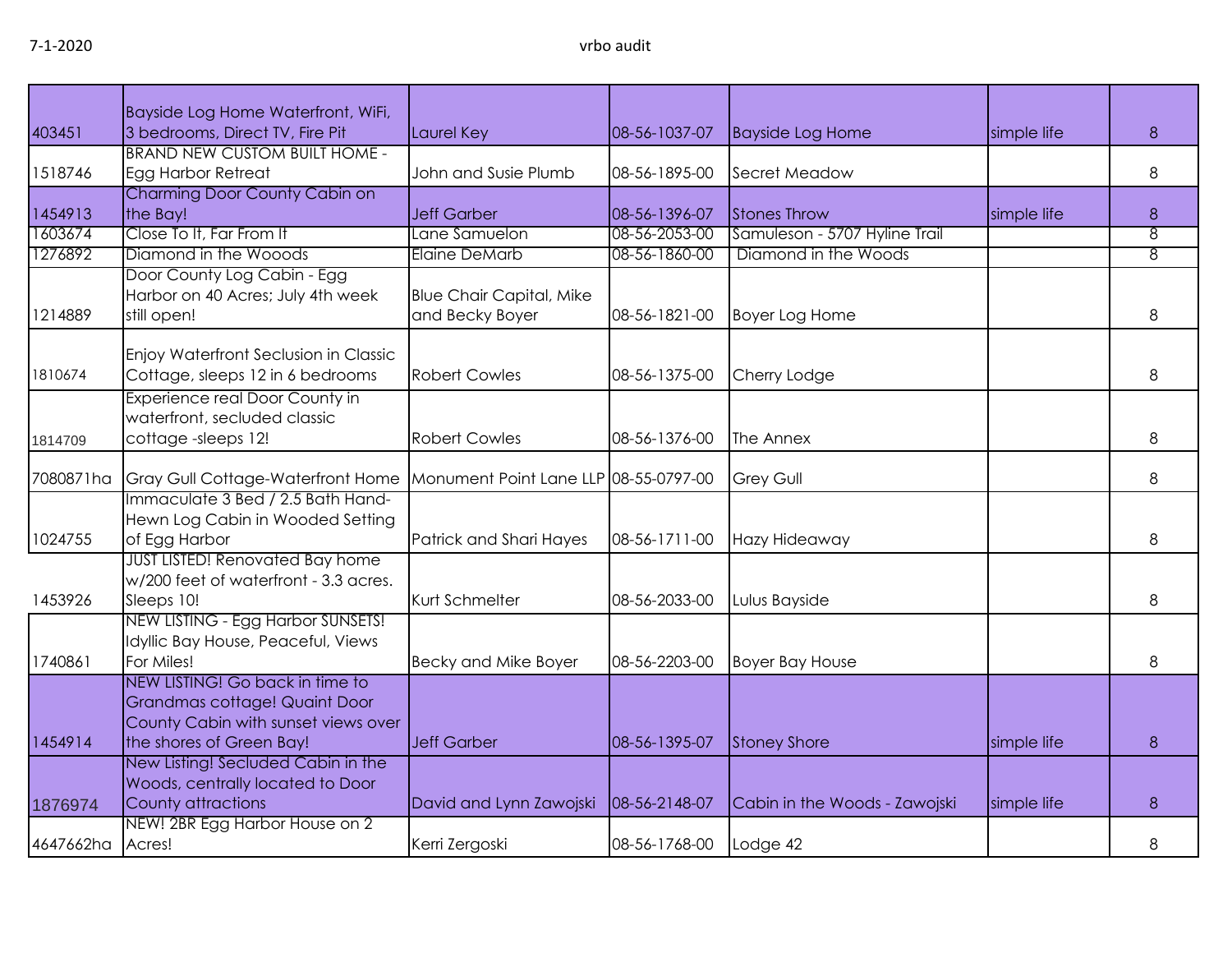| | | | | | | |
|---|---|---|---|---|---|---|
| 403451 | Bayside Log Home Waterfront, WiFi, 3 bedrooms, Direct TV, Fire Pit | Laurel Key | 08-56-1037-07 | Bayside Log Home | simple life | 8 |
| 1518746 | BRAND NEW CUSTOM BUILT HOME - Egg Harbor Retreat | John and Susie Plumb | 08-56-1895-00 | Secret Meadow | | 8 |
| 1454913 | Charming Door County Cabin on the Bay! | Jeff Garber | 08-56-1396-07 | Stones Throw | simple life | 8 |
| 1603674 | Close To It, Far From It | Lane Samuelon | 08-56-2053-00 | Samuleson - 5707 Hyline Trail | | 8 |
| 1276892 | Diamond in the Wooods | Elaine DeMarb | 08-56-1860-00 | Diamond in the Woods | | 8 |
| 1214889 | Door County Log Cabin - Egg Harbor on 40 Acres; July 4th week still open! | Blue Chair Capital, Mike and Becky Boyer | 08-56-1821-00 | Boyer Log Home | | 8 |
| 1810674 | Enjoy Waterfront Seclusion in Classic Cottage, sleeps 12 in 6 bedrooms | Robert Cowles | 08-56-1375-00 | Cherry Lodge | | 8 |
| 1814709 | Experience real Door County in waterfront, secluded classic cottage -sleeps 12! | Robert Cowles | 08-56-1376-00 | The Annex | | 8 |
| 7080871ha | Gray Gull Cottage-Waterfront Home | Monument Point Lane LLP | 08-55-0797-00 | Grey Gull | | 8 |
| 1024755 | Immaculate 3 Bed / 2.5 Bath Hand-Hewn Log Cabin in Wooded Setting of Egg Harbor | Patrick and Shari Hayes | 08-56-1711-00 | Hazy Hideaway | | 8 |
| 1453926 | JUST LISTED! Renovated Bay home w/200 feet of waterfront - 3.3 acres. Sleeps 10! | Kurt Schmelter | 08-56-2033-00 | Lulus Bayside | | 8 |
| 1740861 | NEW LISTING - Egg Harbor SUNSETS! Idyllic Bay House, Peaceful, Views For Miles! | Becky and Mike Boyer | 08-56-2203-00 | Boyer Bay House | | 8 |
| 1454914 | NEW LISTING! Go back in time to Grandmas cottage! Quaint Door County Cabin with sunset views over the shores of Green Bay! | Jeff Garber | 08-56-1395-07 | Stoney Shore | simple life | 8 |
| 1876974 | New Listing! Secluded Cabin in the Woods, centrally located to Door County attractions | David and Lynn Zawojski | 08-56-2148-07 | Cabin in the Woods - Zawojski | simple life | 8 |
| 4647662ha | NEW! 2BR Egg Harbor House on 2 Acres! | Kerri Zergoski | 08-56-1768-00 | Lodge 42 | | 8 |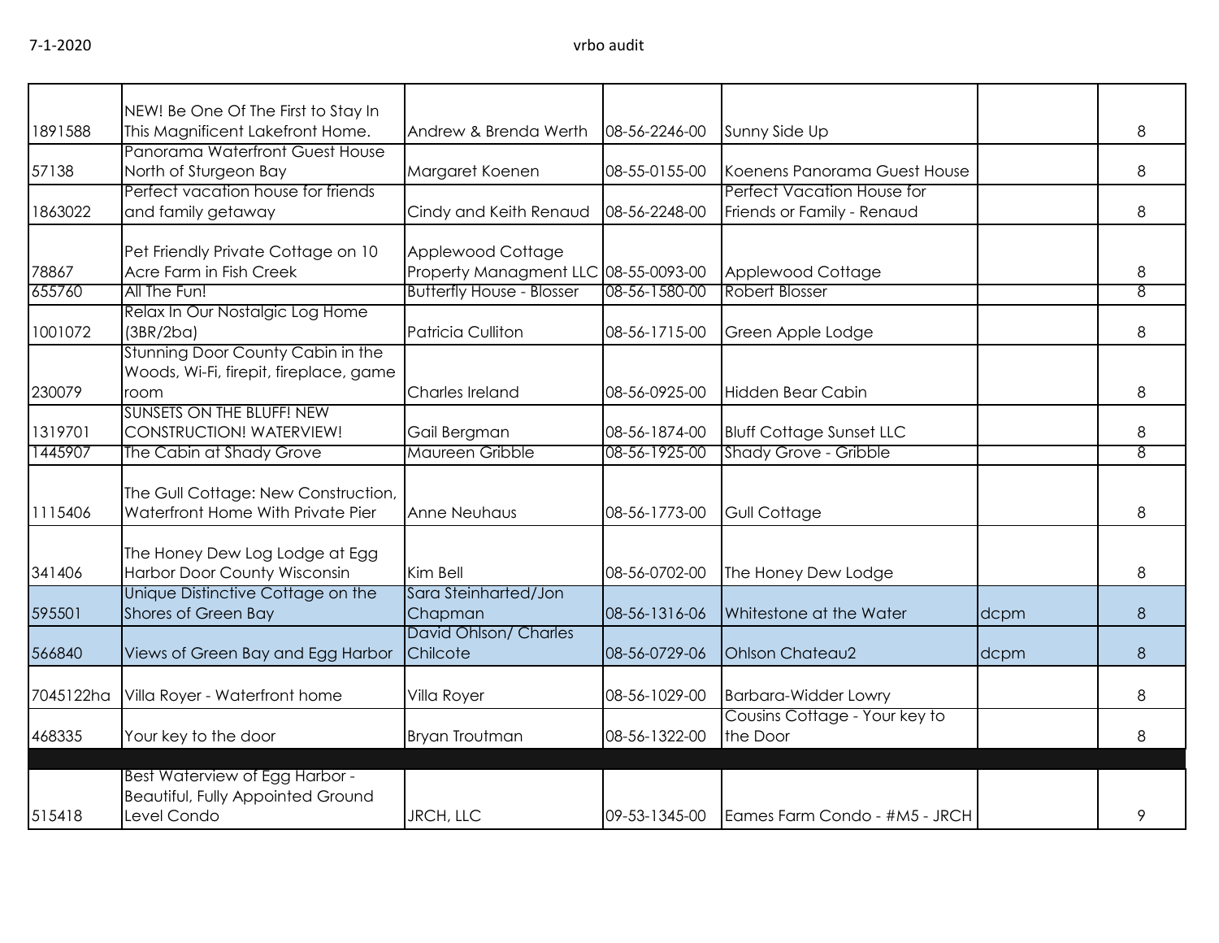| | | | | | | |
|---|---|---|---|---|---|---|
| 1891588 | NEW! Be One Of The First to Stay In This Magnificent Lakefront Home. | Andrew & Brenda Werth | 08-56-2246-00 | Sunny Side Up | | 8 |
| 57138 | Panorama Waterfront Guest House North of Sturgeon Bay | Margaret Koenen | 08-55-0155-00 | Koenens Panorama Guest House | | 8 |
| 1863022 | Perfect vacation house for friends and family getaway | Cindy and Keith Renaud | 08-56-2248-00 | Perfect Vacation House for Friends or Family - Renaud | | 8 |
| 78867 | Pet Friendly Private Cottage on 10 Acre Farm in Fish Creek | Applewood Cottage Property Managment LLC | 08-55-0093-00 | Applewood Cottage | | 8 |
| 655760 | All The Fun! | Butterfly House - Blosser | 08-56-1580-00 | Robert Blosser | | 8 |
| 1001072 | Relax In Our Nostalgic Log Home (3BR/2ba) | Patricia Culliton | 08-56-1715-00 | Green Apple Lodge | | 8 |
| 230079 | Stunning Door County Cabin in the Woods, Wi-Fi, firepit, fireplace, game room | Charles Ireland | 08-56-0925-00 | Hidden Bear Cabin | | 8 |
| 1319701 | SUNSETS ON THE BLUFF! NEW CONSTRUCTION! WATERVIEW! | Gail Bergman | 08-56-1874-00 | Bluff Cottage Sunset LLC | | 8 |
| 1445907 | The Cabin at Shady Grove | Maureen Gribble | 08-56-1925-00 | Shady Grove - Gribble | | 8 |
| 1115406 | The Gull Cottage: New Construction, Waterfront Home With Private Pier | Anne Neuhaus | 08-56-1773-00 | Gull Cottage | | 8 |
| 341406 | The Honey Dew Log Lodge at Egg Harbor Door County Wisconsin | Kim Bell | 08-56-0702-00 | The Honey Dew Lodge | | 8 |
| 595501 | Unique Distinctive Cottage on the Shores of Green Bay | Sara Steinharted/Jon Chapman | 08-56-1316-06 | Whitestone at the Water | dcpm | 8 |
| 566840 | Views of Green Bay and Egg Harbor | David Ohlson/ Charles Chilcote | 08-56-0729-06 | Ohlson Chateau2 | dcpm | 8 |
| 7045122ha | Villa Royer - Waterfront home | Villa Royer | 08-56-1029-00 | Barbara-Widder Lowry | | 8 |
| 468335 | Your key to the door | Bryan Troutman | 08-56-1322-00 | Cousins Cottage - Your key to the Door | | 8 |
| | | | | | | |
| 515418 | Best Waterview of Egg Harbor - Beautiful, Fully Appointed Ground Level Condo | JRCH, LLC | 09-53-1345-00 | Eames Farm Condo - #M5 - JRCH | | 9 |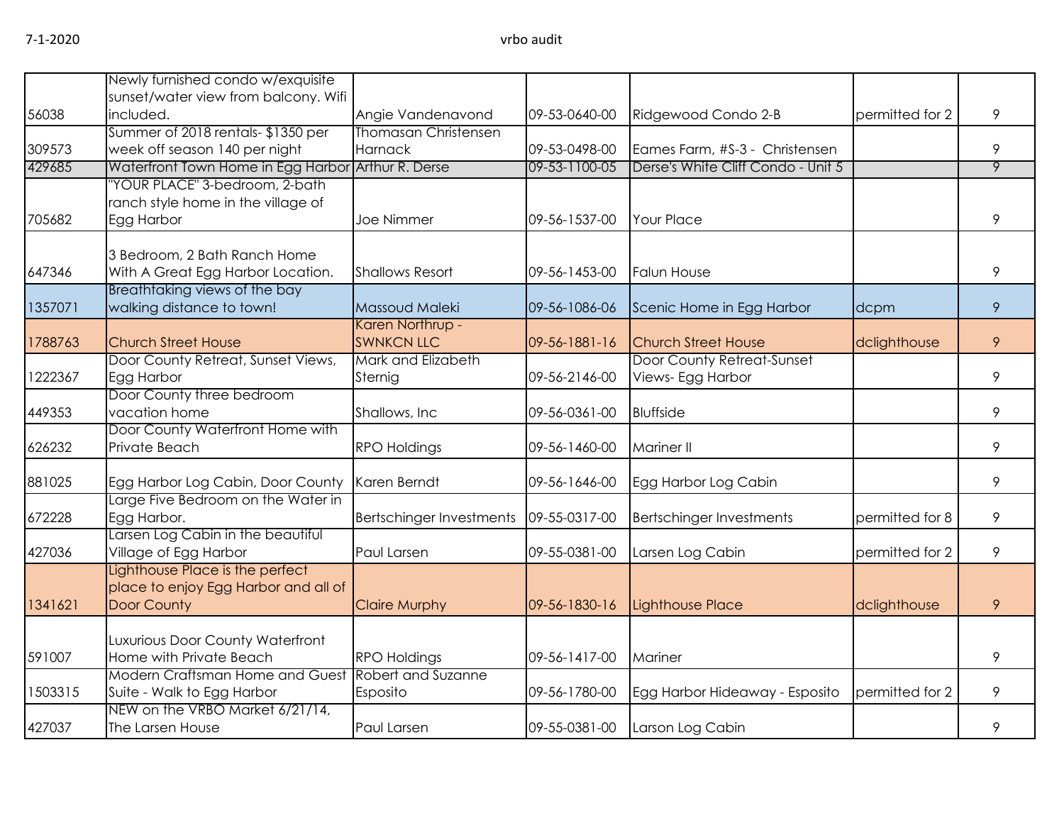| | | | | | | |
|---|---|---|---|---|---|---|
| 56038 | Newly furnished condo w/exquisite sunset/water view from balcony. Wifi included. | Angie Vandenavond | 09-53-0640-00 | Ridgewood Condo 2-B | permitted for 2 | 9 |
| 309573 | Summer of 2018 rentals- $1350 per week off season 140 per night | Thomasan Christensen Harnack | 09-53-0498-00 | Eames Farm, #S-3 - Christensen | | 9 |
| 429685 | Waterfront Town Home in Egg Harbor | Arthur R. Derse | 09-53-1100-05 | Derse's White Cliff Condo - Unit 5 | | 9 |
| 705682 | "YOUR PLACE" 3-bedroom, 2-bath ranch style home in the village of Egg Harbor | Joe Nimmer | 09-56-1537-00 | Your Place | | 9 |
| 647346 | 3 Bedroom, 2 Bath Ranch Home With A Great Egg Harbor Location. | Shallows Resort | 09-56-1453-00 | Falun House | | 9 |
| 1357071 | Breathtaking views of the bay walking distance to town! | Massoud Maleki | 09-56-1086-06 | Scenic Home in Egg Harbor | dcpm | 9 |
| 1788763 | Church Street House | Karen Northrup - SWNKCN LLC | 09-56-1881-16 | Church Street House | dclighthouse | 9 |
| 1222367 | Door County Retreat, Sunset Views, Egg Harbor | Mark and Elizabeth Sternig | 09-56-2146-00 | Door County Retreat-Sunset Views- Egg Harbor | | 9 |
| 449353 | Door County three bedroom vacation home | Shallows, Inc | 09-56-0361-00 | Bluffside | | 9 |
| 626232 | Door County Waterfront Home with Private Beach | RPO Holdings | 09-56-1460-00 | Mariner II | | 9 |
| 881025 | Egg Harbor Log Cabin, Door County | Karen Berndt | 09-56-1646-00 | Egg Harbor Log Cabin | | 9 |
| 672228 | Large Five Bedroom on the Water in Egg Harbor. | Bertschinger Investments | 09-55-0317-00 | Bertschinger Investments | permitted for 8 | 9 |
| 427036 | Larsen Log Cabin in the beautiful Village of Egg Harbor | Paul Larsen | 09-55-0381-00 | Larsen Log Cabin | permitted for 2 | 9 |
| 1341621 | Lighthouse Place is the perfect place to enjoy Egg Harbor and all of Door County | Claire Murphy | 09-56-1830-16 | Lighthouse Place | dclighthouse | 9 |
| 591007 | Luxurious Door County Waterfront Home with Private Beach | RPO Holdings | 09-56-1417-00 | Mariner | | 9 |
| 1503315 | Modern Craftsman Home and Guest Suite - Walk to Egg Harbor | Robert and Suzanne Esposito | 09-56-1780-00 | Egg Harbor Hideaway - Esposito | permitted for 2 | 9 |
| 427037 | NEW on the VRBO Market 6/21/14, The Larsen House | Paul Larsen | 09-55-0381-00 | Larson Log Cabin | | 9 |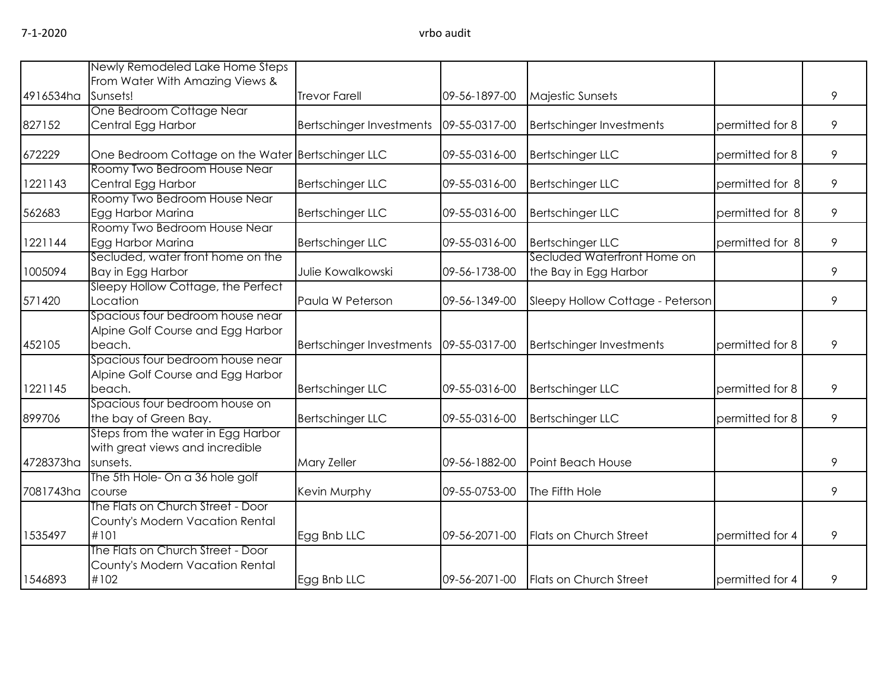| | | | | | | |
|---|---|---|---|---|---|---|
| 4916534ha | Newly Remodeled Lake Home Steps From Water With Amazing Views & Sunsets! | Trevor Farell | 09-56-1897-00 | Majestic Sunsets | | 9 |
| 827152 | One Bedroom Cottage Near Central Egg Harbor | Bertschinger Investments | 09-55-0317-00 | Bertschinger Investments | permitted for 8 | 9 |
| 672229 | One Bedroom Cottage on the Water | Bertschinger LLC | 09-55-0316-00 | Bertschinger LLC | permitted for 8 | 9 |
| 1221143 | Roomy Two Bedroom House Near Central Egg Harbor | Bertschinger LLC | 09-55-0316-00 | Bertschinger LLC | permitted for 8 | 9 |
| 562683 | Roomy Two Bedroom House Near Egg Harbor Marina | Bertschinger LLC | 09-55-0316-00 | Bertschinger LLC | permitted for 8 | 9 |
| 1221144 | Roomy Two Bedroom House Near Egg Harbor Marina | Bertschinger LLC | 09-55-0316-00 | Bertschinger LLC | permitted for 8 | 9 |
| 1005094 | Secluded, water front home on the Bay in Egg Harbor | Julie Kowalkowski | 09-56-1738-00 | Secluded Waterfront Home on the Bay in Egg Harbor | | 9 |
| 571420 | Sleepy Hollow Cottage, the Perfect Location | Paula W Peterson | 09-56-1349-00 | Sleepy Hollow Cottage - Peterson | | 9 |
| 452105 | Spacious four bedroom house near Alpine Golf Course and Egg Harbor beach. | Bertschinger Investments | 09-55-0317-00 | Bertschinger Investments | permitted for 8 | 9 |
| 1221145 | Spacious four bedroom house near Alpine Golf Course and Egg Harbor beach. | Bertschinger LLC | 09-55-0316-00 | Bertschinger LLC | permitted for 8 | 9 |
| 899706 | Spacious four bedroom house on the bay of Green Bay. | Bertschinger LLC | 09-55-0316-00 | Bertschinger LLC | permitted for 8 | 9 |
| 4728373ha | Steps from the water in Egg Harbor with great views and incredible sunsets. | Mary Zeller | 09-56-1882-00 | Point Beach House | | 9 |
| 7081743ha | The 5th Hole- On a 36 hole golf course | Kevin Murphy | 09-55-0753-00 | The Fifth Hole | | 9 |
| 1535497 | The Flats on Church Street - Door County's Modern Vacation Rental #101 | Egg Bnb LLC | 09-56-2071-00 | Flats on Church Street | permitted for 4 | 9 |
| 1546893 | The Flats on Church Street - Door County's Modern Vacation Rental #102 | Egg Bnb LLC | 09-56-2071-00 | Flats on Church Street | permitted for 4 | 9 |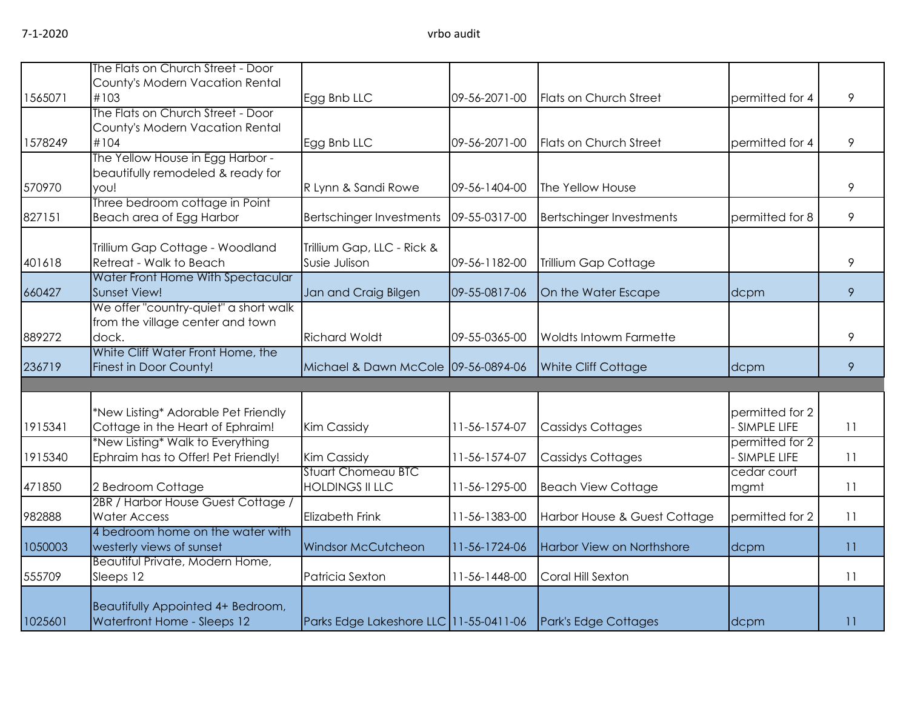| | | | | | | |
|---|---|---|---|---|---|---|
| 1565071 | The Flats on Church Street - Door County's Modern Vacation Rental #103 | Egg Bnb LLC | 09-56-2071-00 | Flats on Church Street | permitted for 4 | 9 |
| 1578249 | The Flats on Church Street - Door County's Modern Vacation Rental #104 | Egg Bnb LLC | 09-56-2071-00 | Flats on Church Street | permitted for 4 | 9 |
| 570970 | The Yellow House in Egg Harbor - beautifully remodeled & ready for you! | R Lynn & Sandi Rowe | 09-56-1404-00 | The Yellow House | | 9 |
| 827151 | Three bedroom cottage in Point Beach area of Egg Harbor | Bertschinger Investments | 09-55-0317-00 | Bertschinger Investments | permitted for 8 | 9 |
| 401618 | Trillium Gap Cottage - Woodland Retreat - Walk to Beach | Trillium Gap, LLC - Rick & Susie Julison | 09-56-1182-00 | Trillium Gap Cottage | | 9 |
| 660427 | Water Front Home With Spectacular Sunset View! | Jan and Craig Bilgen | 09-55-0817-06 | On the Water Escape | dcpm | 9 |
| 889272 | We offer "country-quiet" a short walk from the village center and town dock. | Richard Woldt | 09-55-0365-00 | Woldts Intowm Farmette | | 9 |
| 236719 | White Cliff Water Front Home, the Finest in Door County! | Michael & Dawn McCole | 09-56-0894-06 | White Cliff Cottage | dcpm | 9 |
| | | | | | | |
| 1915341 | *New Listing* Adorable Pet Friendly Cottage in the Heart of Ephraim! | Kim Cassidy | 11-56-1574-07 | Cassidys Cottages | permitted for 2 - SIMPLE LIFE | 11 |
| 1915340 | *New Listing* Walk to Everything Ephraim has to Offer! Pet Friendly! | Kim Cassidy | 11-56-1574-07 | Cassidys Cottages | permitted for 2 - SIMPLE LIFE | 11 |
| 471850 | 2 Bedroom Cottage | Stuart Chomeau BTC HOLDINGS II LLC | 11-56-1295-00 | Beach View Cottage | cedar court mgmt | 11 |
| 982888 | 2BR / Harbor House Guest Cottage / Water Access | Elizabeth Frink | 11-56-1383-00 | Harbor House & Guest Cottage | permitted for 2 | 11 |
| 1050003 | 4 bedroom home on the water with westerly views of sunset | Windsor McCutcheon | 11-56-1724-06 | Harbor View on Northshore | dcpm | 11 |
| 555709 | Beautiful Private, Modern Home, Sleeps 12 | Patricia Sexton | 11-56-1448-00 | Coral Hill Sexton | | 11 |
| 1025601 | Beautifully Appointed 4+ Bedroom, Waterfront Home - Sleeps 12 | Parks Edge Lakeshore LLC | 11-55-0411-06 | Park's Edge Cottages | dcpm | 11 |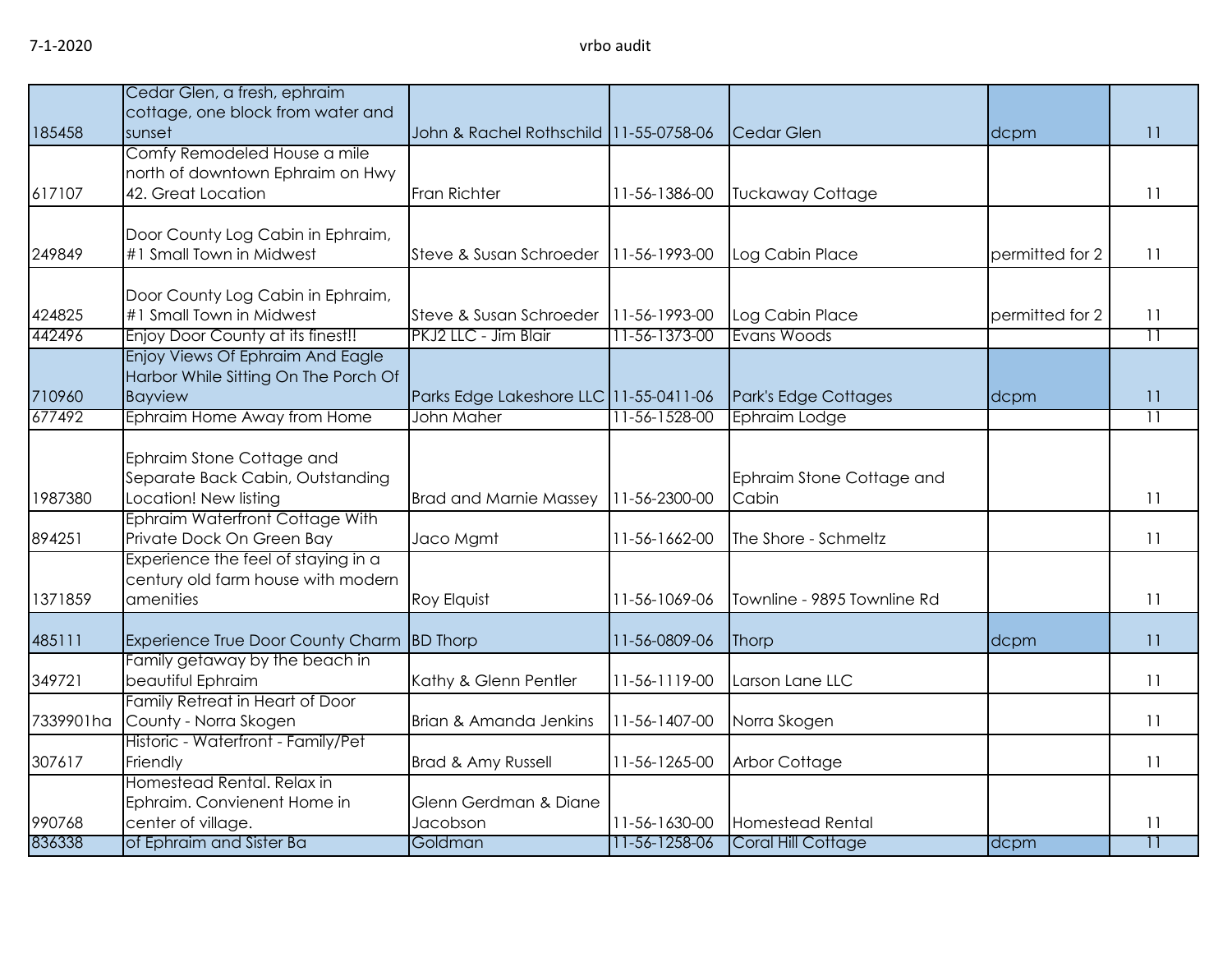| | | | | | | |
|---|---|---|---|---|---|---|
| 185458 | Cedar Glen, a fresh, ephraim cottage, one block from water and sunset | John & Rachel Rothschild | 11-55-0758-06 | Cedar Glen | dcpm | 11 |
| 617107 | Comfy Remodeled House a mile north of downtown Ephraim on Hwy 42. Great Location | Fran Richter | 11-56-1386-00 | Tuckaway Cottage | | 11 |
| 249849 | Door County Log Cabin in Ephraim, #1 Small Town in Midwest | Steve & Susan Schroeder | 11-56-1993-00 | Log Cabin Place | permitted for 2 | 11 |
| 424825 | Door County Log Cabin in Ephraim, #1 Small Town in Midwest | Steve & Susan Schroeder | 11-56-1993-00 | Log Cabin Place | permitted for 2 | 11 |
| 442496 | Enjoy Door County at its finest!! | PKJ2 LLC - Jim Blair | 11-56-1373-00 | Evans Woods | | 11 |
| 710960 | Enjoy Views Of Ephraim And Eagle Harbor While Sitting On The Porch Of Bayview | Parks Edge Lakeshore LLC | 11-55-0411-06 | Park's Edge Cottages | dcpm | 11 |
| 677492 | Ephraim Home Away from Home | John Maher | 11-56-1528-00 | Ephraim Lodge | | 11 |
| 1987380 | Ephraim Stone Cottage and Separate Back Cabin, Outstanding Location! New listing | Brad and Marnie Massey | 11-56-2300-00 | Ephraim Stone Cottage and Cabin | | 11 |
| 894251 | Ephraim Waterfront Cottage With Private Dock On Green Bay | Jaco Mgmt | 11-56-1662-00 | The Shore - Schmeltz | | 11 |
| 1371859 | Experience the feel of staying in a century old farm house with modern amenities | Roy Elquist | 11-56-1069-06 | Townline - 9895 Townline Rd | | 11 |
| 485111 | Experience True Door County Charm | BD Thorp | 11-56-0809-06 | Thorp | dcpm | 11 |
| 349721 | Family getaway by the beach in beautiful Ephraim | Kathy & Glenn Pentler | 11-56-1119-00 | Larson Lane LLC | | 11 |
| 7339901ha | Family Retreat in Heart of Door County - Norra Skogen | Brian & Amanda Jenkins | 11-56-1407-00 | Norra Skogen | | 11 |
| 307617 | Historic - Waterfront - Family/Pet Friendly | Brad & Amy Russell | 11-56-1265-00 | Arbor Cottage | | 11 |
| 990768 | Homestead Rental. Relax in Ephraim. Convienent Home in center of village. | Glenn Gerdman & Diane Jacobson | 11-56-1630-00 | Homestead Rental | | 11 |
| 836338 | of Ephraim and Sister Ba | Goldman | 11-56-1258-06 | Coral Hill Cottage | dcpm | 11 |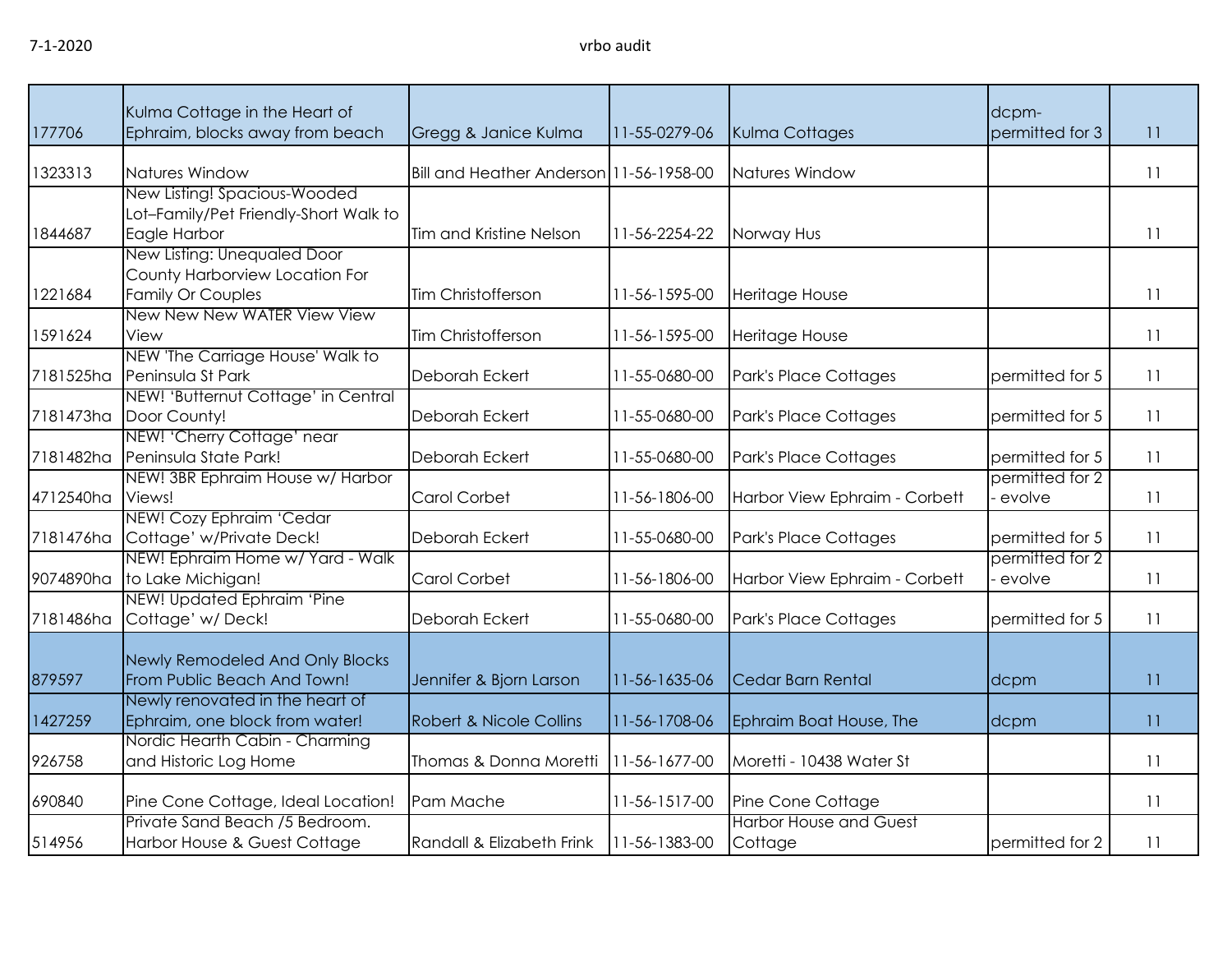| | | | | | | |
|---|---|---|---|---|---|---|
| 177706 | Kulma Cottage in the Heart of Ephraim, blocks away from beach | Gregg & Janice Kulma | 11-55-0279-06 | Kulma Cottages | dcpm-permitted for 3 | 11 |
| 1323313 | Natures Window | Bill and Heather Anderson | 11-56-1958-00 | Natures Window | | 11 |
| 1844687 | New Listing! Spacious-Wooded Lot–Family/Pet Friendly-Short Walk to Eagle Harbor | Tim and Kristine Nelson | 11-56-2254-22 | Norway Hus | | 11 |
| 1221684 | New Listing: Unequaled Door County Harborview Location For Family Or Couples | Tim Christofferson | 11-56-1595-00 | Heritage House | | 11 |
| 1591624 | New New New WATER View View View | Tim Christofferson | 11-56-1595-00 | Heritage House | | 11 |
| 7181525ha | NEW 'The Carriage House' Walk to Peninsula St Park | Deborah Eckert | 11-55-0680-00 | Park's Place Cottages | permitted for 5 | 11 |
| 7181473ha | NEW! 'Butternut Cottage' in Central Door County! | Deborah Eckert | 11-55-0680-00 | Park's Place Cottages | permitted for 5 | 11 |
| 7181482ha | NEW! 'Cherry Cottage' near Peninsula State Park! | Deborah Eckert | 11-55-0680-00 | Park's Place Cottages | permitted for 5 | 11 |
| 4712540ha | NEW! 3BR Ephraim House w/ Harbor Views! | Carol Corbet | 11-56-1806-00 | Harbor View Ephraim - Corbett | permitted for 2 - evolve | 11 |
| 7181476ha | NEW! Cozy Ephraim 'Cedar Cottage' w/Private Deck! | Deborah Eckert | 11-55-0680-00 | Park's Place Cottages | permitted for 5 | 11 |
| 9074890ha | NEW! Ephraim Home w/ Yard - Walk to Lake Michigan! | Carol Corbet | 11-56-1806-00 | Harbor View Ephraim - Corbett | permitted for 2 - evolve | 11 |
| 7181486ha | NEW! Updated Ephraim 'Pine Cottage' w/ Deck! | Deborah Eckert | 11-55-0680-00 | Park's Place Cottages | permitted for 5 | 11 |
| 879597 | Newly Remodeled And Only Blocks From Public Beach And Town! | Jennifer & Bjorn Larson | 11-56-1635-06 | Cedar Barn Rental | dcpm | 11 |
| 1427259 | Newly renovated in the heart of Ephraim, one block from water! | Robert & Nicole Collins | 11-56-1708-06 | Ephraim Boat House, The | dcpm | 11 |
| 926758 | Nordic Hearth Cabin - Charming and Historic Log Home | Thomas & Donna Moretti | 11-56-1677-00 | Moretti - 10438 Water St | | 11 |
| 690840 | Pine Cone Cottage, Ideal Location! | Pam Mache | 11-56-1517-00 | Pine Cone Cottage | | 11 |
| 514956 | Private Sand Beach /5 Bedroom. Harbor House & Guest Cottage | Randall & Elizabeth Frink | 11-56-1383-00 | Harbor House and Guest Cottage | permitted for 2 | 11 |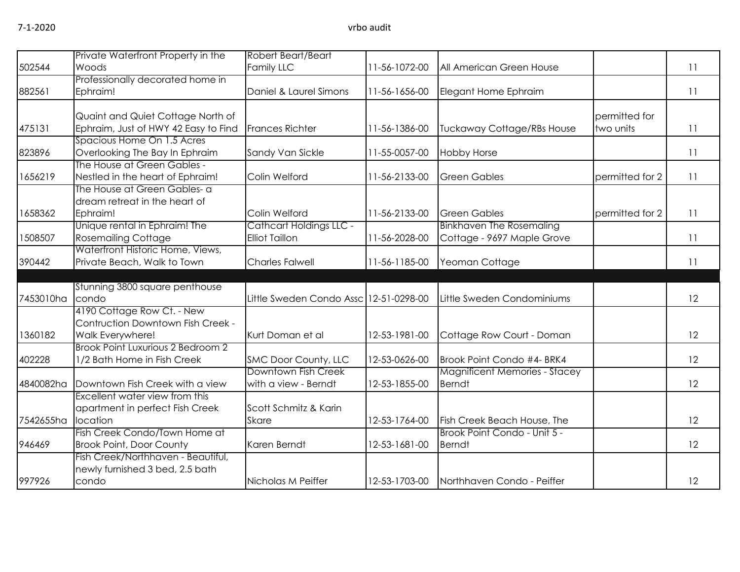| | | | | | | |
|---|---|---|---|---|---|---|
| 502544 | Private Waterfront Property in the Woods | Robert Beart/Beart Family LLC | 11-56-1072-00 | All American Green House | | 11 |
| 882561 | Professionally decorated home in Ephraim! | Daniel & Laurel Simons | 11-56-1656-00 | Elegant Home Ephraim | | 11 |
| 475131 | Quaint and Quiet Cottage North of Ephraim, Just of HWY 42 Easy to Find | Frances Richter | 11-56-1386-00 | Tuckaway Cottage/RBs House | permitted for two units | 11 |
| 823896 | Spacious Home On 1.5 Acres Overlooking The Bay In Ephraim | Sandy Van Sickle | 11-55-0057-00 | Hobby Horse | | 11 |
| 1656219 | The House at Green Gables - Nestled in the heart of Ephraim! | Colin Welford | 11-56-2133-00 | Green Gables | permitted for 2 | 11 |
| 1658362 | The House at Green Gables- a dream retreat in the heart of Ephraim! | Colin Welford | 11-56-2133-00 | Green Gables | permitted for 2 | 11 |
| 1508507 | Unique rental in Ephraim! The Rosemailing Cottage | Cathcart Holdings LLC - Elliot Taillon | 11-56-2028-00 | Binkhaven The Rosemaling Cottage - 9697 Maple Grove | | 11 |
| 390442 | Waterfront Historic Home, Views, Private Beach, Walk to Town | Charles Falwell | 11-56-1185-00 | Yeoman Cottage | | 11 |
| | | | | | | |
| 7453010ha | Stunning 3800 square penthouse condo | Little Sweden Condo Assc | 12-51-0298-00 | Little Sweden Condominiums | | 12 |
| 1360182 | 4190 Cottage Row Ct. - New Contruction Downtown Fish Creek - Walk Everywhere! | Kurt Doman et al | 12-53-1981-00 | Cottage Row Court - Doman | | 12 |
| 402228 | Brook Point Luxurious 2 Bedroom 2 1/2 Bath Home in Fish Creek | SMC Door County, LLC | 12-53-0626-00 | Brook Point Condo #4- BRK4 | | 12 |
| 4840082ha | Downtown Fish Creek with a view | Downtown Fish Creek with a view - Berndt | 12-53-1855-00 | Magnificent Memories - Stacey Berndt | | 12 |
| 7542655ha | Excellent water view from this apartment in perfect Fish Creek location | Scott Schmitz & Karin Skare | 12-53-1764-00 | Fish Creek Beach House, The | | 12 |
| 946469 | Fish Creek Condo/Town Home at Brook Point, Door County | Karen Berndt | 12-53-1681-00 | Brook Point Condo - Unit 5 - Berndt | | 12 |
| 997926 | Fish Creek/Northhaven - Beautiful, newly furnished 3 bed, 2.5 bath condo | Nicholas M Peiffer | 12-53-1703-00 | Northhaven Condo - Peiffer | | 12 |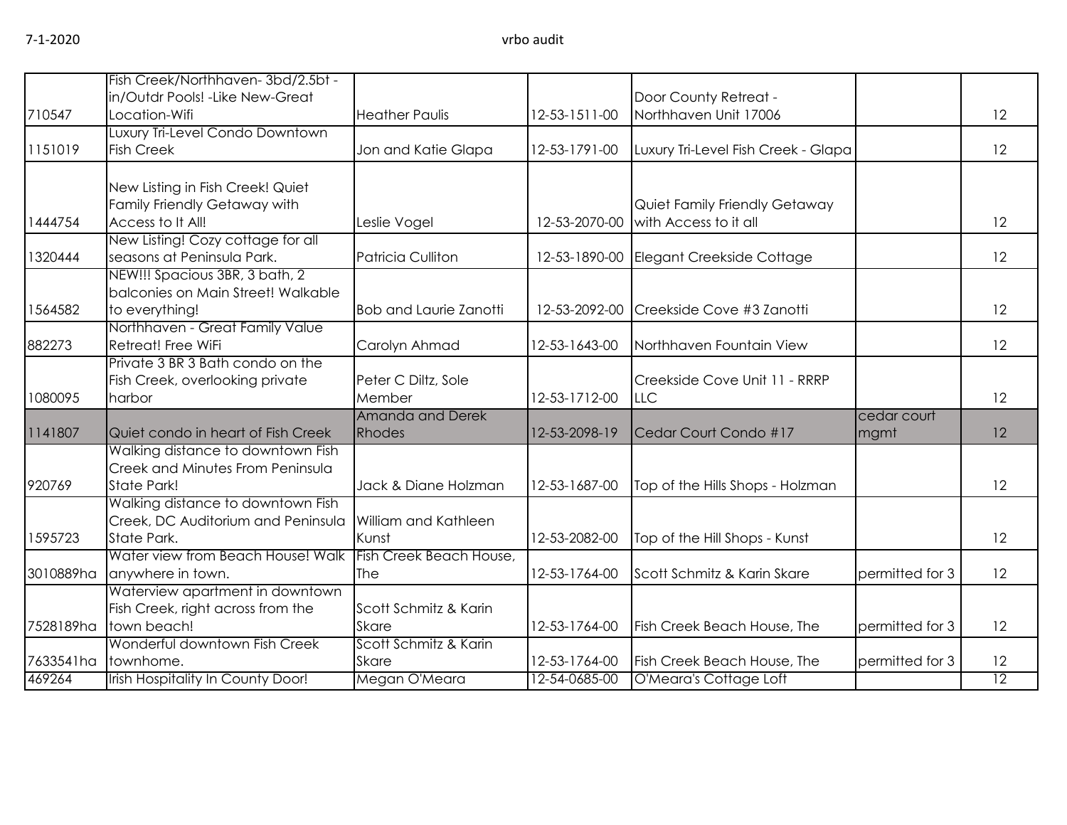| | | | | | | |
|---|---|---|---|---|---|---|
| 710547 | Fish Creek/Northhaven- 3bd/2.5bt - in/Outdr Pools! -Like New-Great Location-Wifi | Heather Paulis | 12-53-1511-00 | Door County Retreat - Northhaven Unit 17006 | | 12 |
| 1151019 | Luxury Tri-Level Condo Downtown Fish Creek | Jon and Katie Glapa | 12-53-1791-00 | Luxury Tri-Level Fish Creek - Glapa | | 12 |
| 1444754 | New Listing in Fish Creek! Quiet Family Friendly Getaway with Access to It All! | Leslie Vogel | 12-53-2070-00 | Quiet Family Friendly Getaway with Access to it all | | 12 |
| 1320444 | New Listing! Cozy cottage for all seasons at Peninsula Park. | Patricia Culliton | 12-53-1890-00 | Elegant Creekside Cottage | | 12 |
| 1564582 | NEW!!! Spacious 3BR, 3 bath, 2 balconies on Main Street! Walkable to everything! | Bob and Laurie Zanotti | 12-53-2092-00 | Creekside Cove #3 Zanotti | | 12 |
| 882273 | Northhaven - Great Family Value Retreat! Free WiFi | Carolyn Ahmad | 12-53-1643-00 | Northhaven Fountain View | | 12 |
| 1080095 | Private 3 BR 3 Bath condo on the Fish Creek, overlooking private harbor | Peter C Diltz, Sole Member | 12-53-1712-00 | Creekside Cove Unit 11 - RRRP LLC | | 12 |
| 1141807 | Quiet condo in heart of Fish Creek | Amanda and Derek Rhodes | 12-53-2098-19 | Cedar Court Condo #17 | cedar court mgmt | 12 |
| 920769 | Walking distance to downtown Fish Creek and Minutes From Peninsula State Park! | Jack & Diane Holzman | 12-53-1687-00 | Top of the Hills Shops - Holzman | | 12 |
| 1595723 | Walking distance to downtown Fish Creek, DC Auditorium and Peninsula State Park. | William and Kathleen Kunst | 12-53-2082-00 | Top of the Hill Shops - Kunst | | 12 |
| 3010889ha | Water view from Beach House! Walk anywhere in town. | Fish Creek Beach House, The | 12-53-1764-00 | Scott Schmitz & Karin Skare | permitted for 3 | 12 |
| 7528189ha | Waterview apartment in downtown Fish Creek, right across from the town beach! | Scott Schmitz & Karin Skare | 12-53-1764-00 | Fish Creek Beach House, The | permitted for 3 | 12 |
| 7633541ha | Wonderful downtown Fish Creek townhome. | Scott Schmitz & Karin Skare | 12-53-1764-00 | Fish Creek Beach House, The | permitted for 3 | 12 |
| 469264 | Irish Hospitality In County Door! | Megan O'Meara | 12-54-0685-00 | O'Meara's Cottage Loft | | 12 |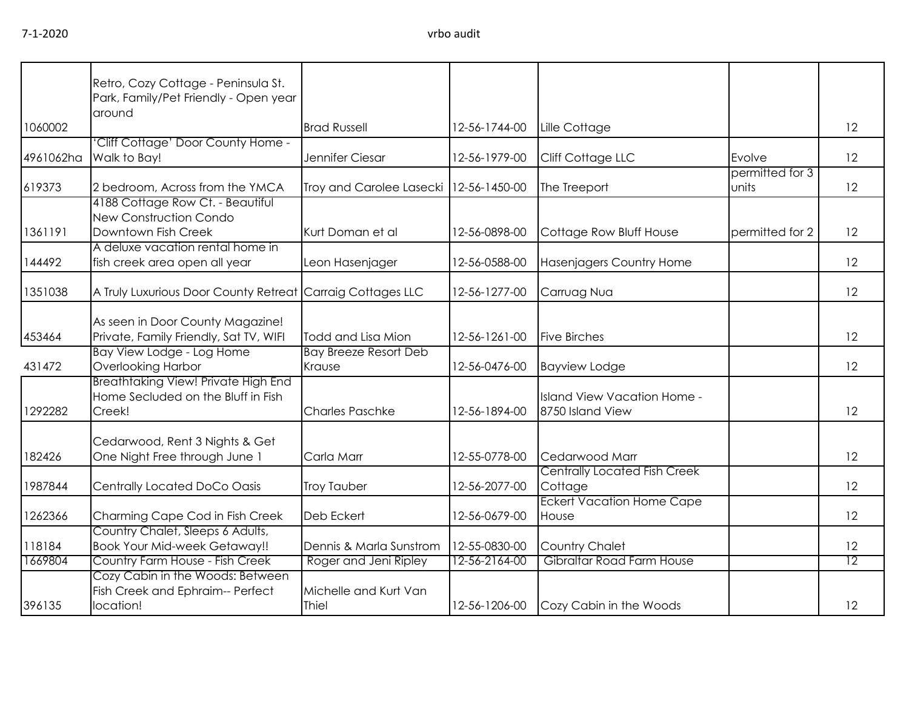| | | | | | | |
|---|---|---|---|---|---|---|
| 1060002 | Retro, Cozy Cottage - Peninsula St. Park, Family/Pet Friendly - Open year around | Brad Russell | 12-56-1744-00 | Lille Cottage | | 12 |
| 4961062ha | 'Cliff Cottage' Door County Home - Walk to Bay! | Jennifer Ciesar | 12-56-1979-00 | Cliff Cottage LLC | Evolve | 12 |
| 619373 | 2 bedroom, Across from the YMCA | Troy and Carolee Lasecki | 12-56-1450-00 | The Treeport | permitted for 3 units | 12 |
| 1361191 | 4188 Cottage Row Ct. - Beautiful New Construction Condo Downtown Fish Creek | Kurt Doman et al | 12-56-0898-00 | Cottage Row Bluff House | permitted for 2 | 12 |
| 144492 | A deluxe vacation rental home in fish creek area open all year | Leon Hasenjager | 12-56-0588-00 | Hasenjagers Country Home | | 12 |
| 1351038 | A Truly Luxurious Door County Retreat | Carraig Cottages LLC | 12-56-1277-00 | Carruag Nua | | 12 |
| 453464 | As seen in Door County Magazine! Private, Family Friendly, Sat TV, WIFI | Todd and Lisa Mion | 12-56-1261-00 | Five Birches | | 12 |
| 431472 | Bay View Lodge - Log Home Overlooking Harbor | Bay Breeze Resort Deb Krause | 12-56-0476-00 | Bayview Lodge | | 12 |
| 1292282 | Breathtaking View! Private High End Home Secluded on the Bluff in Fish Creek! | Charles Paschke | 12-56-1894-00 | Island View Vacation Home - 8750 Island View | | 12 |
| 182426 | Cedarwood, Rent 3 Nights & Get One Night Free through June 1 | Carla Marr | 12-55-0778-00 | Cedarwood Marr | | 12 |
| 1987844 | Centrally Located DoCo Oasis | Troy Tauber | 12-56-2077-00 | Centrally Located Fish Creek Cottage | | 12 |
| 1262366 | Charming Cape Cod in Fish Creek | Deb Eckert | 12-56-0679-00 | Eckert Vacation Home Cape House | | 12 |
| 118184 | Country Chalet, Sleeps 6 Adults, Book Your Mid-week Getaway!! | Dennis & Marla Sunstrom | 12-55-0830-00 | Country Chalet | | 12 |
| 1669804 | Country Farm House - Fish Creek | Roger and Jeni Ripley | 12-56-2164-00 | Gibraltar Road Farm House | | 12 |
| 396135 | Cozy Cabin in the Woods: Between Fish Creek and Ephraim-- Perfect location! | Michelle and Kurt Van Thiel | 12-56-1206-00 | Cozy Cabin in the Woods | | 12 |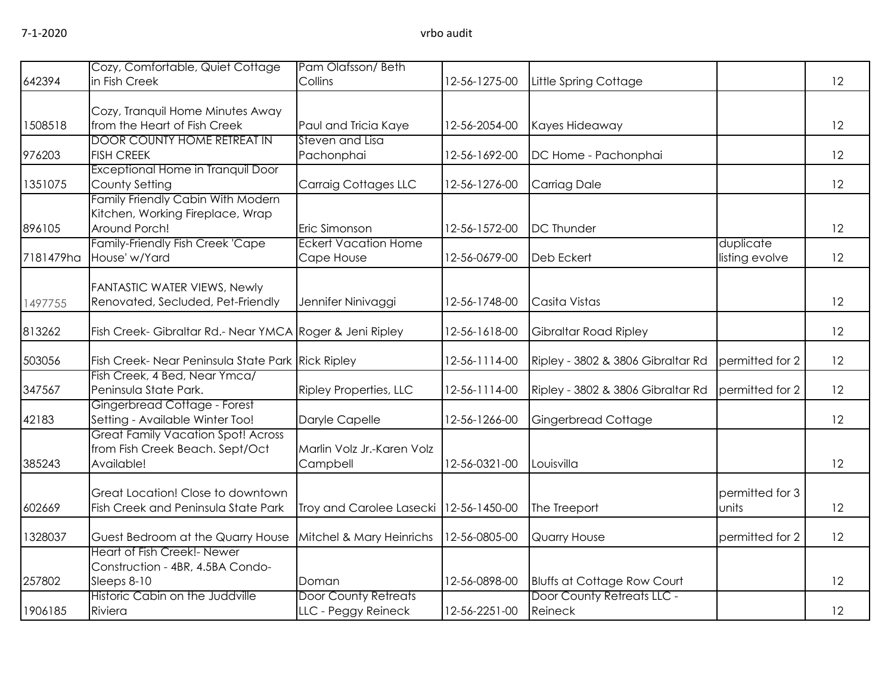| | | | | | | |
|---|---|---|---|---|---|---|
| 642394 | Cozy, Comfortable, Quiet Cottage in Fish Creek | Pam Olafsson/ Beth Collins | 12-56-1275-00 | Little Spring Cottage | | 12 |
| 1508518 | Cozy, Tranquil Home Minutes Away from the Heart of Fish Creek | Paul and Tricia Kaye | 12-56-2054-00 | Kayes Hideaway | | 12 |
| 976203 | DOOR COUNTY HOME RETREAT IN FISH CREEK | Steven and Lisa Pachonphai | 12-56-1692-00 | DC Home - Pachonphai | | 12 |
| 1351075 | Exceptional Home in Tranquil Door County Setting | Carraig Cottages LLC | 12-56-1276-00 | Carriag Dale | | 12 |
| 896105 | Family Friendly Cabin With Modern Kitchen, Working Fireplace, Wrap Around Porch! | Eric Simonson | 12-56-1572-00 | DC Thunder | | 12 |
| 7181479ha | Family-Friendly Fish Creek 'Cape House' w/Yard | Eckert Vacation Home Cape House | 12-56-0679-00 | Deb Eckert | duplicate listing evolve | 12 |
| 1497755 | FANTASTIC WATER VIEWS, Newly Renovated, Secluded, Pet-Friendly | Jennifer Ninivaggi | 12-56-1748-00 | Casita Vistas | | 12 |
| 813262 | Fish Creek- Gibraltar Rd.- Near YMCA | Roger & Jeni Ripley | 12-56-1618-00 | Gibraltar Road Ripley | | 12 |
| 503056 | Fish Creek- Near Peninsula State Park | Rick Ripley | 12-56-1114-00 | Ripley - 3802 & 3806 Gibraltar Rd | permitted for 2 | 12 |
| 347567 | Fish Creek, 4 Bed, Near Ymca/ Peninsula State Park. | Ripley Properties, LLC | 12-56-1114-00 | Ripley - 3802 & 3806 Gibraltar Rd | permitted for 2 | 12 |
| 42183 | Gingerbread Cottage - Forest Setting - Available Winter Too! | Daryle Capelle | 12-56-1266-00 | Gingerbread Cottage | | 12 |
| 385243 | Great Family Vacation Spot! Across from Fish Creek Beach. Sept/Oct Available! | Marlin Volz Jr.-Karen Volz Campbell | 12-56-0321-00 | Louisvilla | | 12 |
| 602669 | Great Location! Close to downtown Fish Creek and Peninsula State Park | Troy and Carolee Lasecki | 12-56-1450-00 | The Treeport | permitted for 3 units | 12 |
| 1328037 | Guest Bedroom at the Quarry House | Mitchel & Mary Heinrichs | 12-56-0805-00 | Quarry House | permitted for 2 | 12 |
| 257802 | Heart of Fish Creek!- Newer Construction - 4BR, 4.5BA Condo- Sleeps 8-10 | Doman | 12-56-0898-00 | Bluffs at Cottage Row Court | | 12 |
| 1906185 | Historic Cabin on the Juddville Riviera | Door County Retreats LLC - Peggy Reineck | 12-56-2251-00 | Door County Retreats LLC - Reineck | | 12 |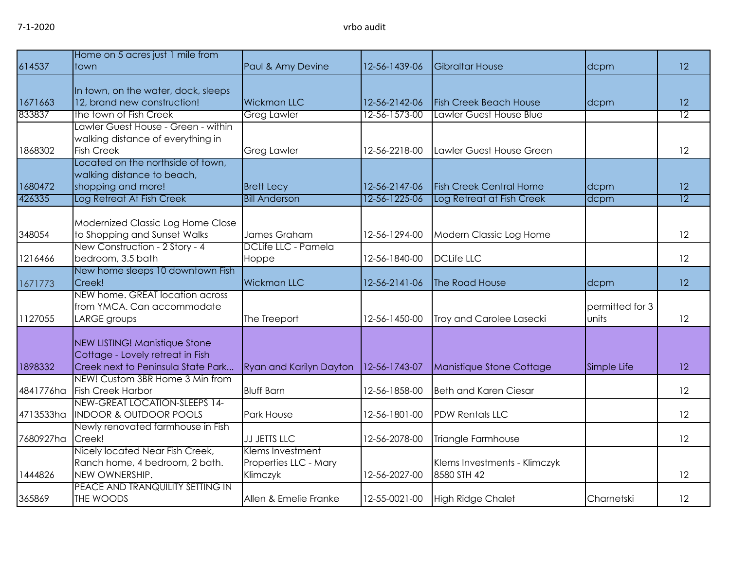| | | | | | | |
|---|---|---|---|---|---|---|
| 614537 | Home on 5 acres just 1 mile from town | Paul & Amy Devine | 12-56-1439-06 | Gibraltar House | dcpm | 12 |
| 1671663 | In town, on the water, dock, sleeps 12, brand new construction! | Wickman LLC | 12-56-2142-06 | Fish Creek Beach House | dcpm | 12 |
| 833837 | the town of Fish Creek | Greg Lawler | 12-56-1573-00 | Lawler Guest House Blue | | 12 |
| 1868302 | Lawler Guest House - Green - within walking distance of everything in Fish Creek | Greg Lawler | 12-56-2218-00 | Lawler Guest House Green | | 12 |
| 1680472 | Located on the northside of town, walking distance to beach, shopping and more! | Brett Lecy | 12-56-2147-06 | Fish Creek Central Home | dcpm | 12 |
| 426335 | Log Retreat At Fish Creek | Bill Anderson | 12-56-1225-06 | Log Retreat at Fish Creek | dcpm | 12 |
| 348054 | Modernized Classic Log Home Close to Shopping and Sunset Walks | James Graham | 12-56-1294-00 | Modern Classic Log Home | | 12 |
| 1216466 | New Construction - 2 Story - 4 bedroom, 3.5 bath | DCLife LLC - Pamela Hoppe | 12-56-1840-00 | DCLife LLC | | 12 |
| 1671773 | New home sleeps 10 downtown Fish Creek! | Wickman LLC | 12-56-2141-06 | The Road House | dcpm | 12 |
| 1127055 | NEW home. GREAT location across from YMCA. Can accommodate LARGE groups | The Treeport | 12-56-1450-00 | Troy and Carolee Lasecki | permitted for 3 units | 12 |
| 1898332 | NEW LISTING! Manistique Stone Cottage - Lovely retreat in Fish Creek next to Peninsula State Park... | Ryan and Karilyn Dayton | 12-56-1743-07 | Manistique Stone Cottage | Simple Life | 12 |
| 4841776ha | NEW! Custom 3BR Home 3 Min from Fish Creek Harbor | Bluff Barn | 12-56-1858-00 | Beth and Karen Ciesar | | 12 |
| 4713533ha | NEW-GREAT LOCATION-SLEEPS 14-INDOOR & OUTDOOR POOLS | Park House | 12-56-1801-00 | PDW Rentals LLC | | 12 |
| 7680927ha | Newly renovated farmhouse in Fish Creek! | JJ JETTS LLC | 12-56-2078-00 | Triangle Farmhouse | | 12 |
| 1444826 | Nicely located Near Fish Creek, Ranch home, 4 bedroom, 2 bath. NEW OWNERSHIP. | Klems Investment Properties LLC - Mary Klimczyk | 12-56-2027-00 | Klems Investments - Klimczyk 8580 STH 42 | | 12 |
| 365869 | PEACE AND TRANQUILITY SETTING IN THE WOODS | Allen & Emelie Franke | 12-55-0021-00 | High Ridge Chalet | Charnetski | 12 |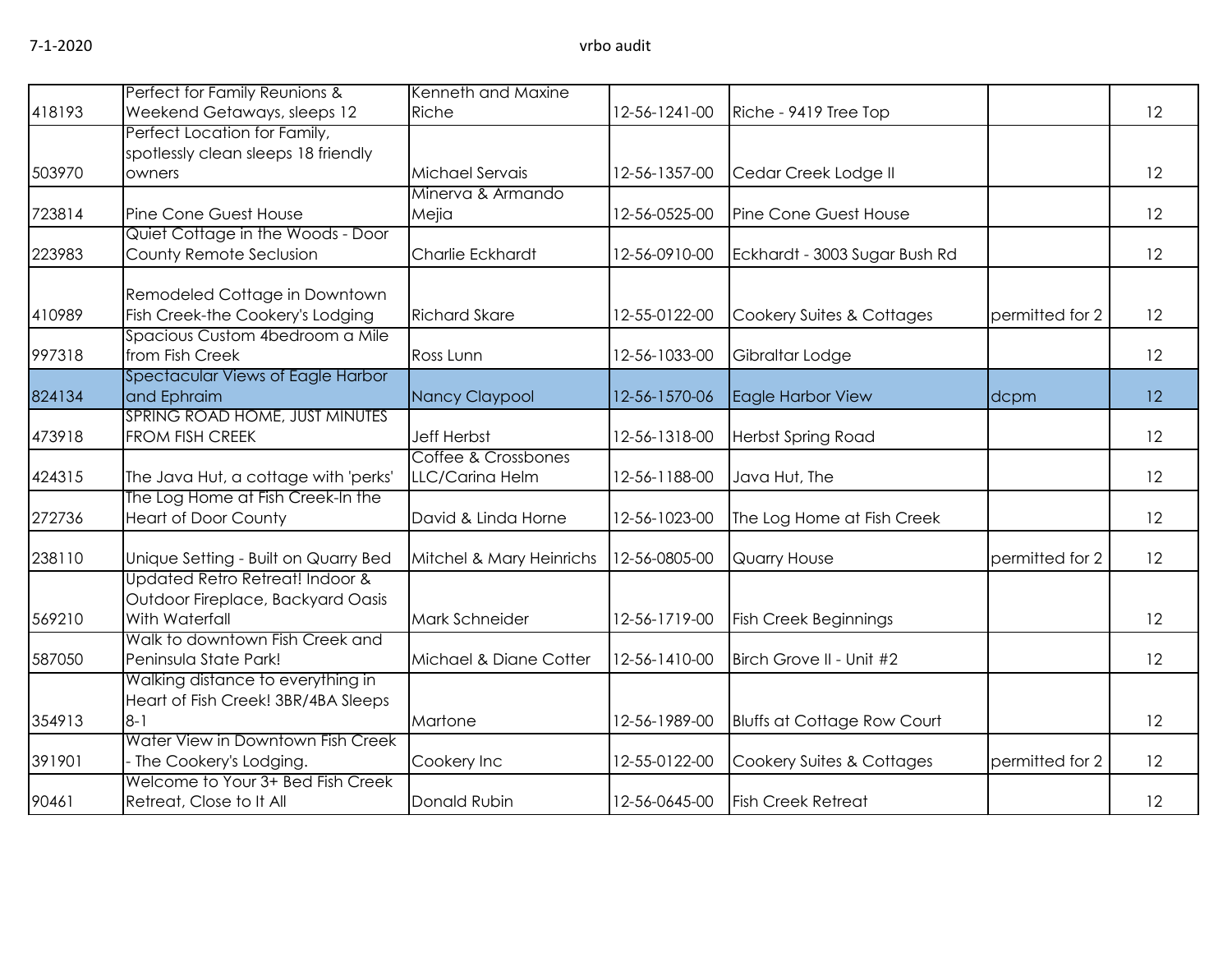| | | | | | | |
|---|---|---|---|---|---|---|
| 418193 | Perfect for Family Reunions & Weekend Getaways, sleeps 12 | Kenneth and Maxine Riche | 12-56-1241-00 | Riche - 9419 Tree Top | | 12 |
| 503970 | Perfect Location for Family, spotlessly clean sleeps 18 friendly owners | Michael Servais | 12-56-1357-00 | Cedar Creek Lodge II | | 12 |
| 723814 | Pine Cone Guest House | Minerva & Armando Mejia | 12-56-0525-00 | Pine Cone Guest House | | 12 |
| 223983 | Quiet Cottage in the Woods - Door County Remote Seclusion | Charlie Eckhardt | 12-56-0910-00 | Eckhardt - 3003 Sugar Bush Rd | | 12 |
| 410989 | Remodeled Cottage in Downtown Fish Creek-the Cookery's Lodging | Richard Skare | 12-55-0122-00 | Cookery Suites & Cottages | permitted for 2 | 12 |
| 997318 | Spacious Custom 4bedroom a Mile from Fish Creek | Ross Lunn | 12-56-1033-00 | Gibraltar Lodge | | 12 |
| 824134 | Spectacular Views of Eagle Harbor and Ephraim | Nancy Claypool | 12-56-1570-06 | Eagle Harbor View | dcpm | 12 |
| 473918 | SPRING ROAD HOME, JUST MINUTES FROM FISH CREEK | Jeff Herbst | 12-56-1318-00 | Herbst Spring Road | | 12 |
| 424315 | The Java Hut, a cottage with 'perks' | Coffee & Crossbones LLC/Carina Helm | 12-56-1188-00 | Java Hut, The | | 12 |
| 272736 | The Log Home at Fish Creek-In the Heart of Door County | David & Linda Horne | 12-56-1023-00 | The Log Home at Fish Creek | | 12 |
| 238110 | Unique Setting - Built on Quarry Bed | Mitchel & Mary Heinrichs | 12-56-0805-00 | Quarry House | permitted for 2 | 12 |
| 569210 | Updated Retro Retreat! Indoor & Outdoor Fireplace, Backyard Oasis With Waterfall | Mark Schneider | 12-56-1719-00 | Fish Creek Beginnings | | 12 |
| 587050 | Walk to downtown Fish Creek and Peninsula State Park! | Michael & Diane Cotter | 12-56-1410-00 | Birch Grove II - Unit #2 | | 12 |
| 354913 | Walking distance to everything in Heart of Fish Creek! 3BR/4BA Sleeps 8-1 | Martone | 12-56-1989-00 | Bluffs at Cottage Row Court | | 12 |
| 391901 | Water View in Downtown Fish Creek - The Cookery's Lodging. | Cookery Inc | 12-55-0122-00 | Cookery Suites & Cottages | permitted for 2 | 12 |
| 90461 | Welcome to Your 3+ Bed Fish Creek Retreat, Close to It All | Donald Rubin | 12-56-0645-00 | Fish Creek Retreat | | 12 |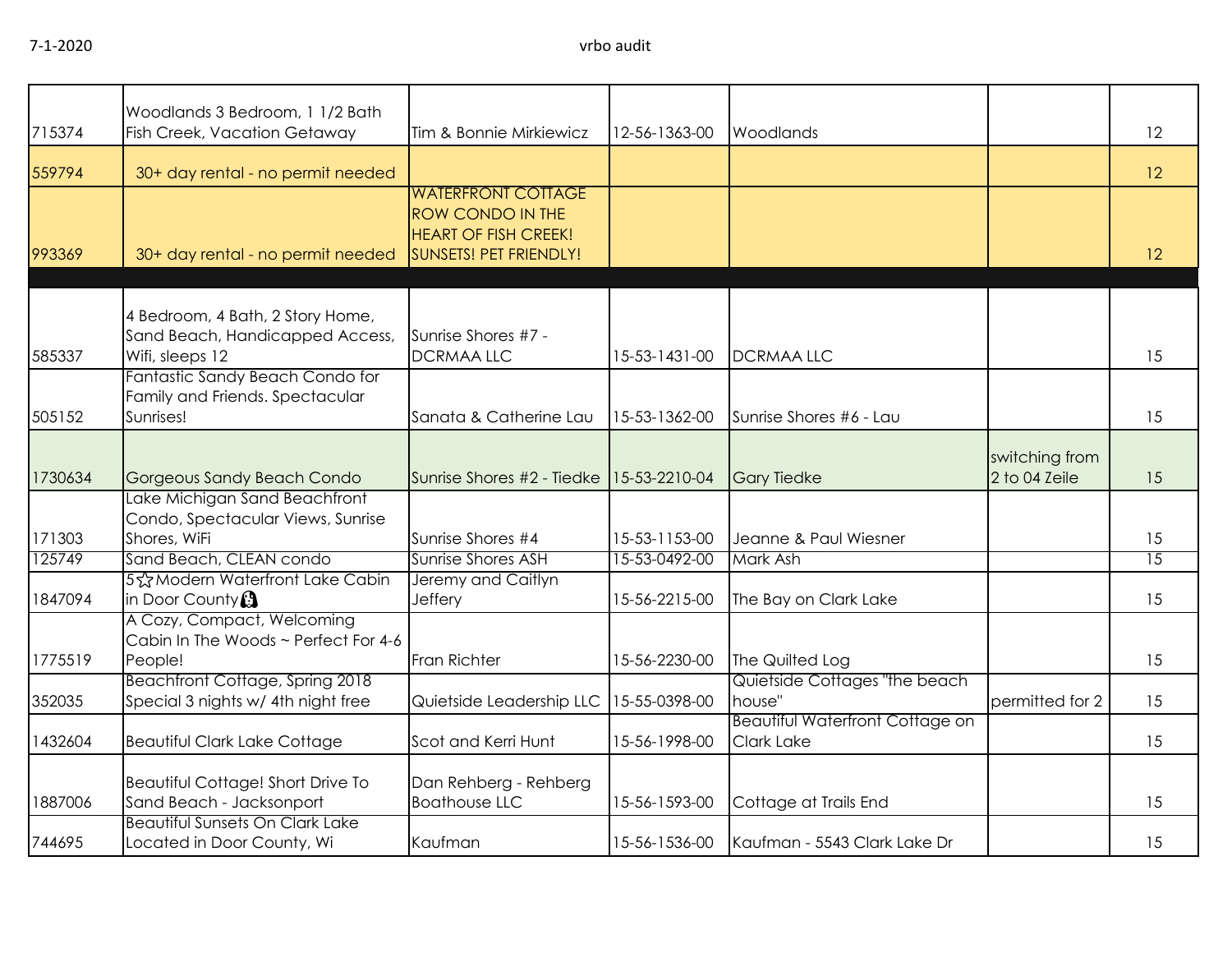| | | | | | | |
|---|---|---|---|---|---|---|
| 715374 | Woodlands 3 Bedroom, 1 1/2 Bath Fish Creek, Vacation Getaway | Tim & Bonnie Mirkiewicz | 12-56-1363-00 | Woodlands | | 12 |
| 559794 | 30+ day rental - no permit needed | | | | | 12 |
| 993369 | 30+ day rental - no permit needed | WATERFRONT COTTAGE ROW CONDO IN THE HEART OF FISH CREEK! SUNSETS! PET FRIENDLY! | | | | 12 |
| | | | | | | |
| 585337 | 4 Bedroom, 4 Bath, 2 Story Home, Sand Beach, Handicapped Access, Wifi, sleeps 12 | Sunrise Shores #7 - DCRMAA LLC | 15-53-1431-00 | DCRMAA LLC | | 15 |
| 505152 | Fantastic Sandy Beach Condo for Family and Friends. Spectacular Sunrises! | Sanata & Catherine Lau | 15-53-1362-00 | Sunrise Shores #6 - Lau | | 15 |
| 1730634 | Gorgeous Sandy Beach Condo | Sunrise Shores #2 - Tiedke | 15-53-2210-04 | Gary Tiedke | switching from 2 to 04 Zeile | 15 |
| 171303 | Lake Michigan Sand Beachfront Condo, Spectacular Views, Sunrise Shores, WiFi | Sunrise Shores #4 | 15-53-1153-00 | Jeanne & Paul Wiesner | | 15 |
| 125749 | Sand Beach, CLEAN condo | Sunrise Shores ASH | 15-53-0492-00 | Mark Ash | | 15 |
| 1847094 | 5☆Modern Waterfront Lake Cabin in Door County | Jeremy and Caitlyn Jeffery | 15-56-2215-00 | The Bay on Clark Lake | | 15 |
| 1775519 | A Cozy, Compact, Welcoming Cabin In The Woods ~ Perfect For 4-6 People! | Fran Richter | 15-56-2230-00 | The Quilted Log | | 15 |
| 352035 | Beachfront Cottage, Spring 2018 Special 3 nights w/ 4th night free | Quietside Leadership LLC | 15-55-0398-00 | Quietside Cottages "the beach house" | permitted for 2 | 15 |
| 1432604 | Beautiful Clark Lake Cottage | Scot and Kerri Hunt | 15-56-1998-00 | Beautiful Waterfront Cottage on Clark Lake | | 15 |
| 1887006 | Beautiful Cottage! Short Drive To Sand Beach - Jacksonport | Dan Rehberg - Rehberg Boathouse LLC | 15-56-1593-00 | Cottage at Trails End | | 15 |
| 744695 | Beautiful Sunsets On Clark Lake Located in Door County, Wi | Kaufman | 15-56-1536-00 | Kaufman - 5543 Clark Lake Dr | | 15 |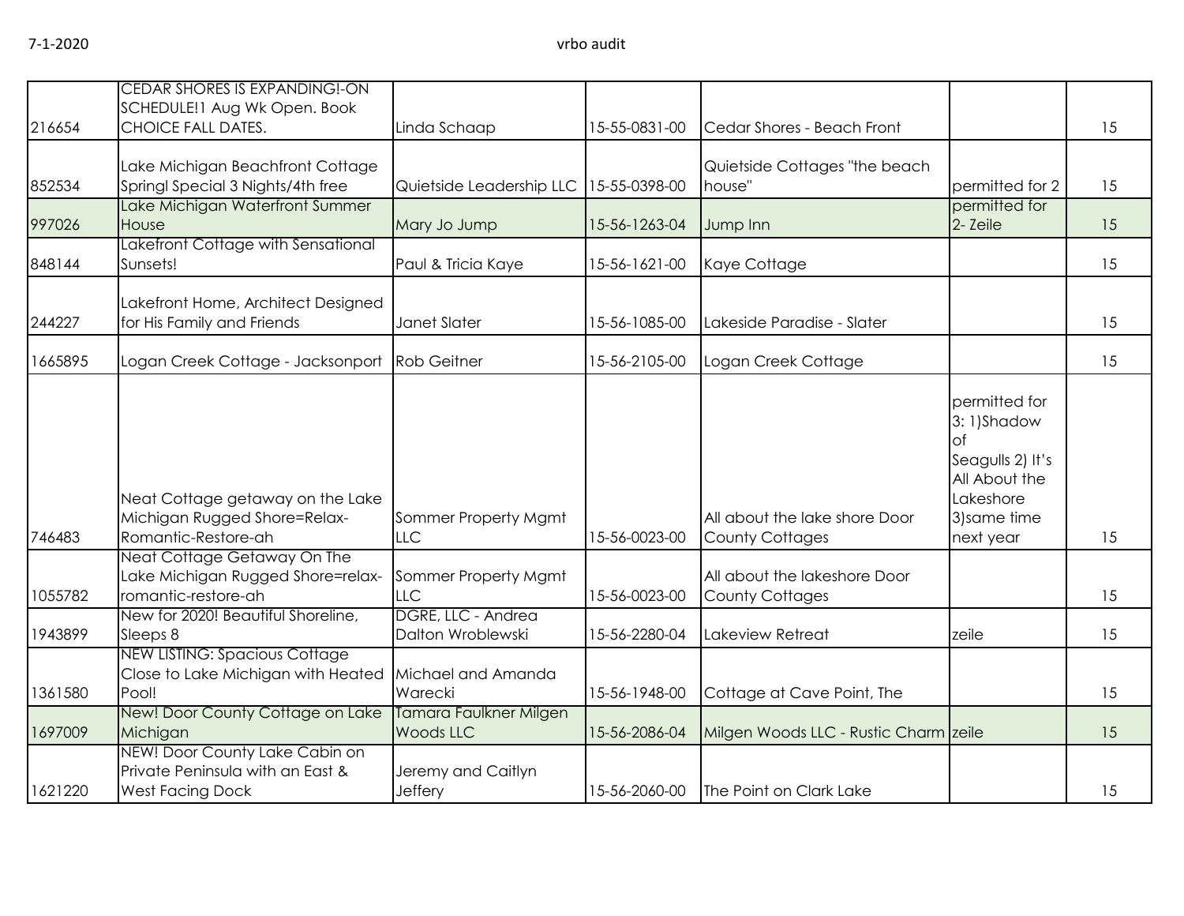| | | | | | | |
|---|---|---|---|---|---|---|
| 216654 | CEDAR SHORES IS EXPANDING!-ON SCHEDULE!1 Aug Wk Open. Book CHOICE FALL DATES. | Linda Schaap | 15-55-0831-00 | Cedar Shores - Beach Front | | 15 |
| 852534 | Lake Michigan Beachfront Cottage Springl Special 3 Nights/4th free | Quietside Leadership LLC | 15-55-0398-00 | Quietside Cottages "the beach house" | permitted for 2 | 15 |
| 997026 | Lake Michigan Waterfront Summer House | Mary Jo Jump | 15-56-1263-04 | Jump Inn | permitted for 2- Zeile | 15 |
| 848144 | Lakefront Cottage with Sensational Sunsets! | Paul & Tricia Kaye | 15-56-1621-00 | Kaye Cottage | | 15 |
| 244227 | Lakefront Home, Architect Designed for His Family and Friends | Janet Slater | 15-56-1085-00 | Lakeside Paradise - Slater | | 15 |
| 1665895 | Logan Creek Cottage - Jacksonport | Rob Geitner | 15-56-2105-00 | Logan Creek Cottage | | 15 |
| 746483 | Neat Cottage getaway on the Lake Michigan Rugged Shore=Relax-Romantic-Restore-ah | Sommer Property Mgmt LLC | 15-56-0023-00 | All about the lake shore Door County Cottages | permitted for 3: 1)Shadow of Seagulls 2) It's All About the Lakeshore 3)same time next year | 15 |
| 1055782 | Neat Cottage Getaway On The Lake Michigan Rugged Shore=relax-romantic-restore-ah | Sommer Property Mgmt LLC | 15-56-0023-00 | All about the lakeshore Door County Cottages | | 15 |
| 1943899 | New for 2020! Beautiful Shoreline, Sleeps 8 | DGRE, LLC - Andrea Dalton Wroblewski | 15-56-2280-04 | Lakeview Retreat | zeile | 15 |
| 1361580 | NEW LISTING: Spacious Cottage Close to Lake Michigan with Heated Pool! | Michael and Amanda Warecki | 15-56-1948-00 | Cottage at Cave Point, The | | 15 |
| 1697009 | New! Door County Cottage on Lake Michigan | Tamara Faulkner Milgen Woods LLC | 15-56-2086-04 | Milgen Woods LLC - Rustic Charm | zeile | 15 |
| 1621220 | NEW! Door County Lake Cabin on Private Peninsula with an East & West Facing Dock | Jeremy and Caitlyn Jeffery | 15-56-2060-00 | The Point on Clark Lake | | 15 |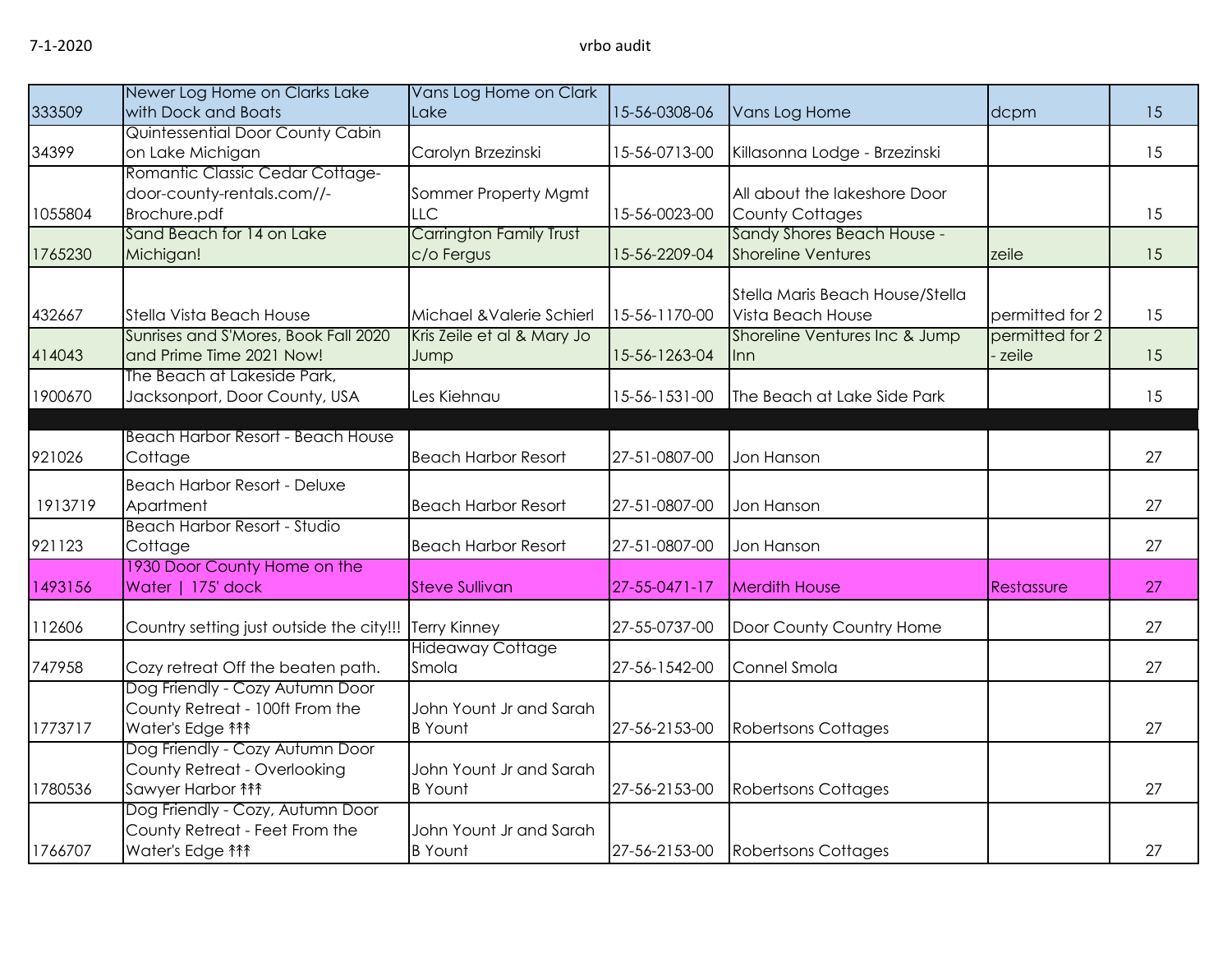| | | | | | | |
|---|---|---|---|---|---|---|
| 333509 | Newer Log Home on Clarks Lake with Dock and Boats | Vans Log Home on Clark Lake | 15-56-0308-06 | Vans Log Home | dcpm | 15 |
| 34399 | Quintessential Door County Cabin on Lake Michigan | Carolyn Brzezinski | 15-56-0713-00 | Killasonna Lodge - Brzezinski | | 15 |
| 1055804 | Romantic Classic Cedar Cottage- door-county-rentals.com//-Brochure.pdf | Sommer Property Mgmt LLC | 15-56-0023-00 | All about the lakeshore Door County Cottages | | 15 |
| 1765230 | Sand Beach for 14 on Lake Michigan! | Carrington Family Trust c/o Fergus | 15-56-2209-04 | Sandy Shores Beach House - Shoreline Ventures | zeile | 15 |
| 432667 | Stella Vista Beach House | Michael &Valerie Schierl | 15-56-1170-00 | Stella Maris Beach House/Stella Vista Beach House | permitted for 2 | 15 |
| 414043 | Sunrises and S'Mores, Book Fall 2020 and Prime Time 2021 Now! | Kris Zeile et al & Mary Jo Jump | 15-56-1263-04 | Shoreline Ventures Inc & Jump Inn | permitted for 2 - zeile | 15 |
| 1900670 | The Beach at Lakeside Park, Jacksonport, Door County, USA | Les Kiehnau | 15-56-1531-00 | The Beach at Lake Side Park | | 15 |
| | | | | | | |
| 921026 | Beach Harbor Resort - Beach House Cottage | Beach Harbor Resort | 27-51-0807-00 | Jon Hanson | | 27 |
| 1913719 | Beach Harbor Resort - Deluxe Apartment | Beach Harbor Resort | 27-51-0807-00 | Jon Hanson | | 27 |
| 921123 | Beach Harbor Resort - Studio Cottage | Beach Harbor Resort | 27-51-0807-00 | Jon Hanson | | 27 |
| 1493156 | 1930 Door County Home on the Water \| 175' dock | Steve Sullivan | 27-55-0471-17 | Merdith House | Restassure | 27 |
| 112606 | Country setting just outside the city!!! | Terry Kinney | 27-55-0737-00 | Door County Country Home | | 27 |
| 747958 | Cozy retreat Off the beaten path. | Hideaway Cottage Smola | 27-56-1542-00 | Connel Smola | | 27 |
| 1773717 | Dog Friendly - Cozy Autumn Door County Retreat - 100ft From the Water's Edge ↟↟↟ | John Yount Jr and Sarah B Yount | 27-56-2153-00 | Robertsons Cottages | | 27 |
| 1780536 | Dog Friendly - Cozy Autumn Door County Retreat - Overlooking Sawyer Harbor ↟↟↟ | John Yount Jr and Sarah B Yount | 27-56-2153-00 | Robertsons Cottages | | 27 |
| 1766707 | Dog Friendly - Cozy, Autumn Door County Retreat - Feet From the Water's Edge ↟↟↟ | John Yount Jr and Sarah B Yount | 27-56-2153-00 | Robertsons Cottages | | 27 |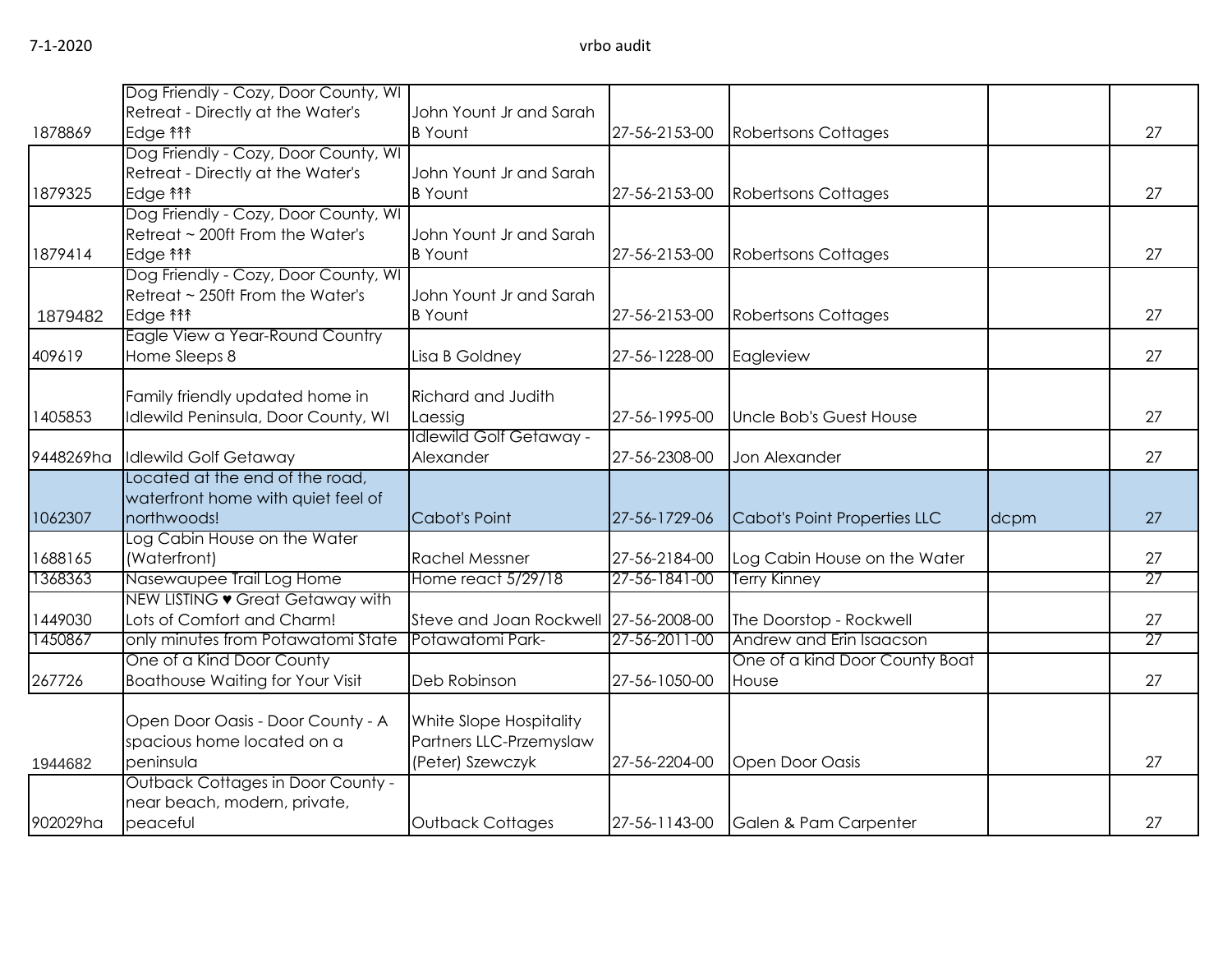| | | | | | | |
|---|---|---|---|---|---|---|
| 1878869 | Dog Friendly - Cozy, Door County, WI Retreat - Directly at the Water's Edge ↟↟↟ | John Yount Jr and Sarah B Yount | 27-56-2153-00 | Robertsons Cottages | | 27 |
| 1879325 | Dog Friendly - Cozy, Door County, WI Retreat - Directly at the Water's Edge ↟↟↟ | John Yount Jr and Sarah B Yount | 27-56-2153-00 | Robertsons Cottages | | 27 |
| 1879414 | Dog Friendly - Cozy, Door County, WI Retreat ~ 200ft From the Water's Edge ↟↟↟ | John Yount Jr and Sarah B Yount | 27-56-2153-00 | Robertsons Cottages | | 27 |
| 1879482 | Dog Friendly - Cozy, Door County, WI Retreat ~ 250ft From the Water's Edge ↟↟↟ | John Yount Jr and Sarah B Yount | 27-56-2153-00 | Robertsons Cottages | | 27 |
| 409619 | Eagle View a Year-Round Country Home Sleeps 8 | Lisa B Goldney | 27-56-1228-00 | Eagleview | | 27 |
| 1405853 | Family friendly updated home in Idlewild Peninsula, Door County, WI | Richard and Judith Laessig | 27-56-1995-00 | Uncle Bob's Guest House | | 27 |
| 9448269ha | Idlewild Golf Getaway | Idlewild Golf Getaway - Alexander | 27-56-2308-00 | Jon Alexander | | 27 |
| 1062307 | Located at the end of the road, waterfront home with quiet feel of northwoods! | Cabot's Point | 27-56-1729-06 | Cabot's Point Properties LLC | dcpm | 27 |
| 1688165 | Log Cabin House on the Water (Waterfront) | Rachel Messner | 27-56-2184-00 | Log Cabin House on the Water | | 27 |
| 1368363 | Nasewaupee Trail Log Home | Home react 5/29/18 | 27-56-1841-00 | Terry Kinney | | 27 |
| 1449030 | NEW LISTING ♥ Great Getaway with Lots of Comfort and Charm! | Steve and Joan Rockwell | 27-56-2008-00 | The Doorstop - Rockwell | | 27 |
| 1450867 | only minutes from Potawatomi State | Potawatomi Park- | 27-56-2011-00 | Andrew and Erin Isaacson | | 27 |
| 267726 | One of a Kind Door County Boathouse Waiting for Your Visit | Deb Robinson | 27-56-1050-00 | One of a kind Door County Boat House | | 27 |
| 1944682 | Open Door Oasis - Door County - A spacious home located on a peninsula | White Slope Hospitality Partners LLC-Przemyslaw (Peter) Szewczyk | 27-56-2204-00 | Open Door Oasis | | 27 |
| 902029ha | Outback Cottages in Door County - near beach, modern, private, peaceful | Outback Cottages | 27-56-1143-00 | Galen & Pam Carpenter | | 27 |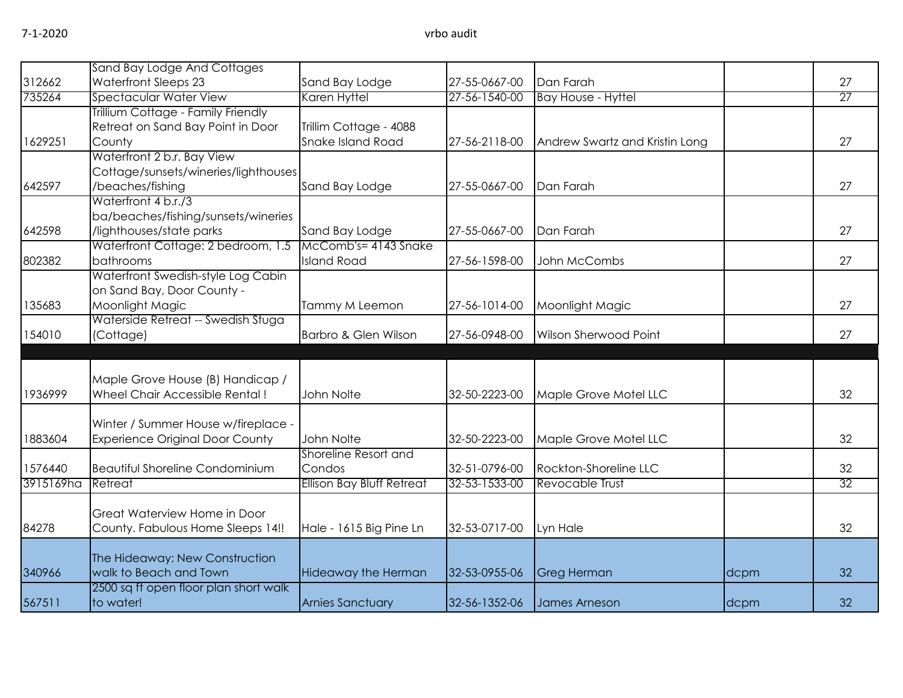| | | | | | | |
|---|---|---|---|---|---|---|
| 312662 | Sand Bay Lodge And Cottages Waterfront Sleeps 23 | Sand Bay Lodge | 27-55-0667-00 | Dan Farah | | 27 |
| 735264 | Spectacular Water View | Karen Hyttel | 27-56-1540-00 | Bay House - Hyttel | | 27 |
| 1629251 | Trillium Cottage - Family Friendly Retreat on Sand Bay Point in Door County | Trillim Cottage - 4088 Snake Island Road | 27-56-2118-00 | Andrew Swartz and Kristin Long | | 27 |
| 642597 | Waterfront 2 b.r. Bay View Cottage/sunsets/wineries/lighthouses/beaches/fishing | Sand Bay Lodge | 27-55-0667-00 | Dan Farah | | 27 |
| 642598 | Waterfront 4 b.r./3 ba/beaches/fishing/sunsets/wineries/lighthouses/state parks | Sand Bay Lodge | 27-55-0667-00 | Dan Farah | | 27 |
| 802382 | Waterfront Cottage: 2 bedroom, 1.5 bathrooms | McComb's= 4143 Snake Island Road | 27-56-1598-00 | John McCombs | | 27 |
| 135683 | Waterfront Swedish-style Log Cabin on Sand Bay, Door County - Moonlight Magic | Tammy M Leemon | 27-56-1014-00 | Moonlight Magic | | 27 |
| 154010 | Waterside Retreat -- Swedish Stuga (Cottage) | Barbro & Glen Wilson | 27-56-0948-00 | Wilson Sherwood Point | | 27 |
| | | | | | | |
| 1936999 | Maple Grove House (B) Handicap / Wheel Chair Accessible Rental ! | John Nolte | 32-50-2223-00 | Maple Grove Motel LLC | | 32 |
| 1883604 | Winter / Summer House w/fireplace - Experience Original Door County | John Nolte | 32-50-2223-00 | Maple Grove Motel LLC | | 32 |
| 1576440 | Beautiful Shoreline Condominium | Shoreline Resort and Condos | 32-51-0796-00 | Rockton-Shoreline LLC | | 32 |
| 3915169ha | Retreat | Ellison Bay Bluff Retreat | 32-53-1533-00 | Revocable Trust | | 32 |
| 84278 | Great Waterview Home in Door County. Fabulous Home Sleeps 14!! | Hale - 1615 Big Pine Ln | 32-53-0717-00 | Lyn Hale | | 32 |
| 340966 | The Hideaway: New Construction walk to Beach and Town | Hideaway the Herman | 32-53-0955-06 | Greg Herman | dcpm | 32 |
| 567511 | 2500 sq ft open floor plan short walk to water! | Arnies Sanctuary | 32-56-1352-06 | James Arneson | dcpm | 32 |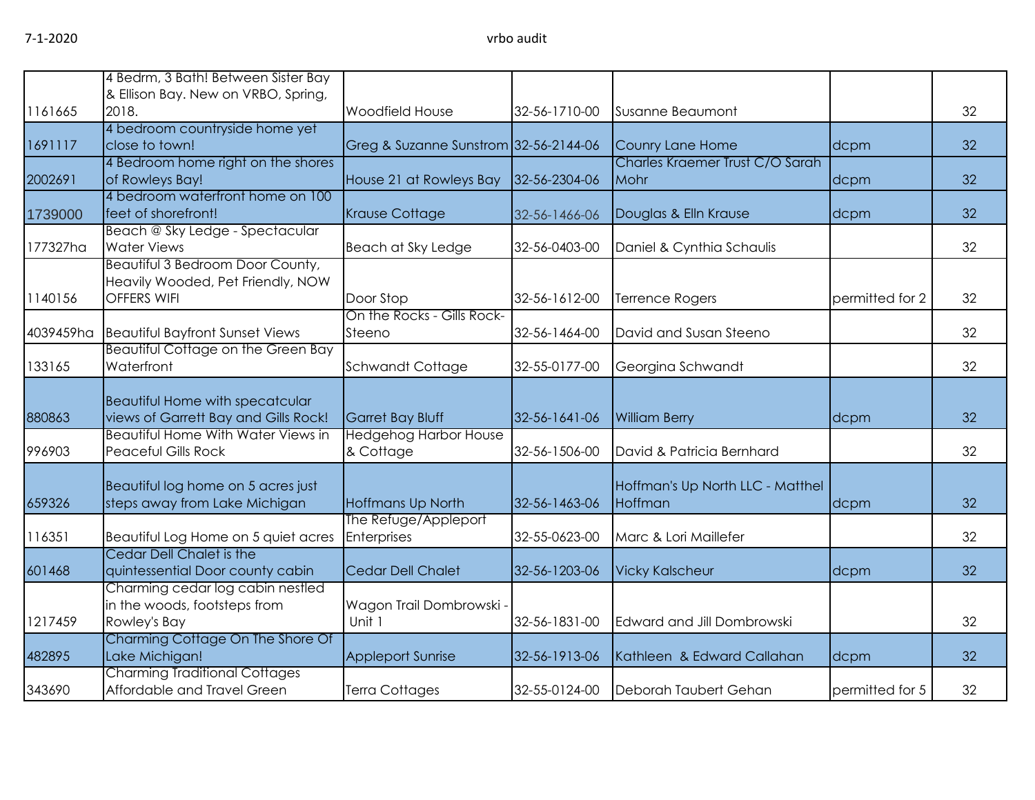| | | | | | | |
|---|---|---|---|---|---|---|
| 1161665 | 4 Bedrm, 3 Bath! Between Sister Bay & Ellison Bay. New on VRBO, Spring, 2018. | Woodfield House | 32-56-1710-00 | Susanne Beaumont | | 32 |
| 1691117 | 4 bedroom countryside home yet close to town! | Greg & Suzanne Sunstrom | 32-56-2144-06 | Counry Lane Home | dcpm | 32 |
| 2002691 | 4 Bedroom home right on the shores of Rowleys Bay! | House 21 at Rowleys Bay | 32-56-2304-06 | Charles Kraemer Trust C/O Sarah Mohr | dcpm | 32 |
| 1739000 | 4 bedroom waterfront home on 100 feet of shorefront! | Krause Cottage | 32-56-1466-06 | Douglas & Elln Krause | dcpm | 32 |
| 177327ha | Beach @ Sky Ledge - Spectacular Water Views | Beach at Sky Ledge | 32-56-0403-00 | Daniel & Cynthia Schaulis | | 32 |
| 1140156 | Beautiful 3 Bedroom Door County, Heavily Wooded, Pet Friendly, NOW OFFERS WIFI | Door Stop | 32-56-1612-00 | Terrence Rogers | permitted for 2 | 32 |
| 4039459ha | Beautiful Bayfront Sunset Views | On the Rocks - Gills Rock-Steeno | 32-56-1464-00 | David and Susan Steeno | | 32 |
| 133165 | Beautiful Cottage on the Green Bay Waterfront | Schwandt Cottage | 32-55-0177-00 | Georgina Schwandt | | 32 |
| 880863 | Beautiful Home with specatcular views of Garrett Bay and Gills Rock! | Garret Bay Bluff | 32-56-1641-06 | William Berry | dcpm | 32 |
| 996903 | Beautiful Home With Water Views in Peaceful Gills Rock | Hedgehog Harbor House & Cottage | 32-56-1506-00 | David & Patricia Bernhard | | 32 |
| 659326 | Beautiful log home on 5 acres just steps away from Lake Michigan | Hoffmans Up North | 32-56-1463-06 | Hoffman's Up North LLC - Matthel Hoffman | dcpm | 32 |
| 116351 | Beautiful Log Home on 5 quiet acres | The Refuge/Appleport Enterprises | 32-55-0623-00 | Marc & Lori Maillefer | | 32 |
| 601468 | Cedar Dell Chalet is the quintessential Door county cabin | Cedar Dell Chalet | 32-56-1203-06 | Vicky Kalscheur | dcpm | 32 |
| 1217459 | Charming cedar log cabin nestled in the woods, footsteps from Rowley's Bay | Wagon Trail Dombrowski - Unit 1 | 32-56-1831-00 | Edward and Jill Dombrowski | | 32 |
| 482895 | Charming Cottage On The Shore Of Lake Michigan! | Appleport Sunrise | 32-56-1913-06 | Kathleen & Edward Callahan | dcpm | 32 |
| 343690 | Charming Traditional Cottages Affordable and Travel Green | Terra Cottages | 32-55-0124-00 | Deborah Taubert Gehan | permitted for 5 | 32 |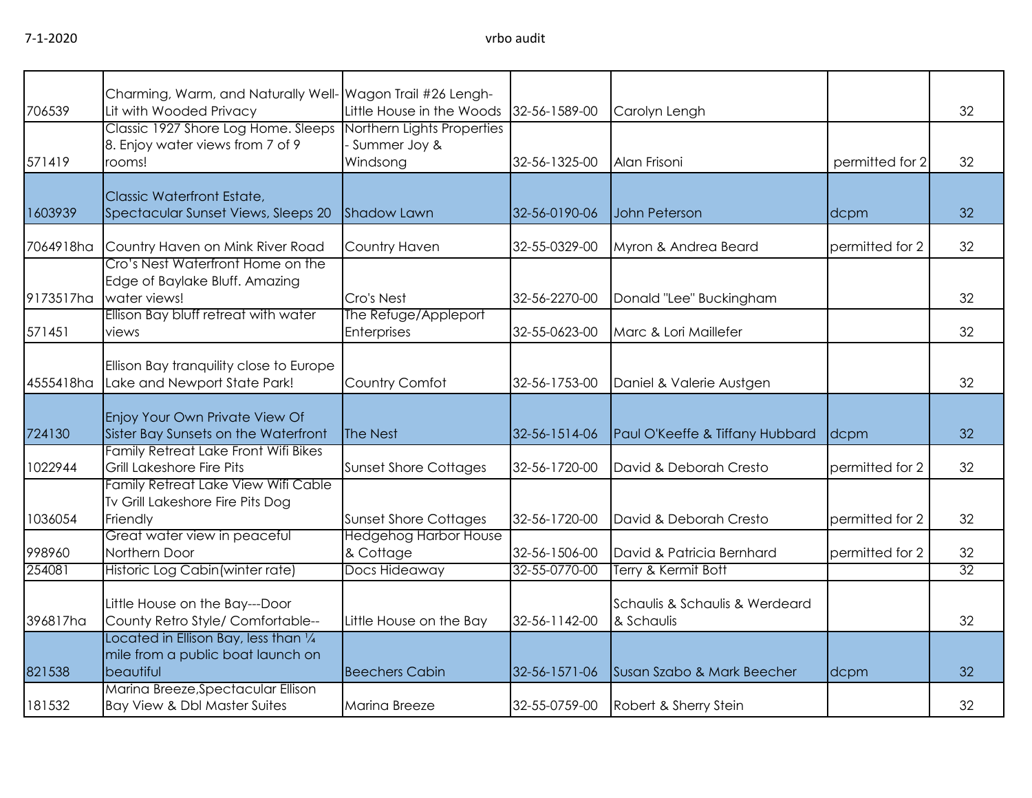| | | | | | | |
|---|---|---|---|---|---|---|
| 706539 | Charming, Warm, and Naturally Well-Lit with Wooded Privacy | Wagon Trail #26 Lengh-Little House in the Woods | 32-56-1589-00 | Carolyn Lengh | | 32 |
| 571419 | Classic 1927 Shore Log Home. Sleeps 8. Enjoy water views from 7 of 9 rooms! | Northern Lights Properties - Summer Joy & Windsong | 32-56-1325-00 | Alan Frisoni | permitted for 2 | 32 |
| 1603939 | Classic Waterfront Estate, Spectacular Sunset Views, Sleeps 20 | Shadow Lawn | 32-56-0190-06 | John Peterson | dcpm | 32 |
| 7064918ha | Country Haven on Mink River Road | Country Haven | 32-55-0329-00 | Myron & Andrea Beard | permitted for 2 | 32 |
| 9173517ha | Cro's Nest Waterfront Home on the Edge of Baylake Bluff. Amazing water views! | Cro's Nest | 32-56-2270-00 | Donald "Lee" Buckingham | | 32 |
| 571451 | Ellison Bay bluff retreat with water views | The Refuge/Appleport Enterprises | 32-55-0623-00 | Marc & Lori Maillefer | | 32 |
| 4555418ha | Ellison Bay tranquility close to Europe Lake and Newport State Park! | Country Comfot | 32-56-1753-00 | Daniel & Valerie Austgen | | 32 |
| 724130 | Enjoy Your Own Private View Of Sister Bay Sunsets on the Waterfront | The Nest | 32-56-1514-06 | Paul O'Keeffe & Tiffany Hubbard | dcpm | 32 |
| 1022944 | Family Retreat Lake Front Wifi Bikes Grill Lakeshore Fire Pits | Sunset Shore Cottages | 32-56-1720-00 | David & Deborah Cresto | permitted for 2 | 32 |
| 1036054 | Family Retreat Lake View Wifi Cable Tv Grill Lakeshore Fire Pits Dog Friendly | Sunset Shore Cottages | 32-56-1720-00 | David & Deborah Cresto | permitted for 2 | 32 |
| 998960 | Great water view in peaceful Northern Door | Hedgehog Harbor House & Cottage | 32-56-1506-00 | David & Patricia Bernhard | permitted for 2 | 32 |
| 254081 | Historic Log Cabin(winter rate) | Docs Hideaway | 32-55-0770-00 | Terry & Kermit Bott | | 32 |
| 396817ha | Little House on the Bay---Door County Retro Style/ Comfortable-- | Little House on the Bay | 32-56-1142-00 | Schaulis & Schaulis & Werdeard & Schaulis | | 32 |
| 821538 | Located in Ellison Bay, less than ¼ mile from a public boat launch on beautiful | Beechers Cabin | 32-56-1571-06 | Susan Szabo & Mark Beecher | dcpm | 32 |
| 181532 | Marina Breeze,Spectacular Ellison Bay View & Dbl Master Suites | Marina Breeze | 32-55-0759-00 | Robert & Sherry Stein | | 32 |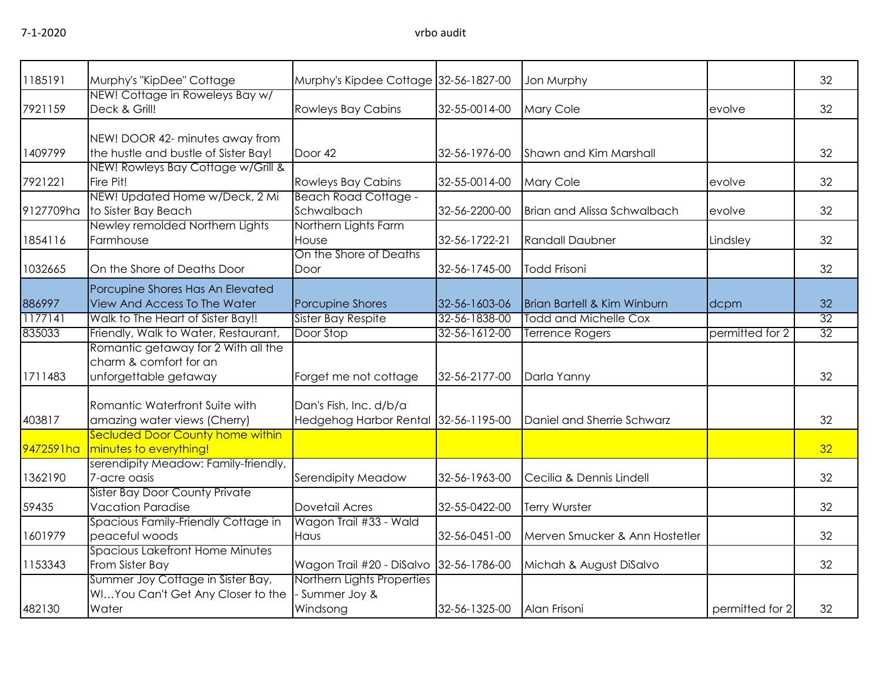| | | | | | | |
|---|---|---|---|---|---|---|
| 1185191 | Murphy's "KipDee" Cottage | Murphy's Kipdee Cottage | 32-56-1827-00 | Jon Murphy | | 32 |
| 7921159 | NEW! Cottage in Roweleys Bay w/ Deck & Grill! | Rowleys Bay Cabins | 32-55-0014-00 | Mary Cole | evolve | 32 |
| 1409799 | NEW! DOOR 42- minutes away from the hustle and bustle of Sister Bay! | Door 42 | 32-56-1976-00 | Shawn and Kim Marshall | | 32 |
| 7921221 | NEW! Rowleys Bay Cottage w/Grill & Fire Pit! | Rowleys Bay Cabins | 32-55-0014-00 | Mary Cole | evolve | 32 |
| 9127709ha | NEW! Updated Home w/Deck, 2 Mi to Sister Bay Beach | Beach Road Cottage - Schwalbach | 32-56-2200-00 | Brian and Alissa Schwalbach | evolve | 32 |
| 1854116 | Newley remolded Northern Lights Farmhouse | Northern Lights Farm House | 32-56-1722-21 | Randall Daubner | Lindsley | 32 |
| 1032665 | On the Shore of Deaths Door | On the Shore of Deaths Door | 32-56-1745-00 | Todd Frisoni | | 32 |
| 886997 | Porcupine Shores Has An Elevated View And Access To The Water | Porcupine Shores | 32-56-1603-06 | Brian Bartell & Kim Winburn | dcpm | 32 |
| 1177141 | Walk to The Heart of Sister Bay!! | Sister Bay Respite | 32-56-1838-00 | Todd and Michelle Cox | | 32 |
| 835033 | Friendly, Walk to Water, Restaurant, | Door Stop | 32-56-1612-00 | Terrence Rogers | permitted for 2 | 32 |
| 1711483 | Romantic getaway for 2 With all the charm & comfort for an unforgettable getaway | Forget me not cottage | 32-56-2177-00 | Darla Yanny | | 32 |
| 403817 | Romantic Waterfront Suite with amazing water views (Cherry) | Dan's Fish, Inc. d/b/a Hedgehog Harbor Rental | 32-56-1195-00 | Daniel and Sherrie Schwarz | | 32 |
| 9472591ha | Secluded Door County home within minutes to everything! | | | | | 32 |
| 1362190 | serendipity Meadow: Family-friendly, 7-acre oasis | Serendipity Meadow | 32-56-1963-00 | Cecilia & Dennis Lindell | | 32 |
| 59435 | Sister Bay Door County Private Vacation Paradise | Dovetail Acres | 32-55-0422-00 | Terry Wurster | | 32 |
| 1601979 | Spacious Family-Friendly Cottage in peaceful woods | Wagon Trail #33 - Wald Haus | 32-56-0451-00 | Merven Smucker & Ann Hostetler | | 32 |
| 1153343 | Spacious Lakefront Home Minutes From Sister Bay | Wagon Trail #20 - DiSalvo | 32-56-1786-00 | Michah & August DiSalvo | | 32 |
| 482130 | Summer Joy Cottage in Sister Bay, WI…You Can't Get Any Closer to the Water | Northern Lights Properties - Summer Joy & Windsong | 32-56-1325-00 | Alan Frisoni | permitted for 2 | 32 |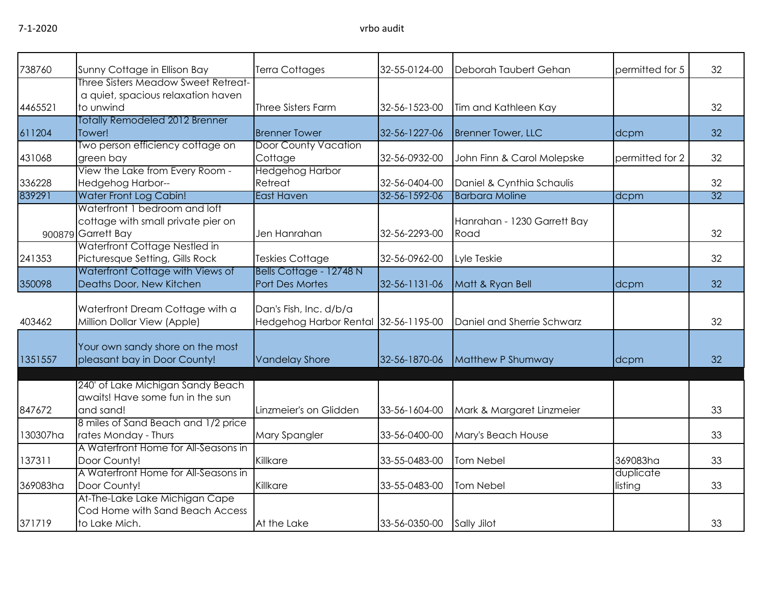| | | | | | | |
|---|---|---|---|---|---|---|
| 738760 | Sunny Cottage in Ellison Bay | Terra Cottages | 32-55-0124-00 | Deborah Taubert Gehan | permitted for 5 | 32 |
| 4465521 | Three Sisters Meadow Sweet Retreat- a quiet, spacious relaxation haven to unwind | Three Sisters Farm | 32-56-1523-00 | Tim and Kathleen Kay | | 32 |
| 611204 | Totally Remodeled 2012 Brenner Tower! | Brenner Tower | 32-56-1227-06 | Brenner Tower, LLC | dcpm | 32 |
| 431068 | Two person efficiency cottage on green bay | Door County Vacation Cottage | 32-56-0932-00 | John Finn & Carol Molepske | permitted for 2 | 32 |
| 336228 | View the Lake from Every Room - Hedgehog Harbor-- | Hedgehog Harbor Retreat | 32-56-0404-00 | Daniel & Cynthia Schaulis | | 32 |
| 839291 | Water Front Log Cabin! | East Haven | 32-56-1592-06 | Barbara Moline | dcpm | 32 |
| 900879 | Waterfront 1 bedroom and loft cottage with small private pier on Garrett Bay | Jen Hanrahan | 32-56-2293-00 | Hanrahan - 1230 Garrett Bay Road | | 32 |
| 241353 | Waterfront Cottage Nestled in Picturesque Setting, Gills Rock | Teskies Cottage | 32-56-0962-00 | Lyle Teskie | | 32 |
| 350098 | Waterfront Cottage with Views of Deaths Door, New Kitchen | Bells Cottage - 12748 N Port Des Mortes | 32-56-1131-06 | Matt & Ryan Bell | dcpm | 32 |
| 403462 | Waterfront Dream Cottage with a Million Dollar View (Apple) | Dan's Fish, Inc. d/b/a Hedgehog Harbor Rental | 32-56-1195-00 | Daniel and Sherrie Schwarz | | 32 |
| 1351557 | Your own sandy shore on the most pleasant bay in Door County! | Vandelay Shore | 32-56-1870-06 | Matthew P Shumway | dcpm | 32 |
| | | | | | | |
| 847672 | 240' of Lake Michigan Sandy Beach awaits! Have some fun in the sun and sand! | Linzmeier's on Glidden | 33-56-1604-00 | Mark & Margaret Linzmeier | | 33 |
| 130307ha | 8 miles of Sand Beach and 1/2 price rates Monday - Thurs | Mary Spangler | 33-56-0400-00 | Mary's Beach House | | 33 |
| 137311 | A Waterfront Home for All-Seasons in Door County! | Killkare | 33-55-0483-00 | Tom Nebel | 369083ha | 33 |
| 369083ha | A Waterfront Home for All-Seasons in Door County! | Killkare | 33-55-0483-00 | Tom Nebel | duplicate listing | 33 |
| 371719 | At-The-Lake Lake Michigan Cape Cod Home with Sand Beach Access to Lake Mich. | At the Lake | 33-56-0350-00 | Sally Jilot | | 33 |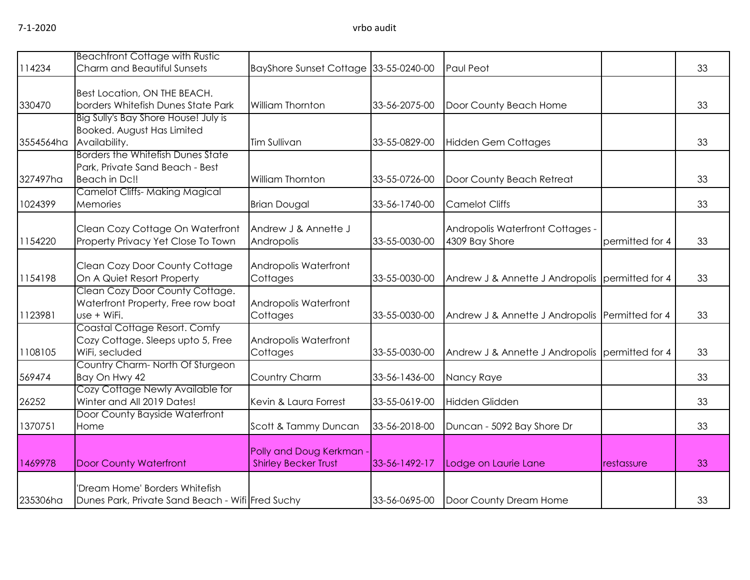| | | | | | | |
|---|---|---|---|---|---|---|
| 114234 | Beachfront Cottage with Rustic Charm and Beautiful Sunsets | BayShore Sunset Cottage | 33-55-0240-00 | Paul Peot | | 33 |
| 330470 | Best Location, ON THE BEACH. borders Whitefish Dunes State Park | William Thornton | 33-56-2075-00 | Door County Beach Home | | 33 |
| 3554564ha | Big Sully's Bay Shore House! July is Booked. August Has Limited Availability. | Tim Sullivan | 33-55-0829-00 | Hidden Gem Cottages | | 33 |
| 327497ha | Borders the Whitefish Dunes State Park, Private Sand Beach - Best Beach in Dc!! | William Thornton | 33-55-0726-00 | Door County Beach Retreat | | 33 |
| 1024399 | Camelot Cliffs- Making Magical Memories | Brian Dougal | 33-56-1740-00 | Camelot Cliffs | | 33 |
| 1154220 | Clean Cozy Cottage On Waterfront Property Privacy Yet Close To Town | Andrew J & Annette J Andropolis | 33-55-0030-00 | Andropolis Waterfront Cottages - 4309 Bay Shore | permitted for 4 | 33 |
| 1154198 | Clean Cozy Door County Cottage On A Quiet Resort Property | Andropolis Waterfront Cottages | 33-55-0030-00 | Andrew J & Annette J Andropolis | permitted for 4 | 33 |
| 1123981 | Clean Cozy Door County Cottage. Waterfront Property, Free row boat use + WiFi. | Andropolis Waterfront Cottages | 33-55-0030-00 | Andrew J & Annette J Andropolis | Permitted for 4 | 33 |
| 1108105 | Coastal Cottage Resort. Comfy Cozy Cottage. Sleeps upto 5, Free WiFi, secluded | Andropolis Waterfront Cottages | 33-55-0030-00 | Andrew J & Annette J Andropolis | permitted for 4 | 33 |
| 569474 | Country Charm- North Of Sturgeon Bay On Hwy 42 | Country Charm | 33-56-1436-00 | Nancy Raye | | 33 |
| 26252 | Cozy Cottage Newly Available for Winter and All 2019 Dates! | Kevin & Laura Forrest | 33-55-0619-00 | Hidden Glidden | | 33 |
| 1370751 | Door County Bayside Waterfront Home | Scott & Tammy Duncan | 33-56-2018-00 | Duncan - 5092 Bay Shore Dr | | 33 |
| 1469978 | Door County Waterfront | Polly and Doug Kerkman - Shirley Becker Trust | 33-56-1492-17 | Lodge on Laurie Lane | restassure | 33 |
| 235306ha | 'Dream Home' Borders Whitefish Dunes Park, Private Sand Beach - Wifi | Fred Suchy | 33-56-0695-00 | Door County Dream Home | | 33 |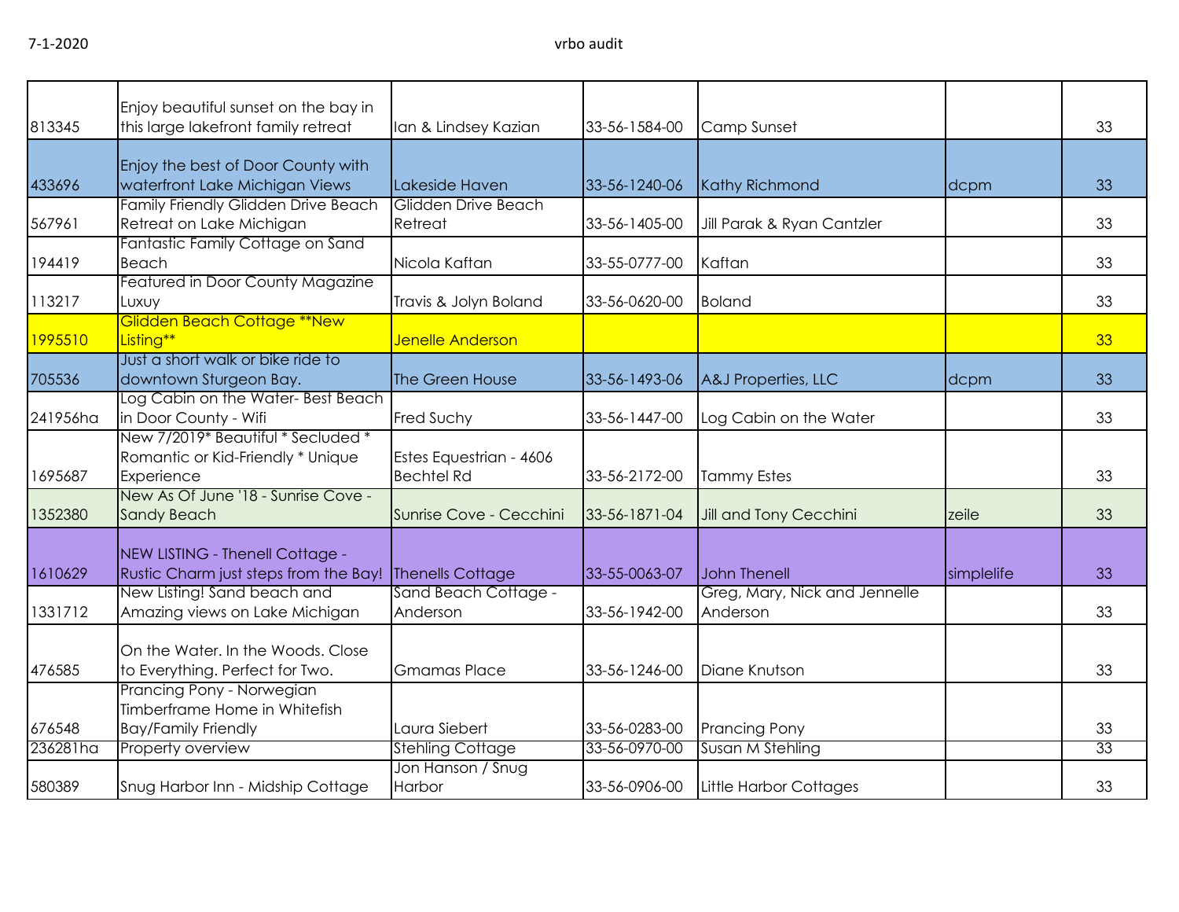|  |  |  |  |  |  |  |
|---|---|---|---|---|---|---|
| 813345 | Enjoy beautiful sunset on the bay in this large lakefront family retreat | Ian & Lindsey Kazian | 33-56-1584-00 | Camp Sunset |  | 33 |
| 433696 | Enjoy the best of Door County with waterfront Lake Michigan Views | Lakeside Haven | 33-56-1240-06 | Kathy Richmond | dcpm | 33 |
| 567961 | Family Friendly Glidden Drive Beach Retreat on Lake Michigan | Glidden Drive Beach Retreat | 33-56-1405-00 | Jill Parak & Ryan Cantzler |  | 33 |
| 194419 | Fantastic Family Cottage on Sand Beach | Nicola Kaftan | 33-55-0777-00 | Kaftan |  | 33 |
| 113217 | Featured in Door County Magazine Luxuy | Travis & Jolyn Boland | 33-56-0620-00 | Boland |  | 33 |
| 1995510 | Glidden Beach Cottage **New Listing** | Jenelle Anderson |  |  |  | 33 |
| 705536 | Just a short walk or bike ride to downtown Sturgeon Bay. | The Green House | 33-56-1493-06 | A&J Properties, LLC | dcpm | 33 |
| 241956ha | Log Cabin on the Water- Best Beach in Door County - Wifi | Fred Suchy | 33-56-1447-00 | Log Cabin on the Water |  | 33 |
| 1695687 | New 7/2019* Beautiful * Secluded * Romantic or Kid-Friendly * Unique Experience | Estes Equestrian - 4606 Bechtel Rd | 33-56-2172-00 | Tammy Estes |  | 33 |
| 1352380 | New As Of June '18 - Sunrise Cove - Sandy Beach | Sunrise Cove - Cecchini | 33-56-1871-04 | Jill and Tony Cecchini | zeile | 33 |
| 1610629 | NEW LISTING - Thenell Cottage - Rustic Charm just steps from the Bay! | Thenells Cottage | 33-55-0063-07 | John Thenell | simplelife | 33 |
| 1331712 | New Listing! Sand beach and Amazing views on Lake Michigan | Sand Beach Cottage - Anderson | 33-56-1942-00 | Greg, Mary, Nick and Jennelle Anderson |  | 33 |
| 476585 | On the Water. In the Woods. Close to Everything. Perfect for Two. | Gmamas Place | 33-56-1246-00 | Diane Knutson |  | 33 |
| 676548 | Prancing Pony - Norwegian Timberframe Home in Whitefish Bay/Family Friendly | Laura Siebert | 33-56-0283-00 | Prancing Pony |  | 33 |
| 236281ha | Property overview | Stehling Cottage | 33-56-0970-00 | Susan M Stehling |  | 33 |
| 580389 | Snug Harbor Inn - Midship Cottage | Jon Hanson / Snug Harbor | 33-56-0906-00 | Little Harbor Cottages |  | 33 |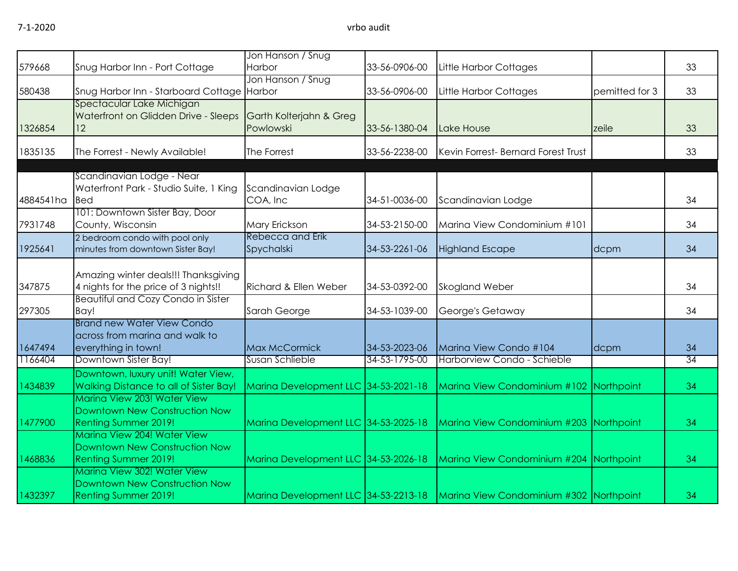| | | | | | | |
|---|---|---|---|---|---|---|
| 579668 | Snug Harbor Inn - Port Cottage | Jon Hanson / Snug Harbor | 33-56-0906-00 | Little Harbor Cottages | | 33 |
| 580438 | Snug Harbor Inn - Starboard Cottage | Jon Hanson / Snug Harbor | 33-56-0906-00 | Little Harbor Cottages | pemitted for 3 | 33 |
| 1326854 | Spectacular Lake Michigan Waterfront on Glidden Drive - Sleeps 12 | Garth Kolterjahn & Greg Powlowski | 33-56-1380-04 | Lake House | zeile | 33 |
| 1835135 | The Forrest - Newly Available! | The Forrest | 33-56-2238-00 | Kevin Forrest- Bernard Forest Trust | | 33 |
| | | | | | | |
| 4884541ha | Scandinavian Lodge - Near Waterfront Park - Studio Suite, 1 King Bed | Scandinavian Lodge COA, Inc | 34-51-0036-00 | Scandinavian Lodge | | 34 |
| 7931748 | 101: Downtown Sister Bay, Door County, Wisconsin | Mary Erickson | 34-53-2150-00 | Marina View Condominium #101 | | 34 |
| 1925641 | 2 bedroom condo with pool only minutes from downtown Sister Bay! | Rebecca and Erik Spychalski | 34-53-2261-06 | Highland Escape | dcpm | 34 |
| 347875 | Amazing winter deals!!! Thanksgiving 4 nights for the price of 3 nights!! | Richard & Ellen Weber | 34-53-0392-00 | Skogland Weber | | 34 |
| 297305 | Beautiful and Cozy Condo in Sister Bay! | Sarah George | 34-53-1039-00 | George's Getaway | | 34 |
| 1647494 | Brand new Water View Condo across from marina and walk to everything in town! | Max McCormick | 34-53-2023-06 | Marina View Condo #104 | dcpm | 34 |
| 1166404 | Downtown Sister Bay! | Susan Schlieble | 34-53-1795-00 | Harborview Condo - Schieble | | 34 |
| 1434839 | Downtown, luxury unit! Water View, Walking Distance to all of Sister Bay! | Marina Development LLC | 34-53-2021-18 | Marina View Condominium #102 | Northpoint | 34 |
| 1477900 | Marina View 203! Water View Downtown New Construction Now Renting Summer 2019! | Marina Development LLC | 34-53-2025-18 | Marina View Condominium #203 | Northpoint | 34 |
| 1468836 | Marina View 204! Water View Downtown New Construction Now Renting Summer 2019! | Marina Development LLC | 34-53-2026-18 | Marina View Condominium #204 | Northpoint | 34 |
| 1432397 | Marina View 302! Water View Downtown New Construction Now Renting Summer 2019! | Marina Development LLC | 34-53-2213-18 | Marina View Condominium #302 | Northpoint | 34 |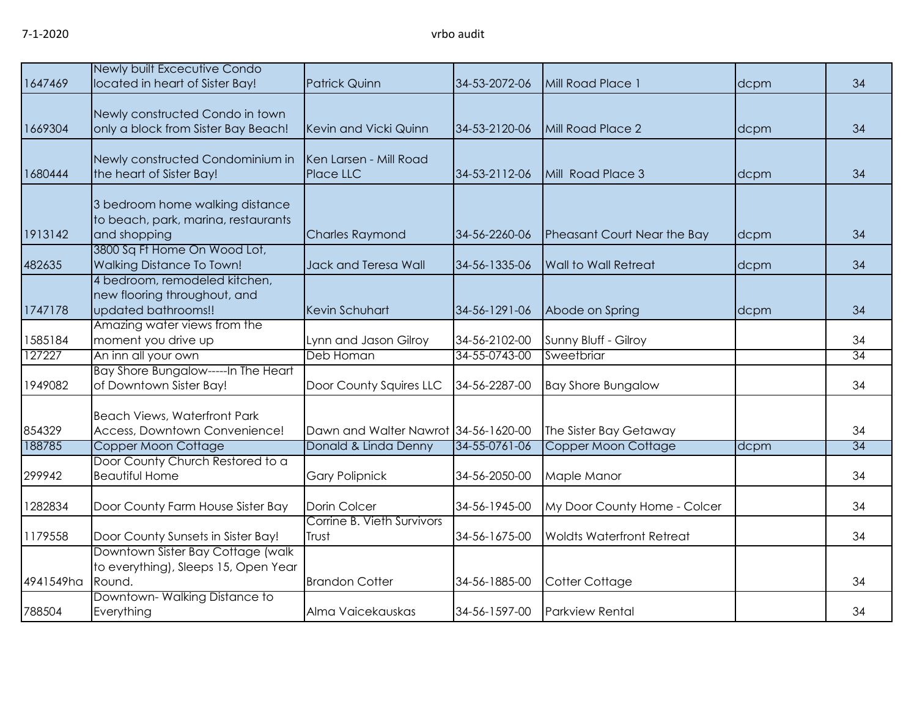| | | | | | | |
|---|---|---|---|---|---|---|
| 1647469 | Newly built Excecutive Condo located in heart of Sister Bay! | Patrick Quinn | 34-53-2072-06 | Mill Road Place 1 | dcpm | 34 |
| 1669304 | Newly constructed Condo in town only a block from Sister Bay Beach! | Kevin and Vicki Quinn | 34-53-2120-06 | Mill Road Place 2 | dcpm | 34 |
| 1680444 | Newly constructed Condominium in the heart of Sister Bay! | Ken Larsen - Mill Road Place LLC | 34-53-2112-06 | Mill  Road Place 3 | dcpm | 34 |
| 1913142 | 3 bedroom home walking distance to beach, park, marina, restaurants and shopping | Charles Raymond | 34-56-2260-06 | Pheasant Court Near the Bay | dcpm | 34 |
| 482635 | 3800 Sq Ft Home On Wood Lot, Walking Distance To Town! | Jack and Teresa Wall | 34-56-1335-06 | Wall to Wall Retreat | dcpm | 34 |
| 1747178 | 4 bedroom, remodeled kitchen, new flooring throughout, and updated bathrooms!! | Kevin Schuhart | 34-56-1291-06 | Abode on Spring | dcpm | 34 |
| 1585184 | Amazing water views from the moment you drive up | Lynn and Jason Gilroy | 34-56-2102-00 | Sunny Bluff - Gilroy | | 34 |
| 127227 | An inn all your own | Deb Homan | 34-55-0743-00 | Sweetbriar | | 34 |
| 1949082 | Bay Shore Bungalow-----In The Heart of Downtown Sister Bay! | Door County Squires LLC | 34-56-2287-00 | Bay Shore Bungalow | | 34 |
| 854329 | Beach Views, Waterfront Park Access, Downtown Convenience! | Dawn and Walter Nawrot | 34-56-1620-00 | The Sister Bay Getaway | | 34 |
| 188785 | Copper Moon Cottage | Donald & Linda Denny | 34-55-0761-06 | Copper Moon Cottage | dcpm | 34 |
| 299942 | Door County Church Restored to a Beautiful Home | Gary Polipnick | 34-56-2050-00 | Maple Manor | | 34 |
| 1282834 | Door County Farm House Sister Bay | Dorin Colcer | 34-56-1945-00 | My Door County Home - Colcer | | 34 |
| 1179558 | Door County Sunsets in Sister Bay! | Corrine B. Vieth Survivors Trust | 34-56-1675-00 | Woldts Waterfront Retreat | | 34 |
| 4941549ha | Downtown Sister Bay Cottage (walk to everything), Sleeps 15, Open Year Round. | Brandon Cotter | 34-56-1885-00 | Cotter Cottage | | 34 |
| 788504 | Downtown- Walking Distance to Everything | Alma Vaicekauskas | 34-56-1597-00 | Parkview Rental | | 34 |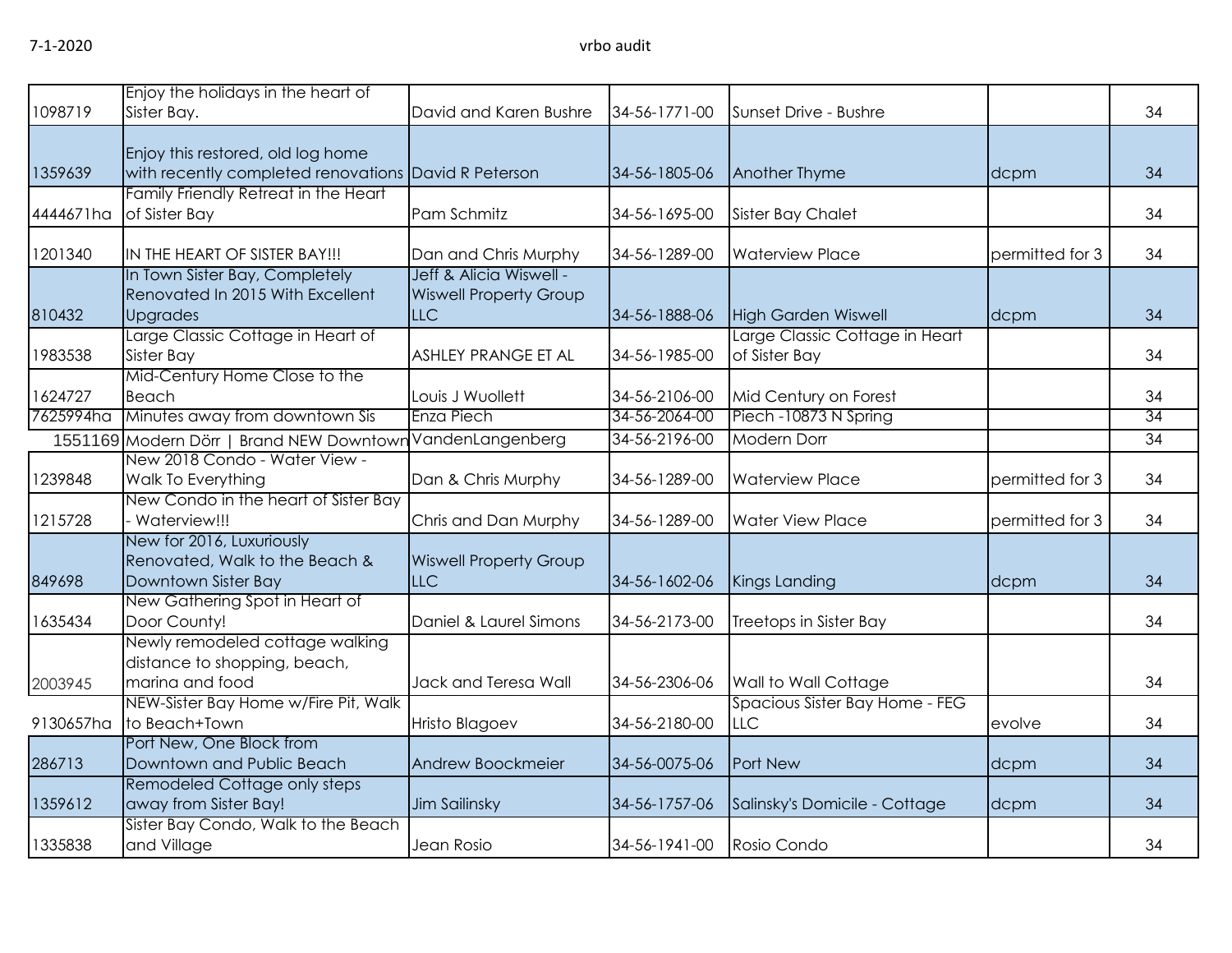| | | | | | | |
|---|---|---|---|---|---|---|
| 1098719 | Enjoy the holidays in the heart of Sister Bay. | David and Karen Bushre | 34-56-1771-00 | Sunset Drive - Bushre | | 34 |
| 1359639 | Enjoy this restored, old log home with recently completed renovations | David R Peterson | 34-56-1805-06 | Another Thyme | dcpm | 34 |
| 4444671ha | Family Friendly Retreat in the Heart of Sister Bay | Pam Schmitz | 34-56-1695-00 | Sister Bay Chalet | | 34 |
| 1201340 | IN THE HEART OF SISTER BAY!!! | Dan and Chris Murphy | 34-56-1289-00 | Waterview Place | permitted for 3 | 34 |
| 810432 | In Town Sister Bay, Completely Renovated In 2015 With Excellent Upgrades | Jeff & Alicia Wiswell - Wiswell Property Group LLC | 34-56-1888-06 | High Garden Wiswell | dcpm | 34 |
| 1983538 | Large Classic Cottage in Heart of Sister Bay | ASHLEY PRANGE ET AL | 34-56-1985-00 | Large Classic Cottage in Heart of Sister Bay | | 34 |
| 1624727 | Mid-Century Home Close to the Beach | Louis J Wuollett | 34-56-2106-00 | Mid Century on Forest | | 34 |
| 7625994ha | Minutes away from downtown Sis | Enza Piech | 34-56-2064-00 | Piech -10873 N Spring | | 34 |
| 1551169 | Modern Dörr \| Brand NEW Downtown | VandenLangenberg | 34-56-2196-00 | Modern Dorr | | 34 |
| 1239848 | New 2018 Condo - Water View - Walk To Everything | Dan & Chris Murphy | 34-56-1289-00 | Waterview Place | permitted for 3 | 34 |
| 1215728 | New Condo in the heart of Sister Bay - Waterview!!! | Chris and Dan Murphy | 34-56-1289-00 | Water View Place | permitted for 3 | 34 |
| 849698 | New for 2016, Luxuriously Renovated, Walk to the Beach & Downtown Sister Bay | Wiswell Property Group LLC | 34-56-1602-06 | Kings Landing | dcpm | 34 |
| 1635434 | New Gathering Spot in Heart of Door County! | Daniel & Laurel Simons | 34-56-2173-00 | Treetops in Sister Bay | | 34 |
| 2003945 | Newly remodeled cottage walking distance to shopping, beach, marina and food | Jack and Teresa Wall | 34-56-2306-06 | Wall to Wall Cottage | | 34 |
| 9130657ha | NEW-Sister Bay Home w/Fire Pit, Walk to Beach+Town | Hristo Blagoev | 34-56-2180-00 | Spacious Sister Bay Home - FEG LLC | evolve | 34 |
| 286713 | Port New, One Block from Downtown and Public Beach | Andrew Boockmeier | 34-56-0075-06 | Port New | dcpm | 34 |
| 1359612 | Remodeled Cottage only steps away from Sister Bay! | Jim Sailinsky | 34-56-1757-06 | Salinsky's Domicile - Cottage | dcpm | 34 |
| 1335838 | Sister Bay Condo, Walk to the Beach and Village | Jean Rosio | 34-56-1941-00 | Rosio Condo | | 34 |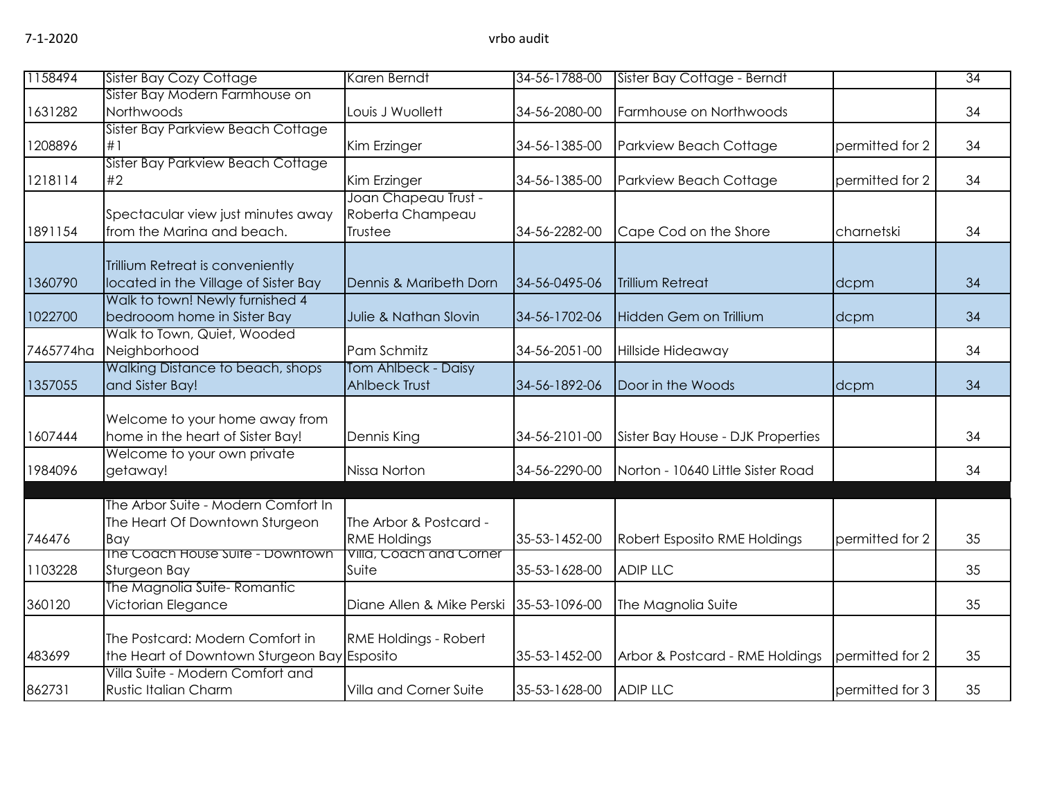| | | | | | | |
|---|---|---|---|---|---|---|
| 1158494 | Sister Bay Cozy Cottage | Karen Berndt | 34-56-1788-00 | Sister Bay Cottage - Berndt | | 34 |
| 1631282 | Sister Bay Modern Farmhouse on Northwoods | Louis J Wuollett | 34-56-2080-00 | Farmhouse on Northwoods | | 34 |
| 1208896 | Sister Bay Parkview Beach Cottage #1 | Kim Erzinger | 34-56-1385-00 | Parkview Beach Cottage | permitted for 2 | 34 |
| 1218114 | Sister Bay Parkview Beach Cottage #2 | Kim Erzinger | 34-56-1385-00 | Parkview Beach Cottage | permitted for 2 | 34 |
| 1891154 | Spectacular view just minutes away from the Marina and beach. | Joan Chapeau Trust - Roberta Champeau Trustee | 34-56-2282-00 | Cape Cod on the Shore | charnetski | 34 |
| 1360790 | Trillium Retreat is conveniently located in the Village of Sister Bay | Dennis & Maribeth Dorn | 34-56-0495-06 | Trillium Retreat | dcpm | 34 |
| 1022700 | Walk to town! Newly furnished 4 bedrooom home in Sister Bay | Julie & Nathan Slovin | 34-56-1702-06 | Hidden Gem on Trillium | dcpm | 34 |
| 7465774ha | Walk to Town, Quiet, Wooded Neighborhood | Pam Schmitz | 34-56-2051-00 | Hillside Hideaway | | 34 |
| 1357055 | Walking Distance to beach, shops and Sister Bay! | Tom Ahlbeck - Daisy Ahlbeck Trust | 34-56-1892-06 | Door in the Woods | dcpm | 34 |
| 1607444 | Welcome to your home away from home in the heart of Sister Bay! | Dennis King | 34-56-2101-00 | Sister Bay House - DJK Properties | | 34 |
| 1984096 | Welcome to your own private getaway! | Nissa Norton | 34-56-2290-00 | Norton - 10640 Little Sister Road | | 34 |
| | | | | | | |
| 746476 | The Arbor Suite - Modern Comfort In The Heart Of Downtown Sturgeon Bay | The Arbor & Postcard - RME Holdings | 35-53-1452-00 | Robert Esposito RME Holdings | permitted for 2 | 35 |
| 1103228 | The Coach House Suite - Downtown Sturgeon Bay | Villa, Coach and Corner Suite | 35-53-1628-00 | ADIP LLC | | 35 |
| 360120 | The Magnolia Suite- Romantic Victorian Elegance | Diane Allen & Mike Perski | 35-53-1096-00 | The Magnolia Suite | | 35 |
| 483699 | The Postcard: Modern Comfort in the Heart of Downtown Sturgeon Bay | RME Holdings - Robert Esposito | 35-53-1452-00 | Arbor & Postcard - RME Holdings | permitted for 2 | 35 |
| 862731 | Villa Suite - Modern Comfort and Rustic Italian Charm | Villa and Corner Suite | 35-53-1628-00 | ADIP LLC | permitted for 3 | 35 |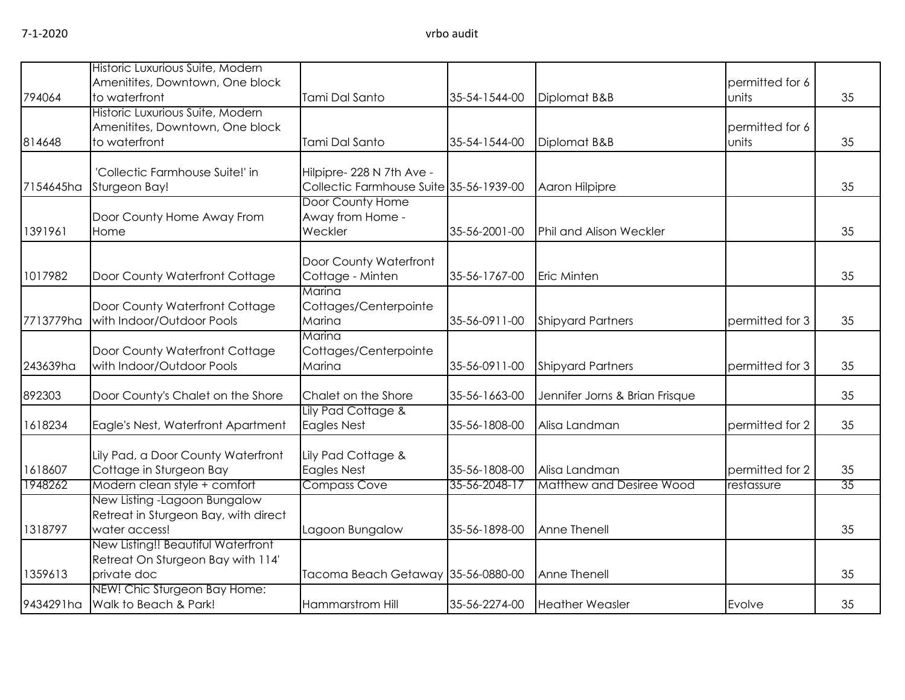| | | | | | | |
|---|---|---|---|---|---|---|
| 794064 | Historic Luxurious Suite, Modern Amenitites, Downtown, One block to waterfront | Tami Dal Santo | 35-54-1544-00 | Diplomat B&B | permitted for 6 units | 35 |
| 814648 | Historic Luxurious Suite, Modern Amenitites, Downtown, One block to waterfront | Tami Dal Santo | 35-54-1544-00 | Diplomat B&B | permitted for 6 units | 35 |
| 7154645ha | 'Collectic Farmhouse Suite!' in Sturgeon Bay! | Hilpipre- 228 N 7th Ave - Collectic Farmhouse Suite | 35-56-1939-00 | Aaron Hilpipre | | 35 |
| 1391961 | Door County Home Away From Home | Door County Home Away from Home - Weckler | 35-56-2001-00 | Phil and Alison Weckler | | 35 |
| 1017982 | Door County Waterfront Cottage | Door County Waterfront Cottage - Minten | 35-56-1767-00 | Eric Minten | | 35 |
| 7713779ha | Door County Waterfront Cottage with Indoor/Outdoor Pools | Marina Cottages/Centerpointe Marina | 35-56-0911-00 | Shipyard Partners | permitted for 3 | 35 |
| 243639ha | Door County Waterfront Cottage with Indoor/Outdoor Pools | Marina Cottages/Centerpointe Marina | 35-56-0911-00 | Shipyard Partners | permitted for 3 | 35 |
| 892303 | Door County's Chalet on the Shore | Chalet on the Shore | 35-56-1663-00 | Jennifer Jorns & Brian Frisque | | 35 |
| 1618234 | Eagle's Nest, Waterfront Apartment | Lily Pad Cottage & Eagles Nest | 35-56-1808-00 | Alisa Landman | permitted for 2 | 35 |
| 1618607 | Lily Pad, a Door County Waterfront Cottage in Sturgeon Bay | Lily Pad Cottage & Eagles Nest | 35-56-1808-00 | Alisa Landman | permitted for 2 | 35 |
| 1948262 | Modern clean style + comfort | Compass Cove | 35-56-2048-17 | Matthew and Desiree Wood | restassure | 35 |
| 1318797 | New Listing -Lagoon Bungalow Retreat in Sturgeon Bay, with direct water access! | Lagoon Bungalow | 35-56-1898-00 | Anne Thenell | | 35 |
| 1359613 | New Listing!! Beautiful Waterfront Retreat On Sturgeon Bay with 114' private doc | Tacoma Beach Getaway | 35-56-0880-00 | Anne Thenell | | 35 |
| 9434291ha | NEW! Chic Sturgeon Bay Home: Walk to Beach & Park! | Hammarstrom Hill | 35-56-2274-00 | Heather Weasler | Evolve | 35 |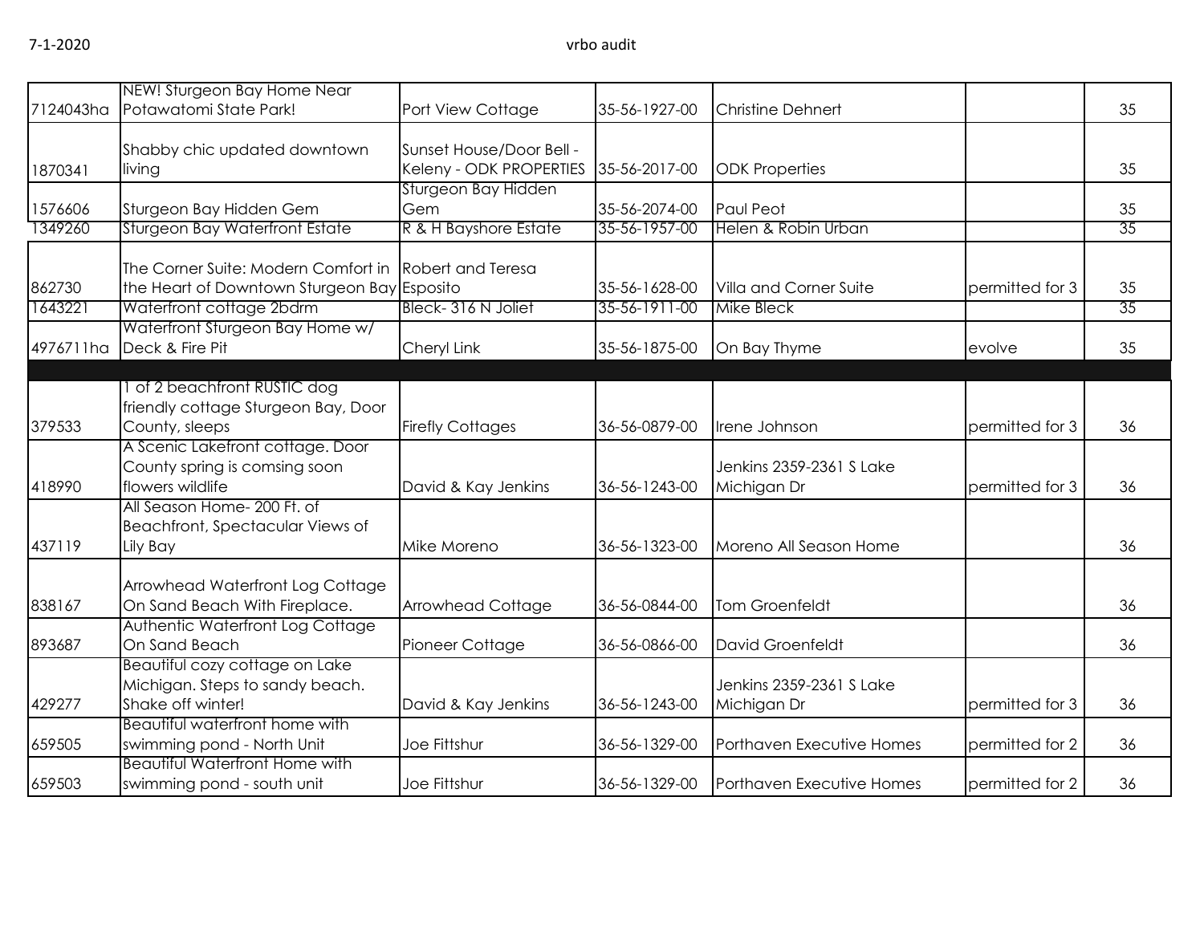| | | | | | | |
|---|---|---|---|---|---|---|
| 7124043ha | NEW! Sturgeon Bay Home Near Potawatomi State Park! | Port View Cottage | 35-56-1927-00 | Christine Dehnert | | 35 |
| 1870341 | Shabby chic updated downtown living | Sunset House/Door Bell - Keleny - ODK PROPERTIES | 35-56-2017-00 | ODK Properties | | 35 |
| 1576606 | Sturgeon Bay Hidden Gem | Sturgeon Bay Hidden Gem | 35-56-2074-00 | Paul Peot | | 35 |
| 1349260 | Sturgeon Bay Waterfront Estate | R & H Bayshore Estate | 35-56-1957-00 | Helen & Robin Urban | | 35 |
| 862730 | The Corner Suite: Modern Comfort in the Heart of Downtown Sturgeon Bay | Robert and Teresa Esposito | 35-56-1628-00 | Villa and Corner Suite | permitted for 3 | 35 |
| 1643221 | Waterfront cottage 2bdrm | Bleck- 316 N Joliet | 35-56-1911-00 | Mike Bleck | | 35 |
| 4976711ha | Waterfront Sturgeon Bay Home w/ Deck & Fire Pit | Cheryl Link | 35-56-1875-00 | On Bay Thyme | evolve | 35 |
| | | | | | | |
| 379533 | 1 of 2 beachfront RUSTIC dog friendly cottage Sturgeon Bay, Door County, sleeps | Firefly Cottages | 36-56-0879-00 | Irene Johnson | permitted for 3 | 36 |
| 418990 | A Scenic Lakefront cottage. Door County spring is comsing soon flowers wildlife | David & Kay Jenkins | 36-56-1243-00 | Jenkins 2359-2361 S Lake Michigan Dr | permitted for 3 | 36 |
| 437119 | All Season Home- 200 Ft. of Beachfront, Spectacular Views of Lily Bay | Mike Moreno | 36-56-1323-00 | Moreno All Season Home | | 36 |
| 838167 | Arrowhead Waterfront Log Cottage On Sand Beach With Fireplace. | Arrowhead Cottage | 36-56-0844-00 | Tom Groenfeldt | | 36 |
| 893687 | Authentic Waterfront Log Cottage On Sand Beach | Pioneer Cottage | 36-56-0866-00 | David Groenfeldt | | 36 |
| 429277 | Beautiful cozy cottage on Lake Michigan. Steps to sandy beach. Shake off winter! | David & Kay Jenkins | 36-56-1243-00 | Jenkins 2359-2361 S Lake Michigan Dr | permitted for 3 | 36 |
| 659505 | Beautiful waterfront home with swimming pond - North Unit | Joe Fittshur | 36-56-1329-00 | Porthaven Executive Homes | permitted for 2 | 36 |
| 659503 | Beautiful Waterfront Home with swimming pond - south unit | Joe Fittshur | 36-56-1329-00 | Porthaven Executive Homes | permitted for 2 | 36 |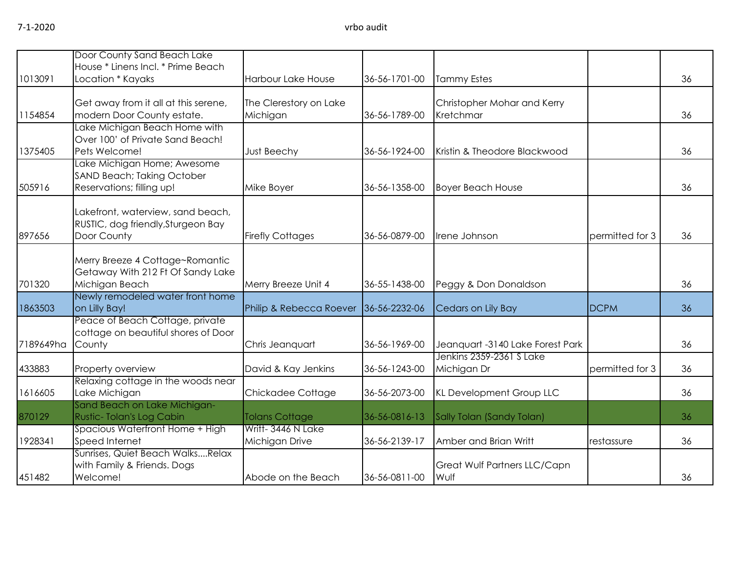| | | | | | | |
|---|---|---|---|---|---|---|
| 1013091 | Door County Sand Beach Lake House * Linens Incl. * Prime Beach Location * Kayaks | Harbour Lake House | 36-56-1701-00 | Tammy Estes | | 36 |
| 1154854 | Get away from it all at this serene, modern Door County estate. | The Clerestory on Lake Michigan | 36-56-1789-00 | Christopher Mohar and Kerry Kretchmar | | 36 |
| 1375405 | Lake Michigan Beach Home with Over 100' of Private Sand Beach! Pets Welcome! | Just Beechy | 36-56-1924-00 | Kristin & Theodore Blackwood | | 36 |
| 505916 | Lake Michigan Home; Awesome SAND Beach; Taking October Reservations; filling up! | Mike Boyer | 36-56-1358-00 | Boyer Beach House | | 36 |
| 897656 | Lakefront, waterview, sand beach, RUSTIC, dog friendly,Sturgeon Bay Door County | Firefly Cottages | 36-56-0879-00 | Irene Johnson | permitted for 3 | 36 |
| 701320 | Merry Breeze 4 Cottage~Romantic Getaway With 212 Ft Of Sandy Lake Michigan Beach | Merry Breeze Unit 4 | 36-55-1438-00 | Peggy & Don Donaldson | | 36 |
| 1863503 | Newly remodeled water front home on Lilly Bay! | Philip & Rebecca Roever | 36-56-2232-06 | Cedars on Lily Bay | DCPM | 36 |
| 7189649ha | Peace of Beach Cottage, private cottage on beautiful shores of Door County | Chris Jeanquart | 36-56-1969-00 | Jeanquart -3140 Lake Forest Park | | 36 |
| 433883 | Property overview | David & Kay Jenkins | 36-56-1243-00 | Jenkins 2359-2361 S Lake Michigan Dr | permitted for 3 | 36 |
| 1616605 | Relaxing cottage in the woods near Lake Michigan | Chickadee Cottage | 36-56-2073-00 | KL Development Group LLC | | 36 |
| 870129 | Sand Beach on Lake Michigan-Rustic- Tolan's Log Cabin | Tolans Cottage | 36-56-0816-13 | Sally Tolan (Sandy Tolan) | | 36 |
| 1928341 | Spacious Waterfront Home + High Speed Internet | Writt- 3446 N Lake Michigan Drive | 36-56-2139-17 | Amber and Brian Writt | restassure | 36 |
| 451482 | Sunrises, Quiet Beach Walks....Relax with Family & Friends. Dogs Welcome! | Abode on the Beach | 36-56-0811-00 | Great Wulf Partners LLC/Capn Wulf | | 36 |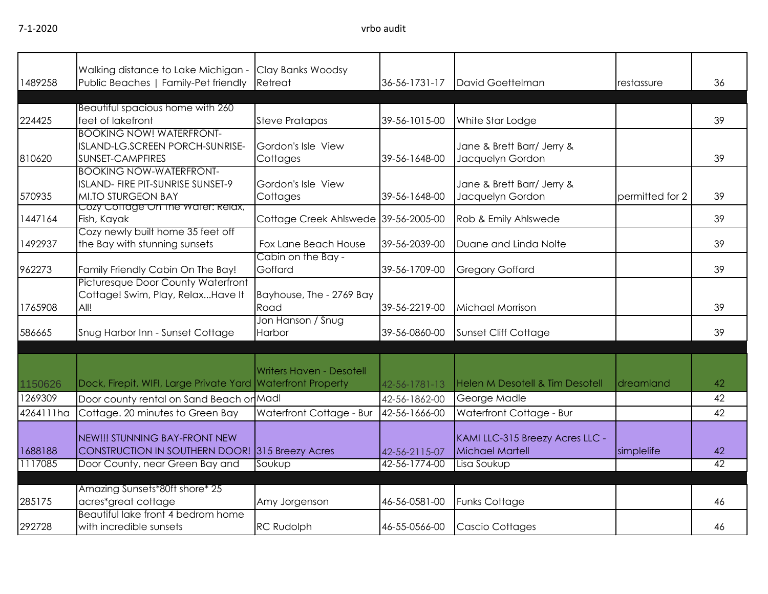|  |  |  |  |  |  |  |
|---|---|---|---|---|---|---|
| 1489258 | Walking distance to Lake Michigan - Public Beaches \| Family-Pet friendly | Clay Banks Woodsy Retreat | 36-56-1731-17 | David Goettelman | restassure | 36 |
|  |  |  |  |  |  |  |
| 224425 | Beautiful spacious home with 260 feet of lakefront | Steve Pratapas | 39-56-1015-00 | White Star Lodge |  | 39 |
| 810620 | BOOKING NOW! WATERFRONT-ISLAND-LG.SCREEN PORCH-SUNRISE-SUNSET-CAMPFIRES | Gordon's Isle View Cottages | 39-56-1648-00 | Jane & Brett Barr/ Jerry & Jacquelyn Gordon |  | 39 |
| 570935 | BOOKING NOW-WATERFRONT-ISLAND- FIRE PIT-SUNRISE SUNSET-9 MI.TO STURGEON BAY | Gordon's Isle View Cottages | 39-56-1648-00 | Jane & Brett Barr/ Jerry & Jacquelyn Gordon | permitted for 2 | 39 |
| 1447164 | Cozy Cottage On The Water: Relax, Fish, Kayak | Cottage Creek Ahlswede | 39-56-2005-00 | Rob & Emily Ahlswede |  | 39 |
| 1492937 | Cozy newly built home 35 feet off the Bay with stunning sunsets | Fox Lane Beach House | 39-56-2039-00 | Duane and Linda Nolte |  | 39 |
| 962273 | Family Friendly Cabin On The Bay! | Cabin on the Bay - Goffard | 39-56-1709-00 | Gregory Goffard |  | 39 |
| 1765908 | Picturesque Door County Waterfront Cottage! Swim, Play, Relax...Have It All! | Bayhouse, The - 2769 Bay Road | 39-56-2219-00 | Michael Morrison |  | 39 |
| 586665 | Snug Harbor Inn - Sunset Cottage | Jon Hanson / Snug Harbor | 39-56-0860-00 | Sunset Cliff Cottage |  | 39 |
|  |  |  |  |  |  |  |
| 1150626 | Dock, Firepit, WIFI, Large Private Yard | Writers Haven - Desotell Waterfront Property | 42-56-1781-13 | Helen M Desotell & Tim Desotell | dreamland | 42 |
| 1269309 | Door county rental on Sand Beach on | Madl | 42-56-1862-00 | George Madle |  | 42 |
| 4264111ha | Cottage. 20 minutes to Green Bay | Waterfront Cottage - Bur | 42-56-1666-00 | Waterfront Cottage - Bur |  | 42 |
| 1688188 | NEW!!! STUNNING BAY-FRONT NEW CONSTRUCTION IN SOUTHERN DOOR! | 315 Breezy Acres | 42-56-2115-07 | KAMI LLC-315 Breezy Acres LLC - Michael Martell | simplelife | 42 |
| 1117085 | Door County, near Green Bay and | Soukup | 42-56-1774-00 | Lisa Soukup |  | 42 |
|  |  |  |  |  |  |  |
| 285175 | Amazing Sunsets*80ft shore* 25 acres*great cottage | Amy Jorgenson | 46-56-0581-00 | Funks Cottage |  | 46 |
| 292728 | Beautiful lake front 4 bedrom home with incredible sunsets | RC Rudolph | 46-55-0566-00 | Cascio Cottages |  | 46 |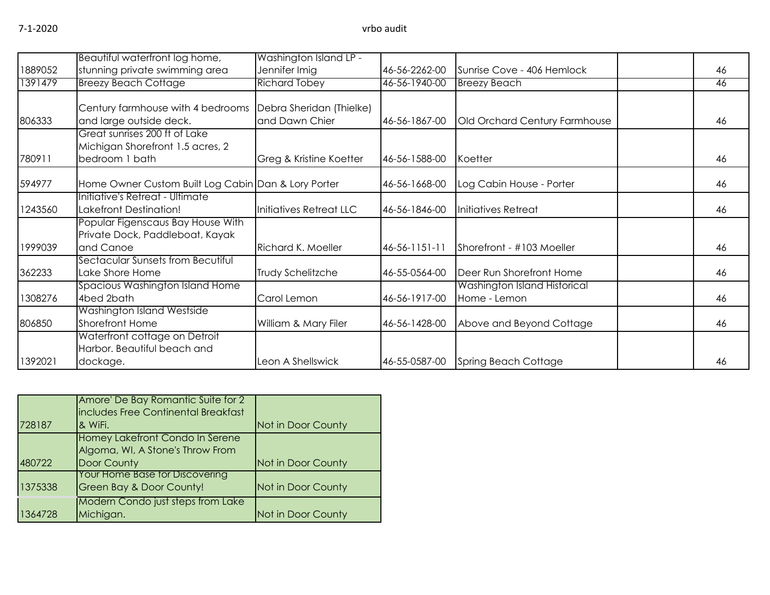| | | | | | | |
|---|---|---|---|---|---|---|
| 1889052 | Beautiful waterfront log home, stunning private swimming area | Washington Island LP - Jennifer Imig | 46-56-2262-00 | Sunrise Cove - 406 Hemlock | | 46 |
| 1391479 | Breezy Beach Cottage | Richard Tobey | 46-56-1940-00 | Breezy Beach | | 46 |
| 806333 | Century farmhouse with 4 bedrooms and large outside deck. | Debra Sheridan (Thielke) and Dawn Chier | 46-56-1867-00 | Old Orchard Century Farmhouse | | 46 |
| 780911 | Great sunrises 200 ft of Lake Michigan Shorefront 1.5 acres, 2 bedroom 1 bath | Greg & Kristine Koetter | 46-56-1588-00 | Koetter | | 46 |
| 594977 | Home Owner Custom Built Log Cabin | Dan & Lory Porter | 46-56-1668-00 | Log Cabin House - Porter | | 46 |
| 1243560 | Initiative's Retreat - Ultimate Lakefront Destination! | Initiatives Retreat LLC | 46-56-1846-00 | Initiatives Retreat | | 46 |
| 1999039 | Popular Figenscaus Bay House With Private Dock, Paddleboat, Kayak and Canoe | Richard K. Moeller | 46-56-1151-11 | Shorefront - #103 Moeller | | 46 |
| 362233 | Sectacular Sunsets from Becutiful Lake Shore Home | Trudy Schelitzche | 46-55-0564-00 | Deer Run Shorefront Home | | 46 |
| 1308276 | Spacious Washington Island Home 4bed 2bath | Carol Lemon | 46-56-1917-00 | Washington Island Historical Home - Lemon | | 46 |
| 806850 | Washington Island Westside Shorefront Home | William & Mary Filer | 46-56-1428-00 | Above and Beyond Cottage | | 46 |
| 1392021 | Waterfront cottage on Detroit Harbor. Beautiful beach and dockage. | Leon A Shellswick | 46-55-0587-00 | Spring Beach Cottage | | 46 |

| | | |
|---|---|---|
| 728187 | Amore' De Bay Romantic Suite for 2 includes Free Continental Breakfast & WiFi. | Not in Door County |
| 480722 | Homey Lakefront Condo In Serene Algoma, WI, A Stone's Throw From Door County | Not in Door County |
| 1375338 | Your Home Base for Discovering Green Bay & Door County! | Not in Door County |
| 1364728 | Modern Condo just steps from Lake Michigan. | Not in Door County |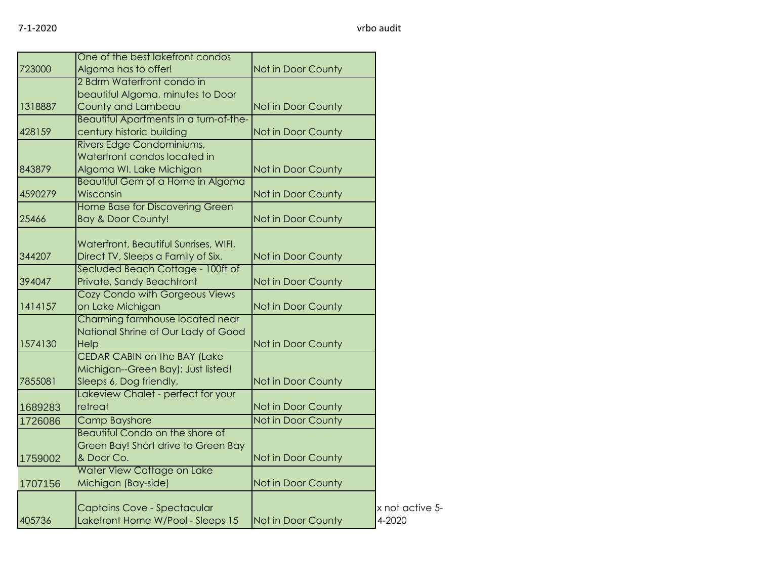| | | | |
|---|---|---|---|
| 723000 | One of the best lakefront condos Algoma has to offer! | Not in Door County | |
| 1318887 | 2 Bdrm Waterfront condo in beautiful Algoma, minutes to Door County and Lambeau | Not in Door County | |
| 428159 | Beautiful Apartments in a turn-of-the-century historic building | Not in Door County | |
| 843879 | Rivers Edge Condominiums, Waterfront condos located in Algoma WI. Lake Michigan | Not in Door County | |
| 4590279 | Beautiful Gem of a Home in Algoma Wisconsin | Not in Door County | |
| 25466 | Home Base for Discovering Green Bay & Door County! | Not in Door County | |
| 344207 | Waterfront, Beautiful Sunrises, WIFI, Direct TV, Sleeps a Family of Six. | Not in Door County | |
| 394047 | Secluded Beach Cottage - 100ft of Private, Sandy Beachfront | Not in Door County | |
| 1414157 | Cozy Condo with Gorgeous Views on Lake Michigan | Not in Door County | |
| 1574130 | Charming farmhouse located near National Shrine of Our Lady of Good Help | Not in Door County | |
| 7855081 | CEDAR CABIN on the BAY (Lake Michigan--Green Bay): Just listed! Sleeps 6, Dog friendly, | Not in Door County | |
| 1689283 | Lakeview Chalet - perfect for your retreat | Not in Door County | |
| 1726086 | Camp Bayshore | Not in Door County | |
| 1759002 | Beautiful Condo on the shore of Green Bay! Short drive to Green Bay & Door Co. | Not in Door County | |
| 1707156 | Water View Cottage on Lake Michigan (Bay-side) | Not in Door County | |
| 405736 | Captains Cove - Spectacular Lakefront Home W/Pool - Sleeps 15 | Not in Door County | x not active 5-4-2020 |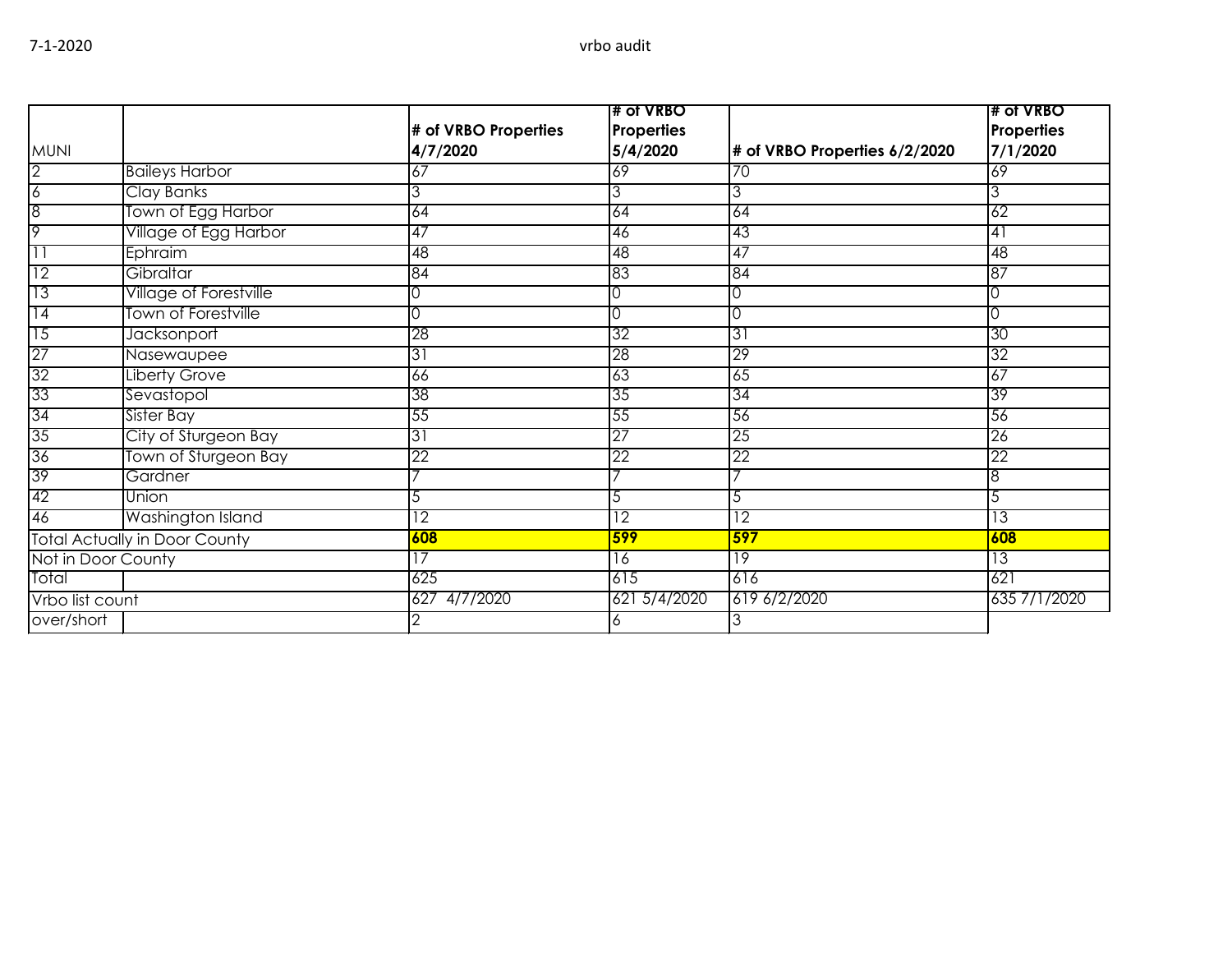| MUNI | | # of VRBO Properties 4/7/2020 | # of VRBO Properties 5/4/2020 | # of VRBO Properties 6/2/2020 | # of VRBO Properties 7/1/2020 |
|---|---|---|---|---|---|
| 2 | Baileys Harbor | 67 | 69 | 70 | 69 |
| 6 | Clay Banks | 3 | 3 | 3 | 3 |
| 8 | Town of Egg Harbor | 64 | 64 | 64 | 62 |
| 9 | Village of Egg Harbor | 47 | 46 | 43 | 41 |
| 11 | Ephraim | 48 | 48 | 47 | 48 |
| 12 | Gibraltar | 84 | 83 | 84 | 87 |
| 13 | Village of Forestville | 0 | 0 | 0 | 0 |
| 14 | Town of Forestville | 0 | 0 | 0 | 0 |
| 15 | Jacksonport | 28 | 32 | 31 | 30 |
| 27 | Nasewaupee | 31 | 28 | 29 | 32 |
| 32 | Liberty Grove | 66 | 63 | 65 | 67 |
| 33 | Sevastopol | 38 | 35 | 34 | 39 |
| 34 | Sister Bay | 55 | 55 | 56 | 56 |
| 35 | City of Sturgeon Bay | 31 | 27 | 25 | 26 |
| 36 | Town of Sturgeon Bay | 22 | 22 | 22 | 22 |
| 39 | Gardner | 7 | 7 | 7 | 8 |
| 42 | Union | 5 | 5 | 5 | 5 |
| 46 | Washington Island | 12 | 12 | 12 | 13 |
| Total Actually in Door County | | **608** | **599** | **597** | **608** |
| Not in Door County | | 17 | 16 | 19 | 13 |
| Total | | 625 | 615 | 616 | 621 |
| Vrbo list count | | 627 4/7/2020 | 621 5/4/2020 | 619 6/2/2020 | 635 7/1/2020 |
| over/short | | 2 | 6 | 3 | |